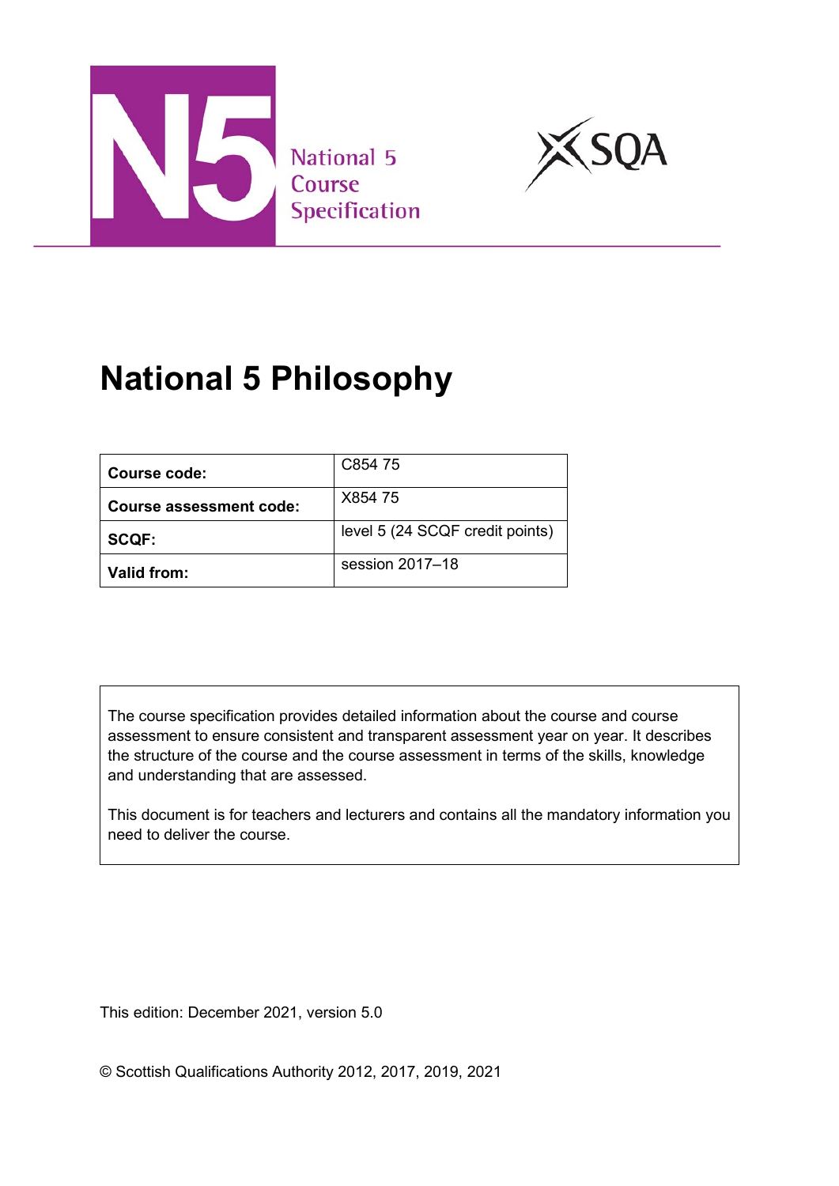National 5
Course
Specification

SQA

# National 5 Philosophy

| Course code: | C854 75 |
| --- | --- |
| Course assessment code: | X854 75 |
| SCQF: | level 5 (24 SCQF credit points) |
| Valid from: | session 2017–18 |

The course specification provides detailed information about the course and course assessment to ensure consistent and transparent assessment year on year. It describes the structure of the course and the course assessment in terms of the skills, knowledge and understanding that are assessed.

This document is for teachers and lecturers and contains all the mandatory information you need to deliver the course.

This edition: December 2021, version 5.0

© Scottish Qualifications Authority 2012, 2017, 2019, 2021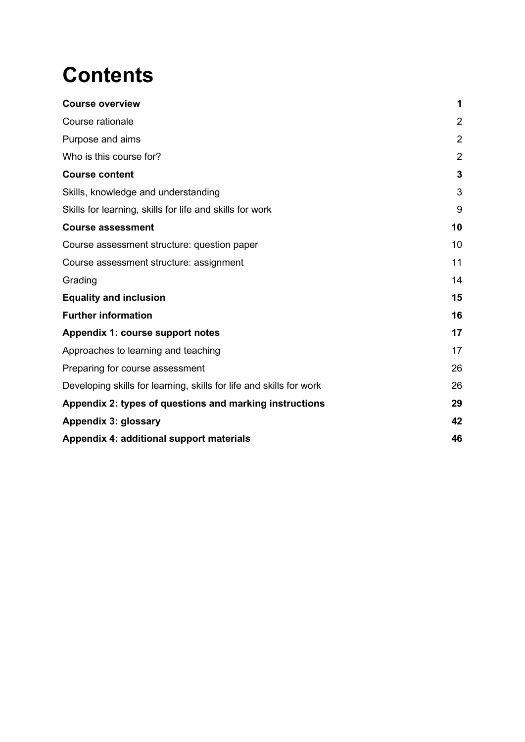# Contents

| | |
|---|---|
| **Course overview** | **1** |
| Course rationale | 2 |
| Purpose and aims | 2 |
| Who is this course for? | 2 |
| **Course content** | **3** |
| Skills, knowledge and understanding | 3 |
| Skills for learning, skills for life and skills for work | 9 |
| **Course assessment** | **10** |
| Course assessment structure: question paper | 10 |
| Course assessment structure: assignment | 11 |
| Grading | 14 |
| **Equality and inclusion** | **15** |
| **Further information** | **16** |
| **Appendix 1: course support notes** | **17** |
| Approaches to learning and teaching | 17 |
| Preparing for course assessment | 26 |
| Developing skills for learning, skills for life and skills for work | 26 |
| **Appendix 2: types of questions and marking instructions** | **29** |
| **Appendix 3: glossary** | **42** |
| **Appendix 4: additional support materials** | **46** |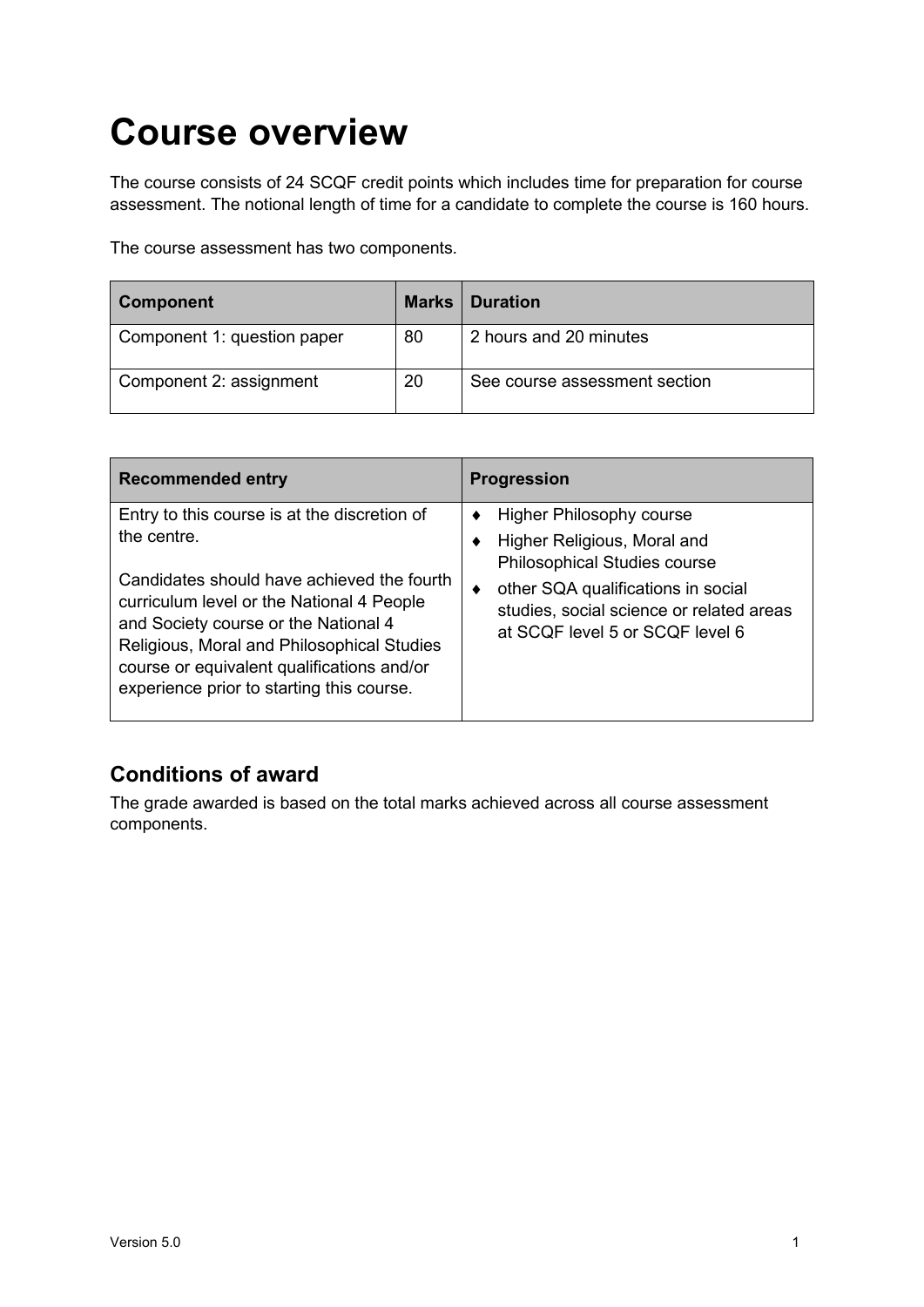# Course overview

The course consists of 24 SCQF credit points which includes time for preparation for course assessment. The notional length of time for a candidate to complete the course is 160 hours.

The course assessment has two components.

| Component | Marks | Duration |
|---|---|---|
| Component 1: question paper | 80 | 2 hours and 20 minutes |
| Component 2: assignment | 20 | See course assessment section |

| Recommended entry | Progression |
|---|---|
| Entry to this course is at the discretion of the centre.<br><br>Candidates should have achieved the fourth curriculum level or the National 4 People and Society course or the National 4 Religious, Moral and Philosophical Studies course or equivalent qualifications and/or experience prior to starting this course. | ♦ Higher Philosophy course<br>♦ Higher Religious, Moral and Philosophical Studies course<br>♦ other SQA qualifications in social studies, social science or related areas at SCQF level 5 or SCQF level 6 |

## Conditions of award

The grade awarded is based on the total marks achieved across all course assessment components.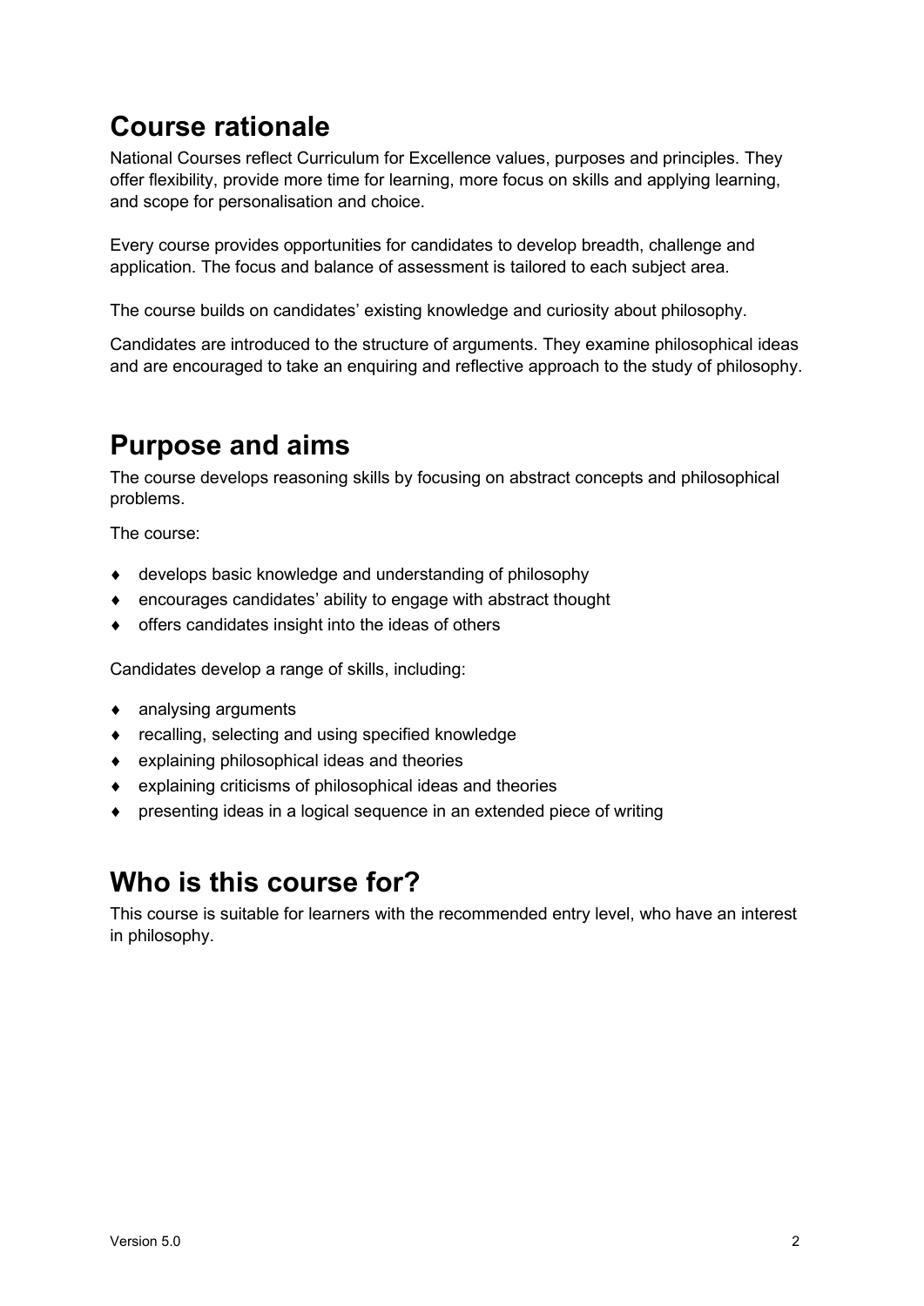## Course rationale

National Courses reflect Curriculum for Excellence values, purposes and principles. They offer flexibility, provide more time for learning, more focus on skills and applying learning, and scope for personalisation and choice.

Every course provides opportunities for candidates to develop breadth, challenge and application. The focus and balance of assessment is tailored to each subject area.

The course builds on candidates' existing knowledge and curiosity about philosophy.

Candidates are introduced to the structure of arguments. They examine philosophical ideas and are encouraged to take an enquiring and reflective approach to the study of philosophy.

## Purpose and aims

The course develops reasoning skills by focusing on abstract concepts and philosophical problems.

The course:

- develops basic knowledge and understanding of philosophy
- encourages candidates' ability to engage with abstract thought
- offers candidates insight into the ideas of others

Candidates develop a range of skills, including:

- analysing arguments
- recalling, selecting and using specified knowledge
- explaining philosophical ideas and theories
- explaining criticisms of philosophical ideas and theories
- presenting ideas in a logical sequence in an extended piece of writing

## Who is this course for?

This course is suitable for learners with the recommended entry level, who have an interest in philosophy.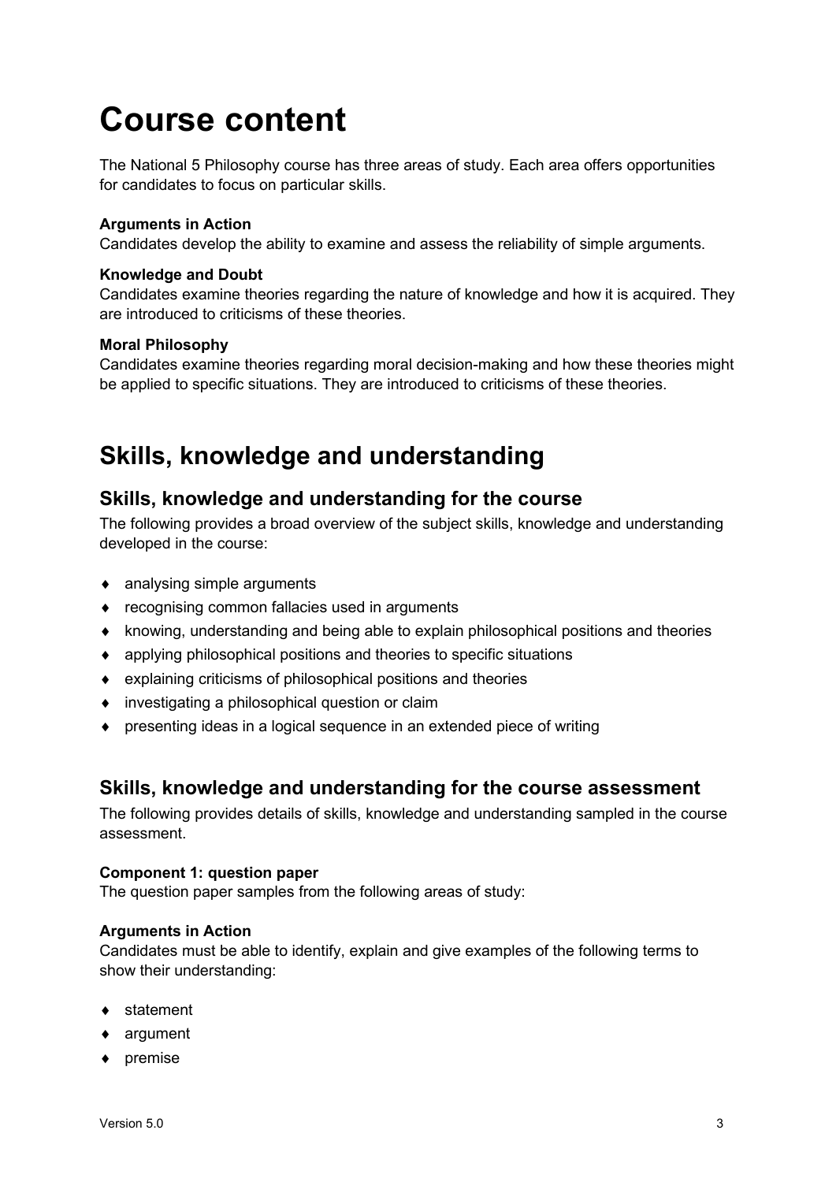# Course content

The National 5 Philosophy course has three areas of study. Each area offers opportunities for candidates to focus on particular skills.

**Arguments in Action**
Candidates develop the ability to examine and assess the reliability of simple arguments.

**Knowledge and Doubt**
Candidates examine theories regarding the nature of knowledge and how it is acquired. They are introduced to criticisms of these theories.

**Moral Philosophy**
Candidates examine theories regarding moral decision-making and how these theories might be applied to specific situations. They are introduced to criticisms of these theories.

# Skills, knowledge and understanding

## Skills, knowledge and understanding for the course

The following provides a broad overview of the subject skills, knowledge and understanding developed in the course:

- analysing simple arguments
- recognising common fallacies used in arguments
- knowing, understanding and being able to explain philosophical positions and theories
- applying philosophical positions and theories to specific situations
- explaining criticisms of philosophical positions and theories
- investigating a philosophical question or claim
- presenting ideas in a logical sequence in an extended piece of writing

## Skills, knowledge and understanding for the course assessment

The following provides details of skills, knowledge and understanding sampled in the course assessment.

**Component 1: question paper**
The question paper samples from the following areas of study:

**Arguments in Action**
Candidates must be able to identify, explain and give examples of the following terms to show their understanding:

- statement
- argument
- premise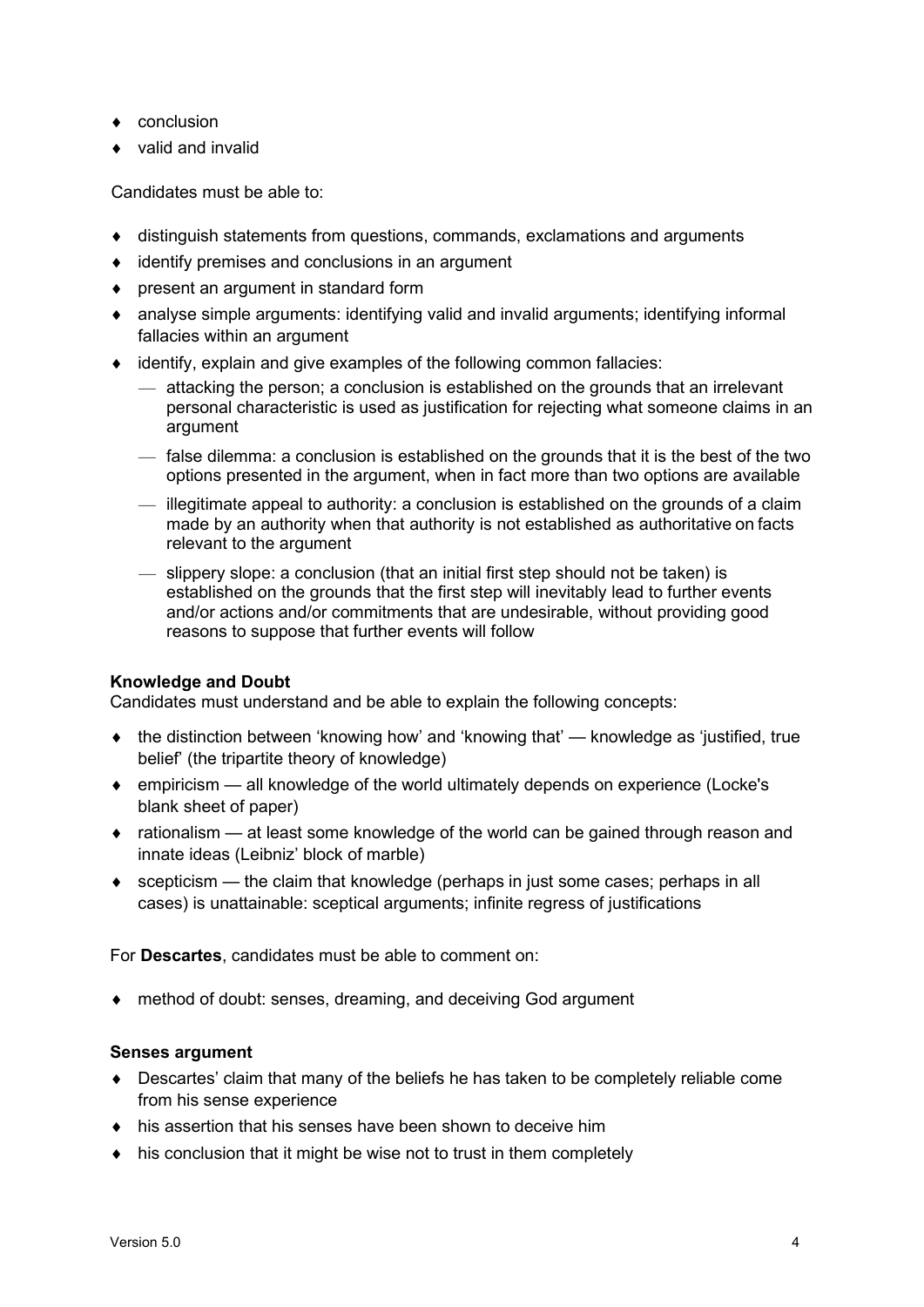- conclusion
- valid and invalid

Candidates must be able to:

- distinguish statements from questions, commands, exclamations and arguments
- identify premises and conclusions in an argument
- present an argument in standard form
- analyse simple arguments: identifying valid and invalid arguments; identifying informal fallacies within an argument
- identify, explain and give examples of the following common fallacies:
  - attacking the person; a conclusion is established on the grounds that an irrelevant personal characteristic is used as justification for rejecting what someone claims in an argument
  - false dilemma: a conclusion is established on the grounds that it is the best of the two options presented in the argument, when in fact more than two options are available
  - illegitimate appeal to authority: a conclusion is established on the grounds of a claim made by an authority when that authority is not established as authoritative on facts relevant to the argument
  - slippery slope: a conclusion (that an initial first step should not be taken) is established on the grounds that the first step will inevitably lead to further events and/or actions and/or commitments that are undesirable, without providing good reasons to suppose that further events will follow

**Knowledge and Doubt**

Candidates must understand and be able to explain the following concepts:

- the distinction between 'knowing how' and 'knowing that' — knowledge as 'justified, true belief' (the tripartite theory of knowledge)
- empiricism — all knowledge of the world ultimately depends on experience (Locke's blank sheet of paper)
- rationalism — at least some knowledge of the world can be gained through reason and innate ideas (Leibniz' block of marble)
- scepticism — the claim that knowledge (perhaps in just some cases; perhaps in all cases) is unattainable: sceptical arguments; infinite regress of justifications

For **Descartes**, candidates must be able to comment on:

- method of doubt: senses, dreaming, and deceiving God argument

**Senses argument**

- Descartes' claim that many of the beliefs he has taken to be completely reliable come from his sense experience
- his assertion that his senses have been shown to deceive him
- his conclusion that it might be wise not to trust in them completely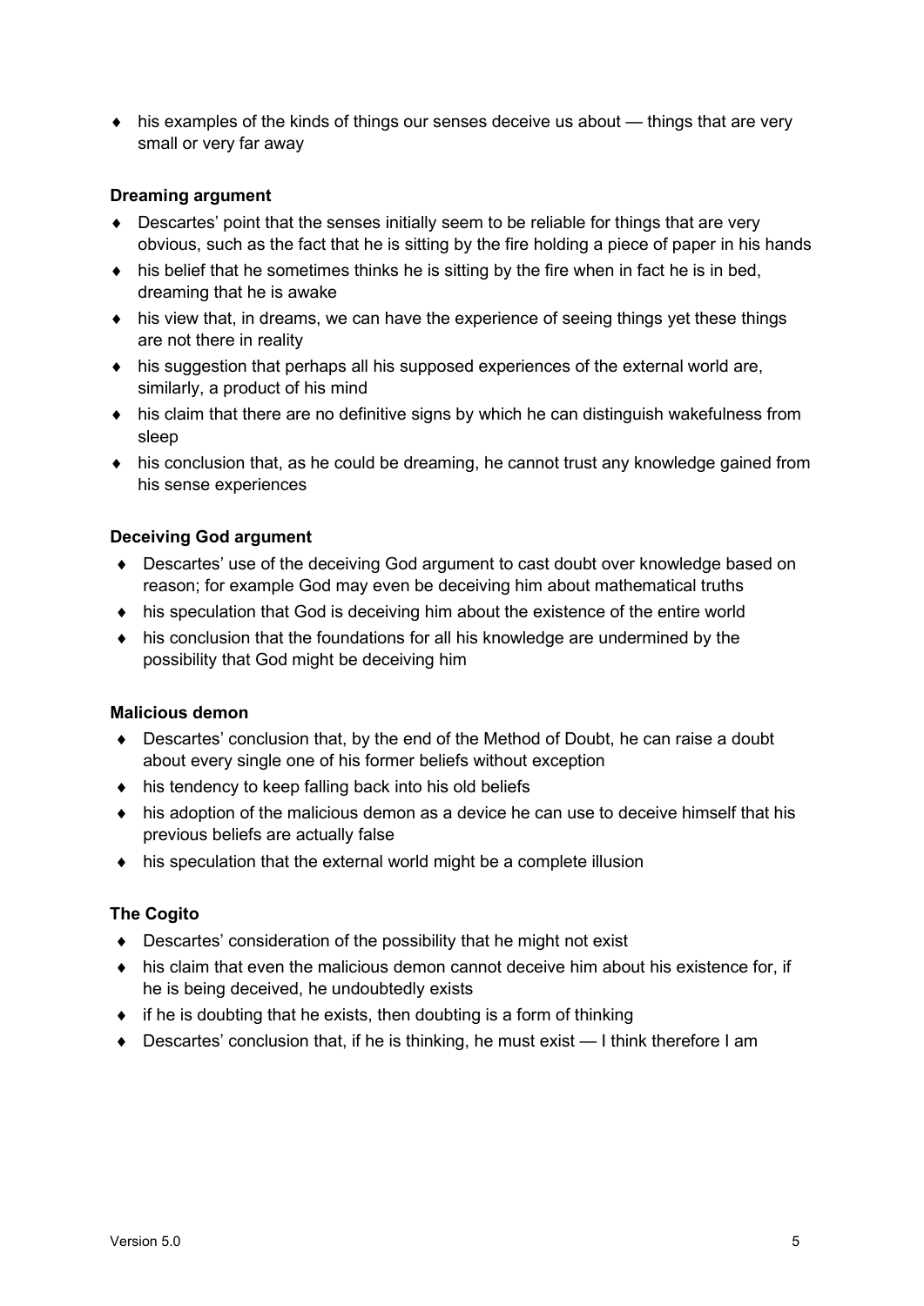- his examples of the kinds of things our senses deceive us about — things that are very small or very far away

**Dreaming argument**

- Descartes' point that the senses initially seem to be reliable for things that are very obvious, such as the fact that he is sitting by the fire holding a piece of paper in his hands
- his belief that he sometimes thinks he is sitting by the fire when in fact he is in bed, dreaming that he is awake
- his view that, in dreams, we can have the experience of seeing things yet these things are not there in reality
- his suggestion that perhaps all his supposed experiences of the external world are, similarly, a product of his mind
- his claim that there are no definitive signs by which he can distinguish wakefulness from sleep
- his conclusion that, as he could be dreaming, he cannot trust any knowledge gained from his sense experiences

**Deceiving God argument**

- Descartes' use of the deceiving God argument to cast doubt over knowledge based on reason; for example God may even be deceiving him about mathematical truths
- his speculation that God is deceiving him about the existence of the entire world
- his conclusion that the foundations for all his knowledge are undermined by the possibility that God might be deceiving him

**Malicious demon**

- Descartes' conclusion that, by the end of the Method of Doubt, he can raise a doubt about every single one of his former beliefs without exception
- his tendency to keep falling back into his old beliefs
- his adoption of the malicious demon as a device he can use to deceive himself that his previous beliefs are actually false
- his speculation that the external world might be a complete illusion

**The Cogito**

- Descartes' consideration of the possibility that he might not exist
- his claim that even the malicious demon cannot deceive him about his existence for, if he is being deceived, he undoubtedly exists
- if he is doubting that he exists, then doubting is a form of thinking
- Descartes' conclusion that, if he is thinking, he must exist — I think therefore I am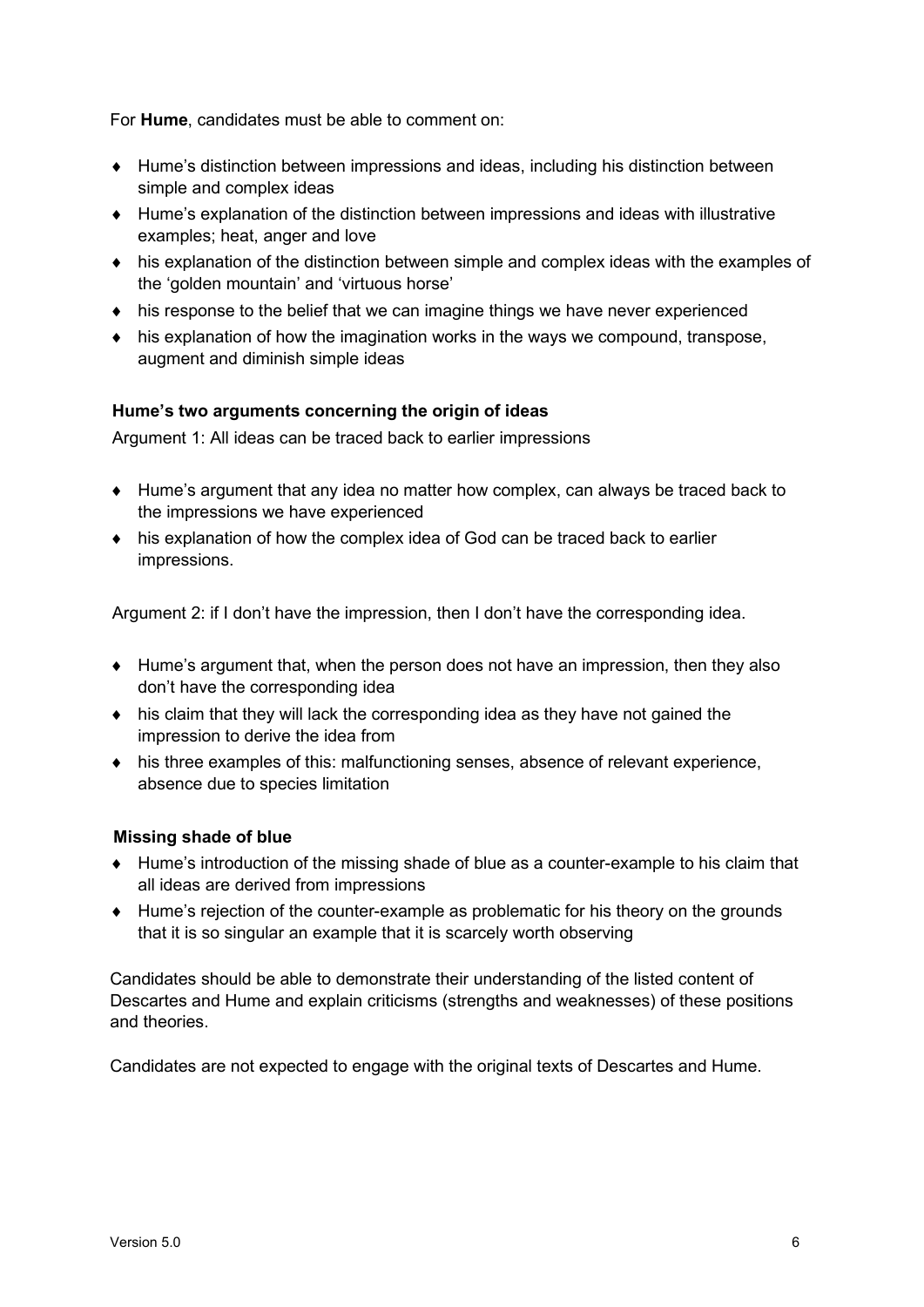For **Hume**, candidates must be able to comment on:

- Hume's distinction between impressions and ideas, including his distinction between simple and complex ideas
- Hume's explanation of the distinction between impressions and ideas with illustrative examples; heat, anger and love
- his explanation of the distinction between simple and complex ideas with the examples of the 'golden mountain' and 'virtuous horse'
- his response to the belief that we can imagine things we have never experienced
- his explanation of how the imagination works in the ways we compound, transpose, augment and diminish simple ideas

**Hume's two arguments concerning the origin of ideas**

Argument 1: All ideas can be traced back to earlier impressions

- Hume's argument that any idea no matter how complex, can always be traced back to the impressions we have experienced
- his explanation of how the complex idea of God can be traced back to earlier impressions.

Argument 2: if I don't have the impression, then I don't have the corresponding idea.

- Hume's argument that, when the person does not have an impression, then they also don't have the corresponding idea
- his claim that they will lack the corresponding idea as they have not gained the impression to derive the idea from
- his three examples of this: malfunctioning senses, absence of relevant experience, absence due to species limitation

**Missing shade of blue**

- Hume's introduction of the missing shade of blue as a counter-example to his claim that all ideas are derived from impressions
- Hume's rejection of the counter-example as problematic for his theory on the grounds that it is so singular an example that it is scarcely worth observing

Candidates should be able to demonstrate their understanding of the listed content of Descartes and Hume and explain criticisms (strengths and weaknesses) of these positions and theories.

Candidates are not expected to engage with the original texts of Descartes and Hume.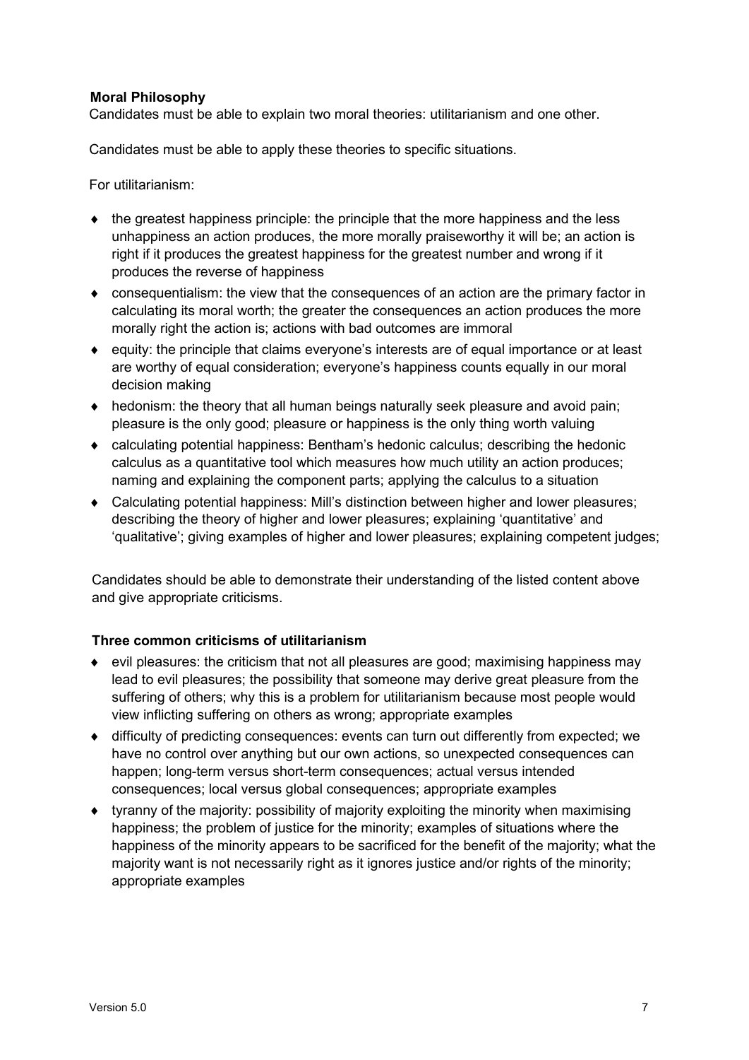**Moral Philosophy**

Candidates must be able to explain two moral theories: utilitarianism and one other.

Candidates must be able to apply these theories to specific situations.

For utilitarianism:

- the greatest happiness principle: the principle that the more happiness and the less unhappiness an action produces, the more morally praiseworthy it will be; an action is right if it produces the greatest happiness for the greatest number and wrong if it produces the reverse of happiness
- consequentialism: the view that the consequences of an action are the primary factor in calculating its moral worth; the greater the consequences an action produces the more morally right the action is; actions with bad outcomes are immoral
- equity: the principle that claims everyone's interests are of equal importance or at least are worthy of equal consideration; everyone's happiness counts equally in our moral decision making
- hedonism: the theory that all human beings naturally seek pleasure and avoid pain; pleasure is the only good; pleasure or happiness is the only thing worth valuing
- calculating potential happiness: Bentham's hedonic calculus; describing the hedonic calculus as a quantitative tool which measures how much utility an action produces; naming and explaining the component parts; applying the calculus to a situation
- Calculating potential happiness: Mill's distinction between higher and lower pleasures; describing the theory of higher and lower pleasures; explaining 'quantitative' and 'qualitative'; giving examples of higher and lower pleasures; explaining competent judges;

Candidates should be able to demonstrate their understanding of the listed content above and give appropriate criticisms.

**Three common criticisms of utilitarianism**

- evil pleasures: the criticism that not all pleasures are good; maximising happiness may lead to evil pleasures; the possibility that someone may derive great pleasure from the suffering of others; why this is a problem for utilitarianism because most people would view inflicting suffering on others as wrong; appropriate examples
- difficulty of predicting consequences: events can turn out differently from expected; we have no control over anything but our own actions, so unexpected consequences can happen; long-term versus short-term consequences; actual versus intended consequences; local versus global consequences; appropriate examples
- tyranny of the majority: possibility of majority exploiting the minority when maximising happiness; the problem of justice for the minority; examples of situations where the happiness of the minority appears to be sacrificed for the benefit of the majority; what the majority want is not necessarily right as it ignores justice and/or rights of the minority; appropriate examples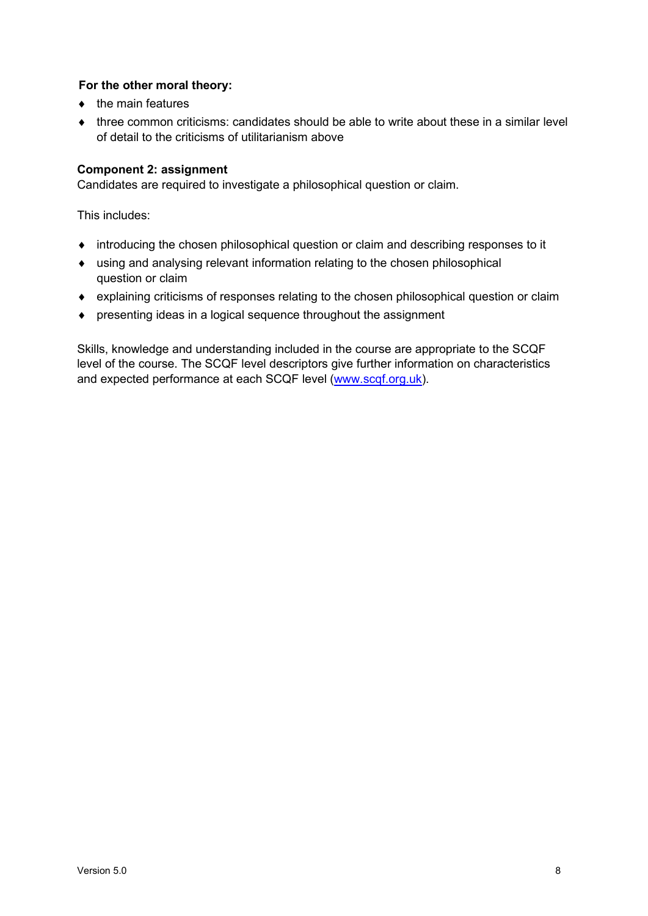**For the other moral theory:**

- the main features
- three common criticisms: candidates should be able to write about these in a similar level of detail to the criticisms of utilitarianism above

**Component 2: assignment**

Candidates are required to investigate a philosophical question or claim.

This includes:

- introducing the chosen philosophical question or claim and describing responses to it
- using and analysing relevant information relating to the chosen philosophical question or claim
- explaining criticisms of responses relating to the chosen philosophical question or claim
- presenting ideas in a logical sequence throughout the assignment

Skills, knowledge and understanding included in the course are appropriate to the SCQF level of the course. The SCQF level descriptors give further information on characteristics and expected performance at each SCQF level (www.scqf.org.uk).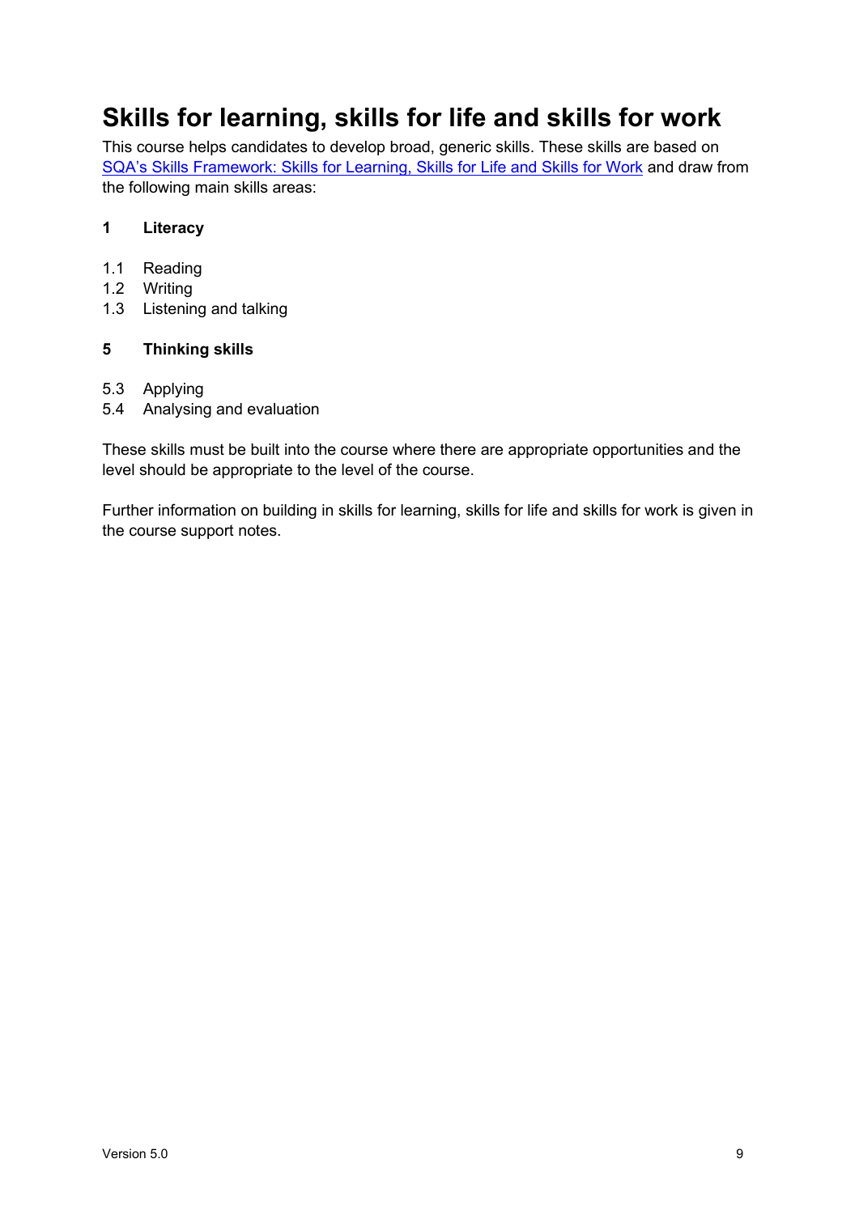## Skills for learning, skills for life and skills for work

This course helps candidates to develop broad, generic skills. These skills are based on SQA's Skills Framework: Skills for Learning, Skills for Life and Skills for Work and draw from the following main skills areas:

**1 Literacy**

1.1 Reading
1.2 Writing
1.3 Listening and talking

**5 Thinking skills**

5.3 Applying
5.4 Analysing and evaluation

These skills must be built into the course where there are appropriate opportunities and the level should be appropriate to the level of the course.

Further information on building in skills for learning, skills for life and skills for work is given in the course support notes.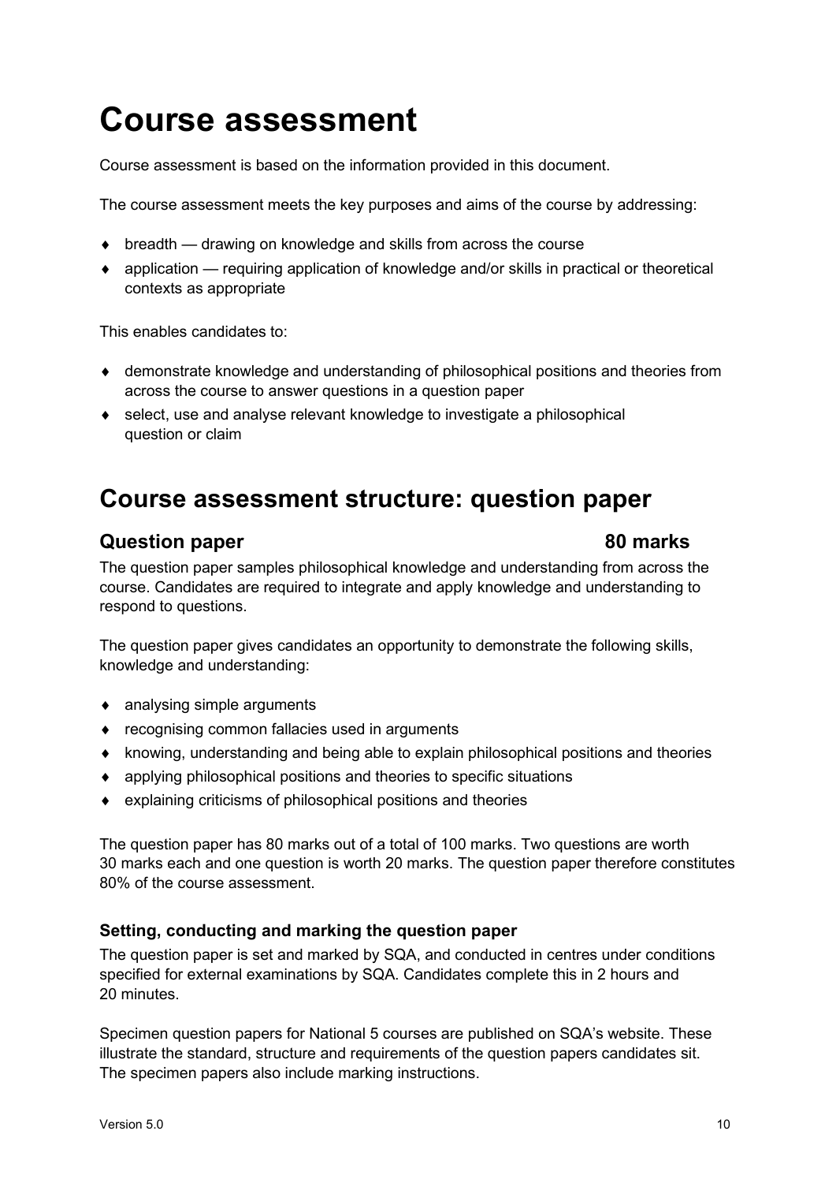# Course assessment

Course assessment is based on the information provided in this document.

The course assessment meets the key purposes and aims of the course by addressing:

- breadth — drawing on knowledge and skills from across the course
- application — requiring application of knowledge and/or skills in practical or theoretical contexts as appropriate

This enables candidates to:

- demonstrate knowledge and understanding of philosophical positions and theories from across the course to answer questions in a question paper
- select, use and analyse relevant knowledge to investigate a philosophical question or claim

## Course assessment structure: question paper

### Question paper 80 marks

The question paper samples philosophical knowledge and understanding from across the course. Candidates are required to integrate and apply knowledge and understanding to respond to questions.

The question paper gives candidates an opportunity to demonstrate the following skills, knowledge and understanding:

- analysing simple arguments
- recognising common fallacies used in arguments
- knowing, understanding and being able to explain philosophical positions and theories
- applying philosophical positions and theories to specific situations
- explaining criticisms of philosophical positions and theories

The question paper has 80 marks out of a total of 100 marks. Two questions are worth 30 marks each and one question is worth 20 marks. The question paper therefore constitutes 80% of the course assessment.

#### Setting, conducting and marking the question paper

The question paper is set and marked by SQA, and conducted in centres under conditions specified for external examinations by SQA. Candidates complete this in 2 hours and 20 minutes.

Specimen question papers for National 5 courses are published on SQA's website. These illustrate the standard, structure and requirements of the question papers candidates sit. The specimen papers also include marking instructions.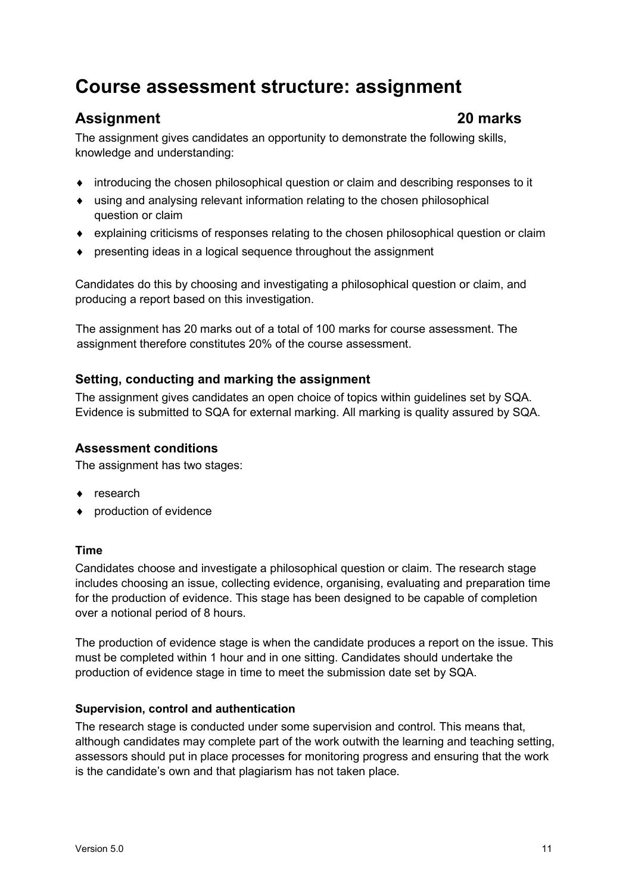# Course assessment structure: assignment

## Assignment 20 marks

The assignment gives candidates an opportunity to demonstrate the following skills, knowledge and understanding:

- introducing the chosen philosophical question or claim and describing responses to it
- using and analysing relevant information relating to the chosen philosophical question or claim
- explaining criticisms of responses relating to the chosen philosophical question or claim
- presenting ideas in a logical sequence throughout the assignment

Candidates do this by choosing and investigating a philosophical question or claim, and producing a report based on this investigation.

The assignment has 20 marks out of a total of 100 marks for course assessment. The assignment therefore constitutes 20% of the course assessment.

### Setting, conducting and marking the assignment

The assignment gives candidates an open choice of topics within guidelines set by SQA. Evidence is submitted to SQA for external marking. All marking is quality assured by SQA.

### Assessment conditions

The assignment has two stages:

- research
- production of evidence

#### Time

Candidates choose and investigate a philosophical question or claim. The research stage includes choosing an issue, collecting evidence, organising, evaluating and preparation time for the production of evidence. This stage has been designed to be capable of completion over a notional period of 8 hours.

The production of evidence stage is when the candidate produces a report on the issue. This must be completed within 1 hour and in one sitting. Candidates should undertake the production of evidence stage in time to meet the submission date set by SQA.

#### Supervision, control and authentication

The research stage is conducted under some supervision and control. This means that, although candidates may complete part of the work outwith the learning and teaching setting, assessors should put in place processes for monitoring progress and ensuring that the work is the candidate's own and that plagiarism has not taken place.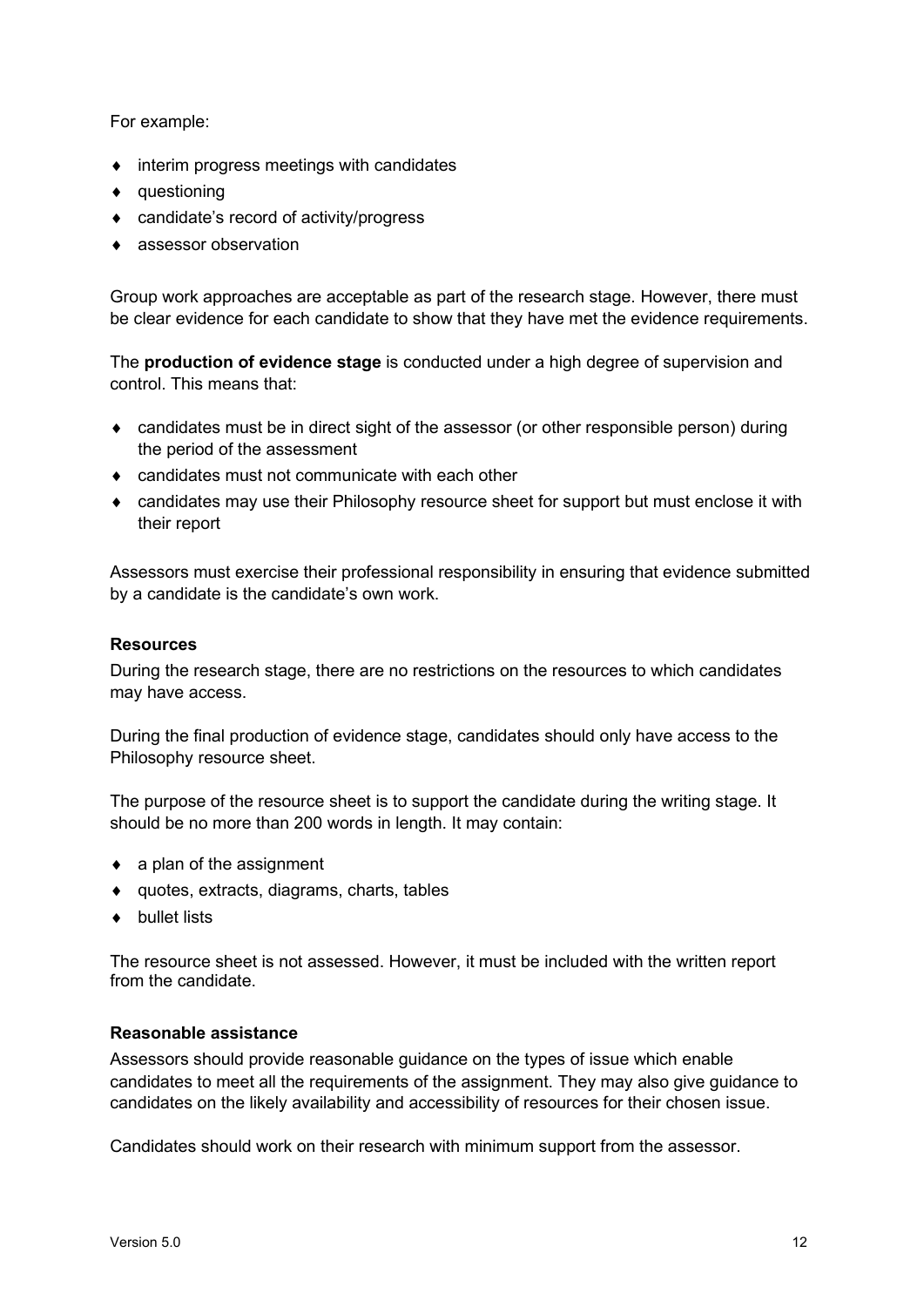For example:

- interim progress meetings with candidates
- questioning
- candidate's record of activity/progress
- assessor observation

Group work approaches are acceptable as part of the research stage. However, there must be clear evidence for each candidate to show that they have met the evidence requirements.

The **production of evidence stage** is conducted under a high degree of supervision and control. This means that:

- candidates must be in direct sight of the assessor (or other responsible person) during the period of the assessment
- candidates must not communicate with each other
- candidates may use their Philosophy resource sheet for support but must enclose it with their report

Assessors must exercise their professional responsibility in ensuring that evidence submitted by a candidate is the candidate's own work.

### Resources

During the research stage, there are no restrictions on the resources to which candidates may have access.

During the final production of evidence stage, candidates should only have access to the Philosophy resource sheet.

The purpose of the resource sheet is to support the candidate during the writing stage. It should be no more than 200 words in length. It may contain:

- a plan of the assignment
- quotes, extracts, diagrams, charts, tables
- bullet lists

The resource sheet is not assessed. However, it must be included with the written report from the candidate.

### Reasonable assistance

Assessors should provide reasonable guidance on the types of issue which enable candidates to meet all the requirements of the assignment. They may also give guidance to candidates on the likely availability and accessibility of resources for their chosen issue.

Candidates should work on their research with minimum support from the assessor.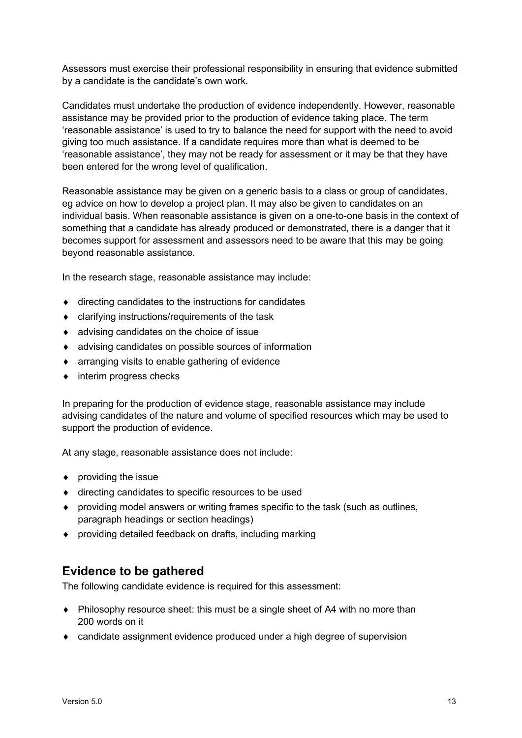Assessors must exercise their professional responsibility in ensuring that evidence submitted by a candidate is the candidate's own work.

Candidates must undertake the production of evidence independently. However, reasonable assistance may be provided prior to the production of evidence taking place. The term 'reasonable assistance' is used to try to balance the need for support with the need to avoid giving too much assistance. If a candidate requires more than what is deemed to be 'reasonable assistance', they may not be ready for assessment or it may be that they have been entered for the wrong level of qualification.

Reasonable assistance may be given on a generic basis to a class or group of candidates, eg advice on how to develop a project plan. It may also be given to candidates on an individual basis. When reasonable assistance is given on a one-to-one basis in the context of something that a candidate has already produced or demonstrated, there is a danger that it becomes support for assessment and assessors need to be aware that this may be going beyond reasonable assistance.

In the research stage, reasonable assistance may include:

- directing candidates to the instructions for candidates
- clarifying instructions/requirements of the task
- advising candidates on the choice of issue
- advising candidates on possible sources of information
- arranging visits to enable gathering of evidence
- interim progress checks

In preparing for the production of evidence stage, reasonable assistance may include advising candidates of the nature and volume of specified resources which may be used to support the production of evidence.

At any stage, reasonable assistance does not include:

- providing the issue
- directing candidates to specific resources to be used
- providing model answers or writing frames specific to the task (such as outlines, paragraph headings or section headings)
- providing detailed feedback on drafts, including marking

## Evidence to be gathered

The following candidate evidence is required for this assessment:

- Philosophy resource sheet: this must be a single sheet of A4 with no more than 200 words on it
- candidate assignment evidence produced under a high degree of supervision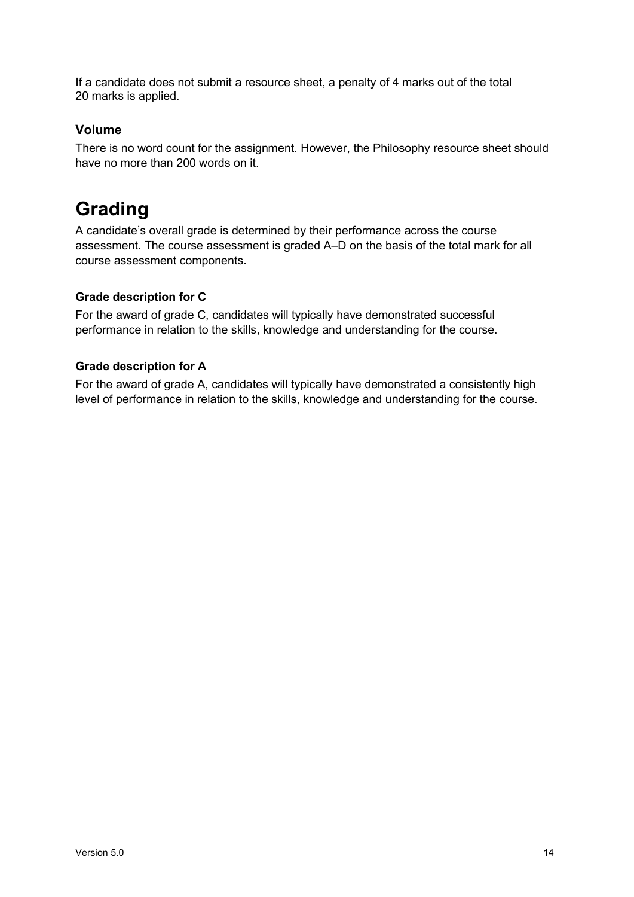If a candidate does not submit a resource sheet, a penalty of 4 marks out of the total 20 marks is applied.

### Volume

There is no word count for the assignment. However, the Philosophy resource sheet should have no more than 200 words on it.

## Grading

A candidate's overall grade is determined by their performance across the course assessment. The course assessment is graded A–D on the basis of the total mark for all course assessment components.

#### Grade description for C

For the award of grade C, candidates will typically have demonstrated successful performance in relation to the skills, knowledge and understanding for the course.

#### Grade description for A

For the award of grade A, candidates will typically have demonstrated a consistently high level of performance in relation to the skills, knowledge and understanding for the course.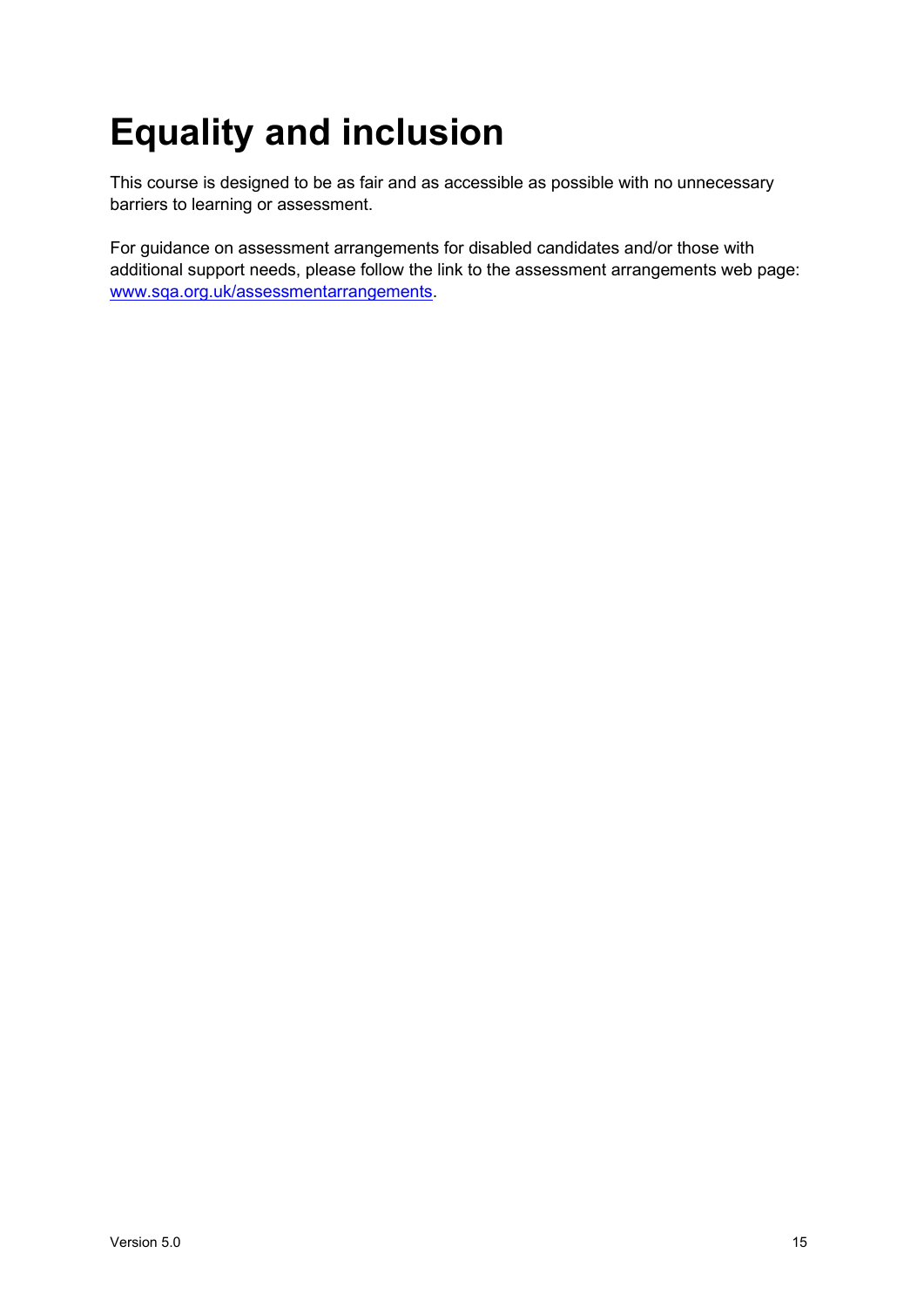# Equality and inclusion

This course is designed to be as fair and as accessible as possible with no unnecessary barriers to learning or assessment.

For guidance on assessment arrangements for disabled candidates and/or those with additional support needs, please follow the link to the assessment arrangements web page: [www.sqa.org.uk/assessmentarrangements](www.sqa.org.uk/assessmentarrangements).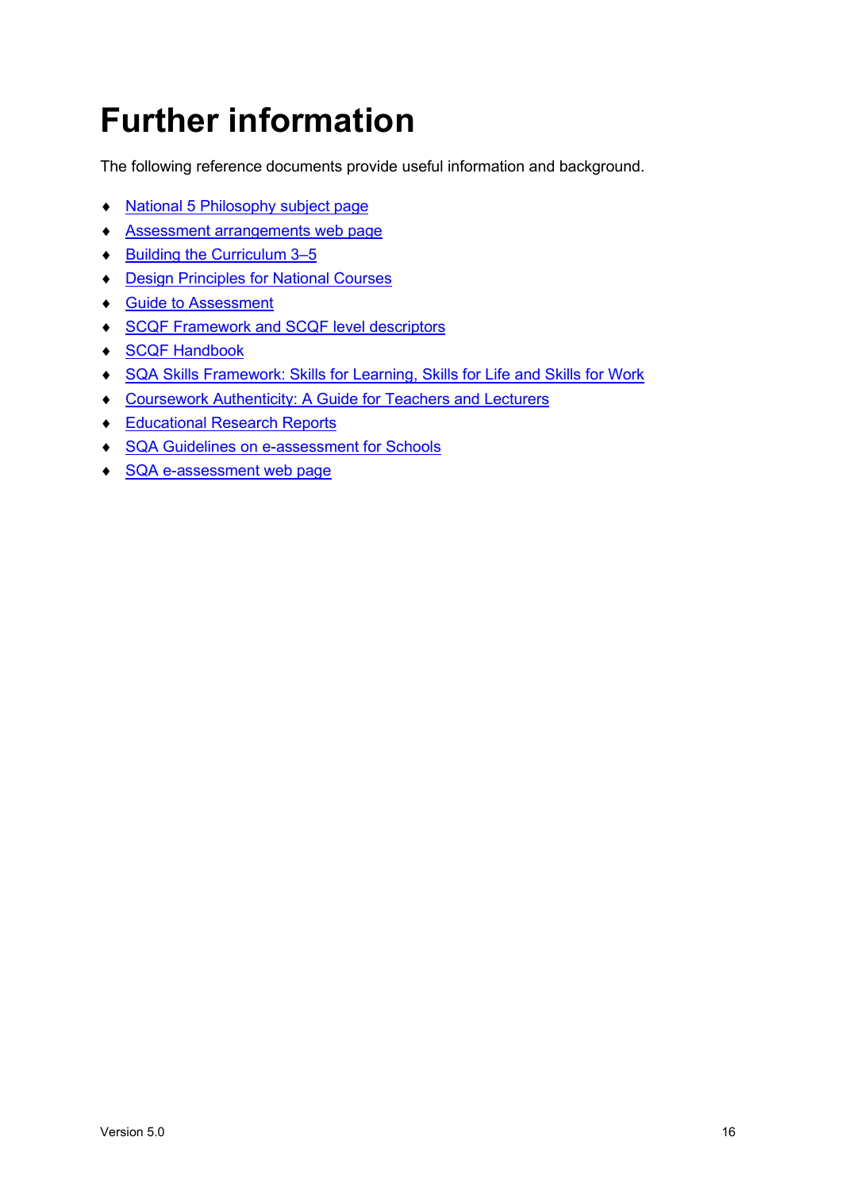# Further information

The following reference documents provide useful information and background.

- National 5 Philosophy subject page
- Assessment arrangements web page
- Building the Curriculum 3–5
- Design Principles for National Courses
- Guide to Assessment
- SCQF Framework and SCQF level descriptors
- SCQF Handbook
- SQA Skills Framework: Skills for Learning, Skills for Life and Skills for Work
- Coursework Authenticity: A Guide for Teachers and Lecturers
- Educational Research Reports
- SQA Guidelines on e-assessment for Schools
- SQA e-assessment web page

Version 5.0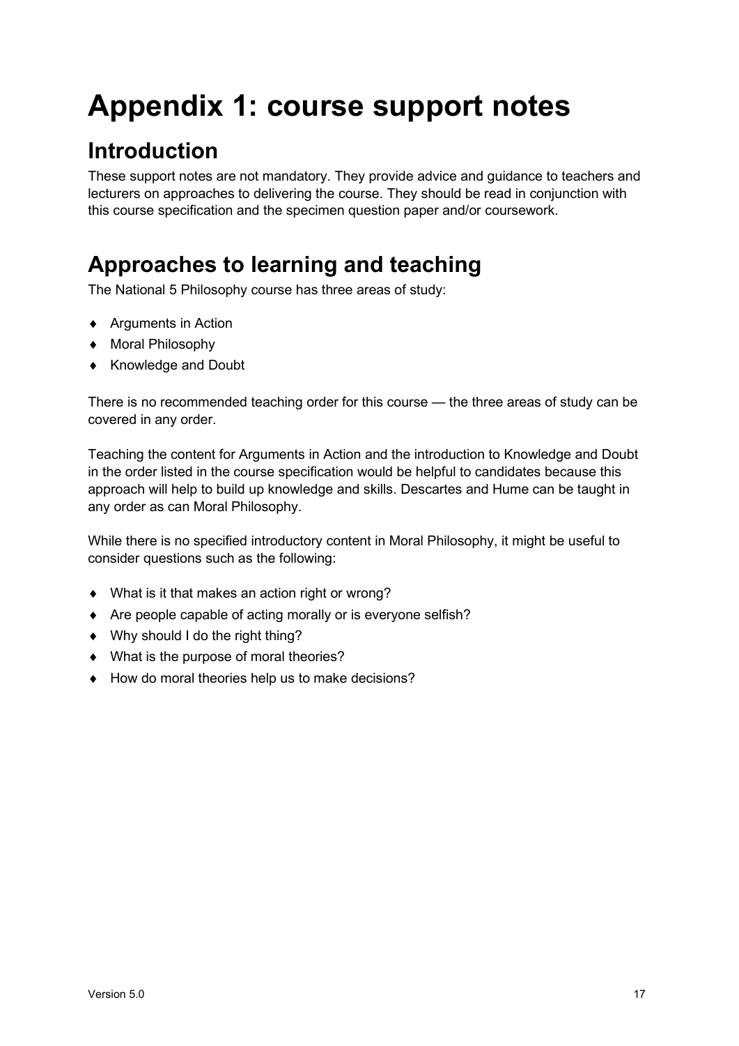# Appendix 1: course support notes

## Introduction

These support notes are not mandatory. They provide advice and guidance to teachers and lecturers on approaches to delivering the course. They should be read in conjunction with this course specification and the specimen question paper and/or coursework.

## Approaches to learning and teaching

The National 5 Philosophy course has three areas of study:

- Arguments in Action
- Moral Philosophy
- Knowledge and Doubt

There is no recommended teaching order for this course — the three areas of study can be covered in any order.

Teaching the content for Arguments in Action and the introduction to Knowledge and Doubt in the order listed in the course specification would be helpful to candidates because this approach will help to build up knowledge and skills. Descartes and Hume can be taught in any order as can Moral Philosophy.

While there is no specified introductory content in Moral Philosophy, it might be useful to consider questions such as the following:

- What is it that makes an action right or wrong?
- Are people capable of acting morally or is everyone selfish?
- Why should I do the right thing?
- What is the purpose of moral theories?
- How do moral theories help us to make decisions?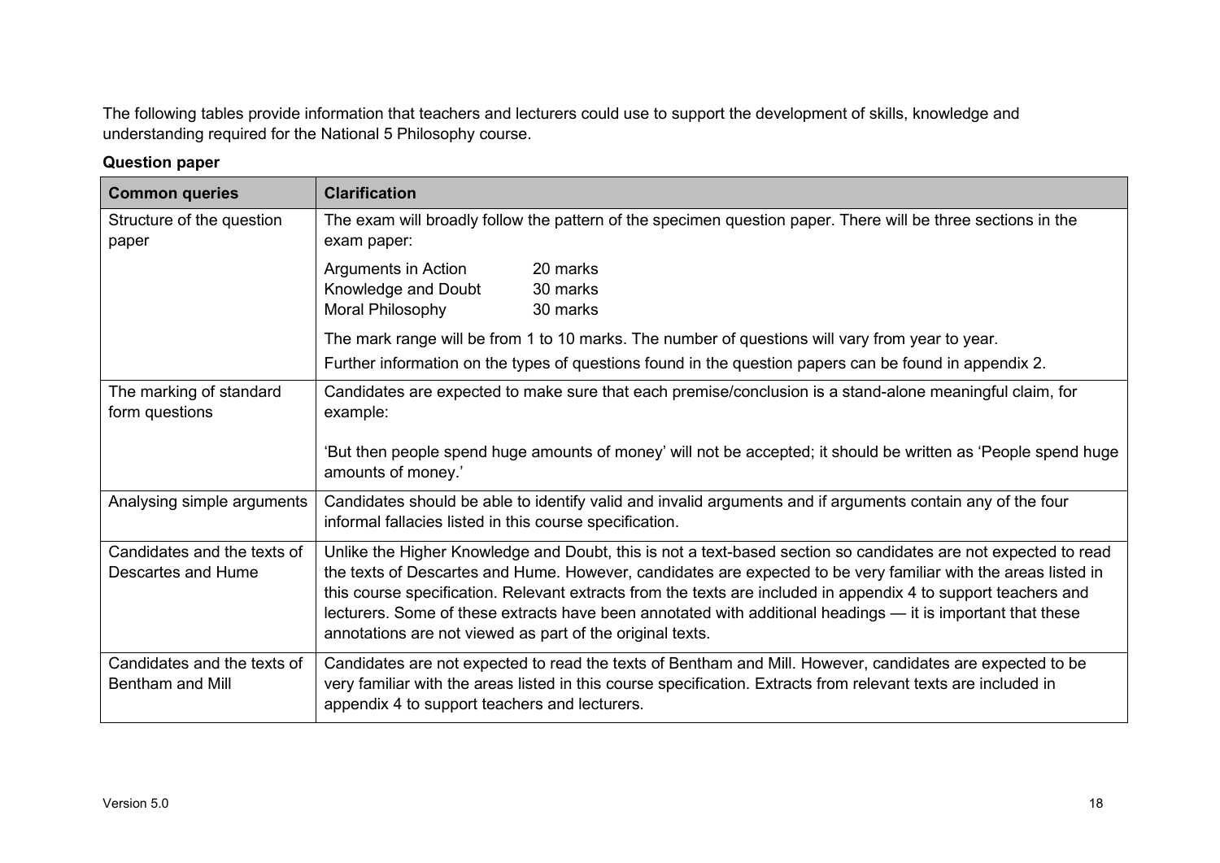The following tables provide information that teachers and lecturers could use to support the development of skills, knowledge and understanding required for the National 5 Philosophy course.

**Question paper**

| Common queries | Clarification |
| --- | --- |
| Structure of the question paper | The exam will broadly follow the pattern of the specimen question paper. There will be three sections in the exam paper:<br><br>Arguments in Action 20 marks<br>Knowledge and Doubt 30 marks<br>Moral Philosophy 30 marks<br><br>The mark range will be from 1 to 10 marks. The number of questions will vary from year to year.<br>Further information on the types of questions found in the question papers can be found in appendix 2. |
| The marking of standard form questions | Candidates are expected to make sure that each premise/conclusion is a stand-alone meaningful claim, for example:<br><br>'But then people spend huge amounts of money' will not be accepted; it should be written as 'People spend huge amounts of money.' |
| Analysing simple arguments | Candidates should be able to identify valid and invalid arguments and if arguments contain any of the four informal fallacies listed in this course specification. |
| Candidates and the texts of Descartes and Hume | Unlike the Higher Knowledge and Doubt, this is not a text-based section so candidates are not expected to read the texts of Descartes and Hume. However, candidates are expected to be very familiar with the areas listed in this course specification. Relevant extracts from the texts are included in appendix 4 to support teachers and lecturers. Some of these extracts have been annotated with additional headings — it is important that these annotations are not viewed as part of the original texts. |
| Candidates and the texts of Bentham and Mill | Candidates are not expected to read the texts of Bentham and Mill. However, candidates are expected to be very familiar with the areas listed in this course specification. Extracts from relevant texts are included in appendix 4 to support teachers and lecturers. |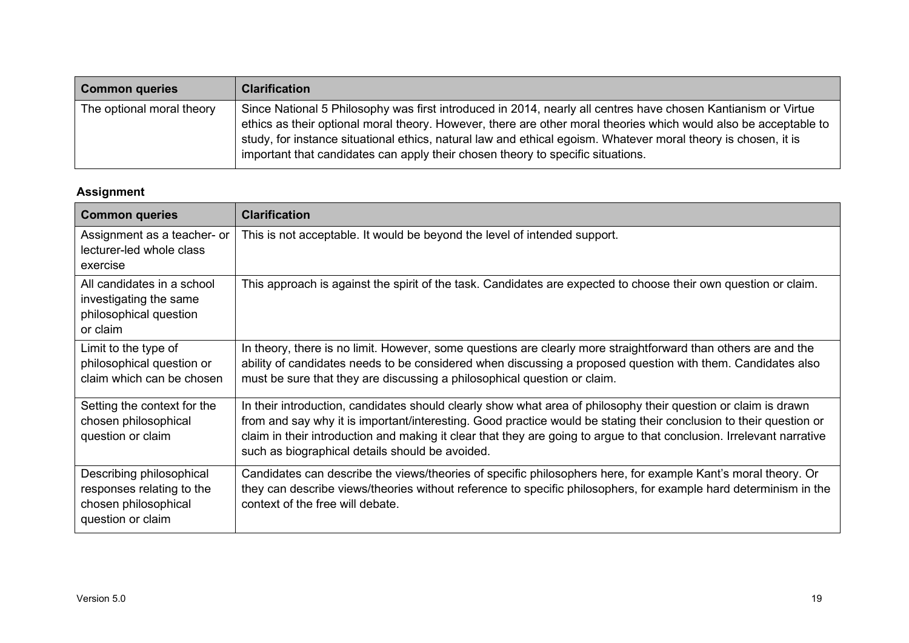| Common queries | Clarification |
|---|---|
| The optional moral theory | Since National 5 Philosophy was first introduced in 2014, nearly all centres have chosen Kantianism or Virtue ethics as their optional moral theory. However, there are other moral theories which would also be acceptable to study, for instance situational ethics, natural law and ethical egoism. Whatever moral theory is chosen, it is important that candidates can apply their chosen theory to specific situations. |

**Assignment**

| Common queries | Clarification |
|---|---|
| Assignment as a teacher- or lecturer-led whole class exercise | This is not acceptable. It would be beyond the level of intended support. |
| All candidates in a school investigating the same philosophical question or claim | This approach is against the spirit of the task. Candidates are expected to choose their own question or claim. |
| Limit to the type of philosophical question or claim which can be chosen | In theory, there is no limit. However, some questions are clearly more straightforward than others are and the ability of candidates needs to be considered when discussing a proposed question with them. Candidates also must be sure that they are discussing a philosophical question or claim. |
| Setting the context for the chosen philosophical question or claim | In their introduction, candidates should clearly show what area of philosophy their question or claim is drawn from and say why it is important/interesting. Good practice would be stating their conclusion to their question or claim in their introduction and making it clear that they are going to argue to that conclusion. Irrelevant narrative such as biographical details should be avoided. |
| Describing philosophical responses relating to the chosen philosophical question or claim | Candidates can describe the views/theories of specific philosophers here, for example Kant's moral theory. Or they can describe views/theories without reference to specific philosophers, for example hard determinism in the context of the free will debate. |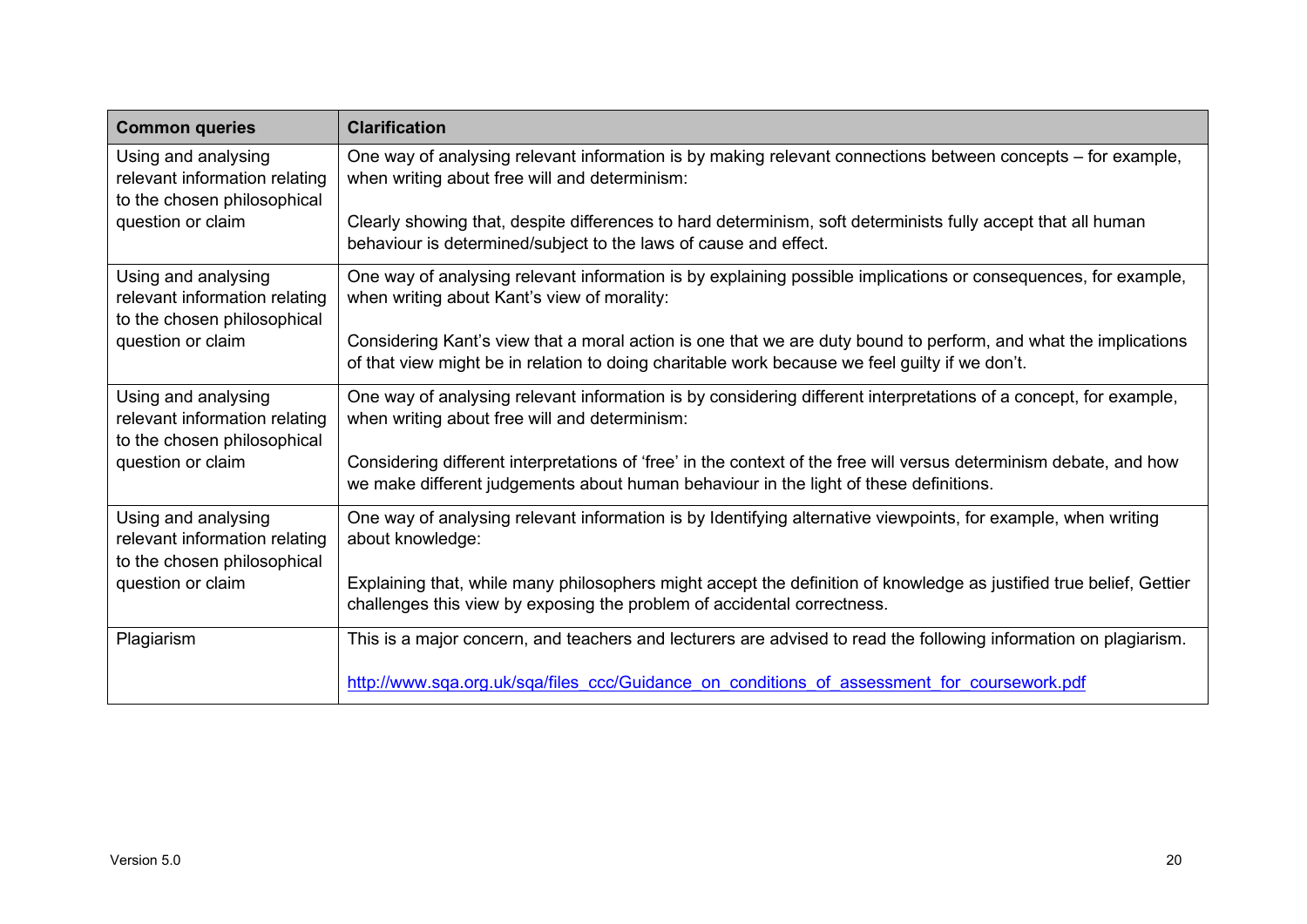| Common queries | Clarification |
|---|---|
| Using and analysing relevant information relating to the chosen philosophical question or claim | One way of analysing relevant information is by making relevant connections between concepts – for example, when writing about free will and determinism:<br><br>Clearly showing that, despite differences to hard determinism, soft determinists fully accept that all human behaviour is determined/subject to the laws of cause and effect. |
| Using and analysing relevant information relating to the chosen philosophical question or claim | One way of analysing relevant information is by explaining possible implications or consequences, for example, when writing about Kant's view of morality:<br><br>Considering Kant's view that a moral action is one that we are duty bound to perform, and what the implications of that view might be in relation to doing charitable work because we feel guilty if we don't. |
| Using and analysing relevant information relating to the chosen philosophical question or claim | One way of analysing relevant information is by considering different interpretations of a concept, for example, when writing about free will and determinism:<br><br>Considering different interpretations of 'free' in the context of the free will versus determinism debate, and how we make different judgements about human behaviour in the light of these definitions. |
| Using and analysing relevant information relating to the chosen philosophical question or claim | One way of analysing relevant information is by Identifying alternative viewpoints, for example, when writing about knowledge:<br><br>Explaining that, while many philosophers might accept the definition of knowledge as justified true belief, Gettier challenges this view by exposing the problem of accidental correctness. |
| Plagiarism | This is a major concern, and teachers and lecturers are advised to read the following information on plagiarism.<br><br>http://www.sqa.org.uk/sqa/files_ccc/Guidance_on_conditions_of_assessment_for_coursework.pdf |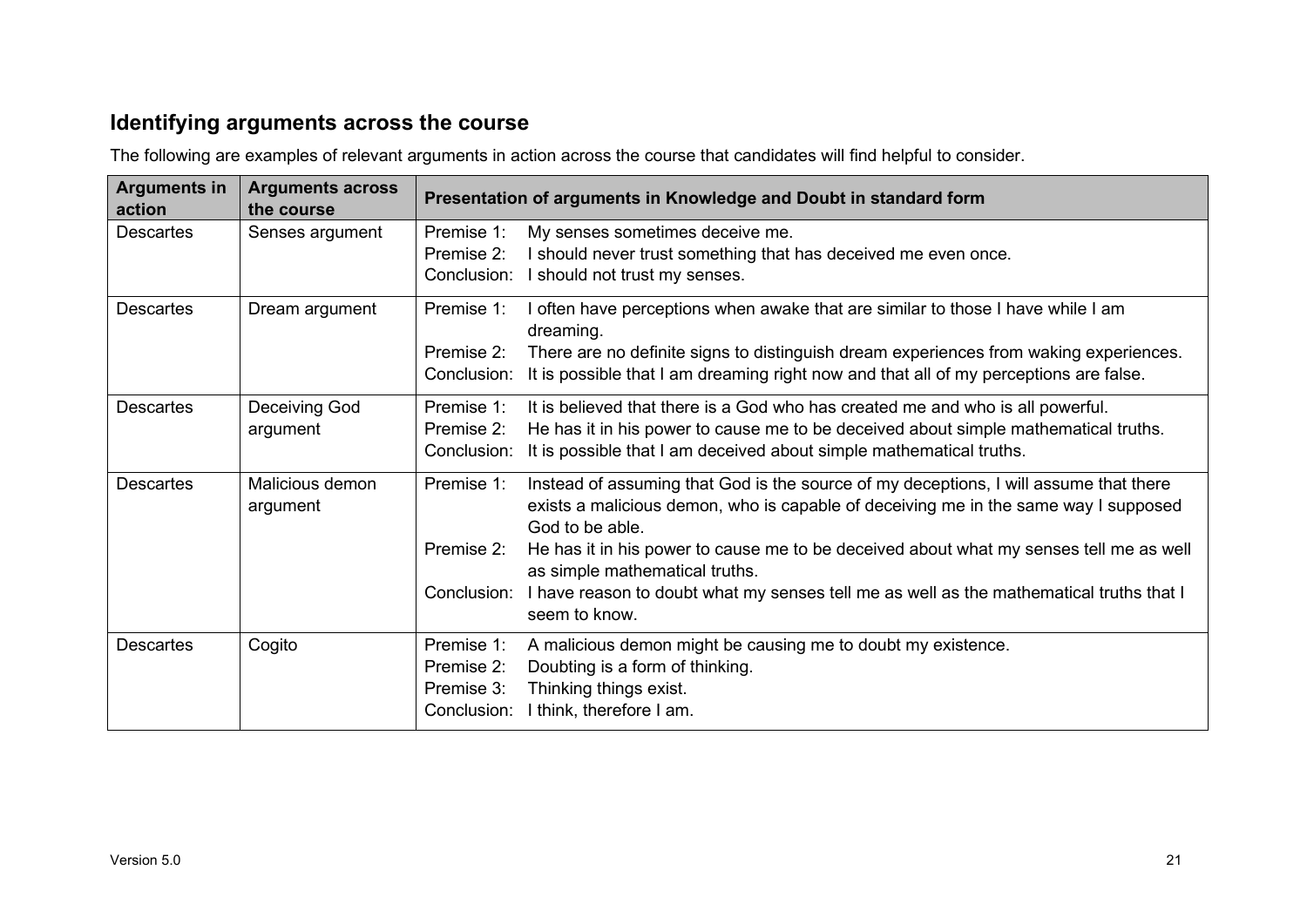## Identifying arguments across the course

The following are examples of relevant arguments in action across the course that candidates will find helpful to consider.

| Arguments in action | Arguments across the course | Presentation of arguments in Knowledge and Doubt in standard form |
|---|---|---|
| Descartes | Senses argument | Premise 1: My senses sometimes deceive me.<br>Premise 2: I should never trust something that has deceived me even once.<br>Conclusion: I should not trust my senses. |
| Descartes | Dream argument | Premise 1: I often have perceptions when awake that are similar to those I have while I am dreaming.<br>Premise 2: There are no definite signs to distinguish dream experiences from waking experiences.<br>Conclusion: It is possible that I am dreaming right now and that all of my perceptions are false. |
| Descartes | Deceiving God argument | Premise 1: It is believed that there is a God who has created me and who is all powerful.<br>Premise 2: He has it in his power to cause me to be deceived about simple mathematical truths.<br>Conclusion: It is possible that I am deceived about simple mathematical truths. |
| Descartes | Malicious demon argument | Premise 1: Instead of assuming that God is the source of my deceptions, I will assume that there exists a malicious demon, who is capable of deceiving me in the same way I supposed God to be able.<br>Premise 2: He has it in his power to cause me to be deceived about what my senses tell me as well as simple mathematical truths.<br>Conclusion: I have reason to doubt what my senses tell me as well as the mathematical truths that I seem to know. |
| Descartes | Cogito | Premise 1: A malicious demon might be causing me to doubt my existence.<br>Premise 2: Doubting is a form of thinking.<br>Premise 3: Thinking things exist.<br>Conclusion: I think, therefore I am. |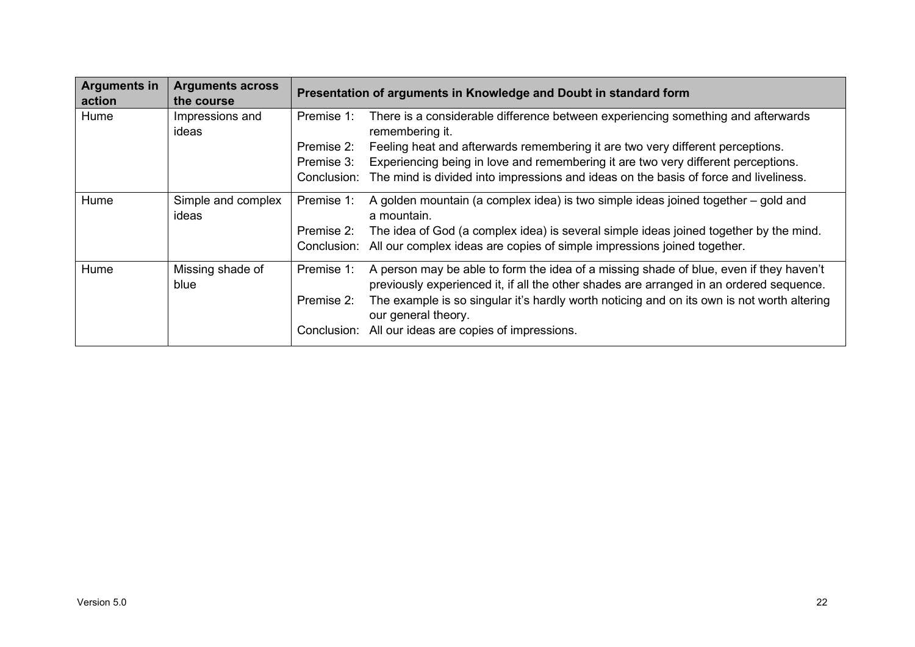| Arguments in action | Arguments across the course | Presentation of arguments in Knowledge and Doubt in standard form |
|---|---|---|
| Hume | Impressions and ideas | Premise 1: There is a considerable difference between experiencing something and afterwards remembering it.<br>Premise 2: Feeling heat and afterwards remembering it are two very different perceptions.<br>Premise 3: Experiencing being in love and remembering it are two very different perceptions.<br>Conclusion: The mind is divided into impressions and ideas on the basis of force and liveliness. |
| Hume | Simple and complex ideas | Premise 1: A golden mountain (a complex idea) is two simple ideas joined together – gold and a mountain.<br>Premise 2: The idea of God (a complex idea) is several simple ideas joined together by the mind.<br>Conclusion: All our complex ideas are copies of simple impressions joined together. |
| Hume | Missing shade of blue | Premise 1: A person may be able to form the idea of a missing shade of blue, even if they haven't previously experienced it, if all the other shades are arranged in an ordered sequence.<br>Premise 2: The example is so singular it's hardly worth noticing and on its own is not worth altering our general theory.<br>Conclusion: All our ideas are copies of impressions. |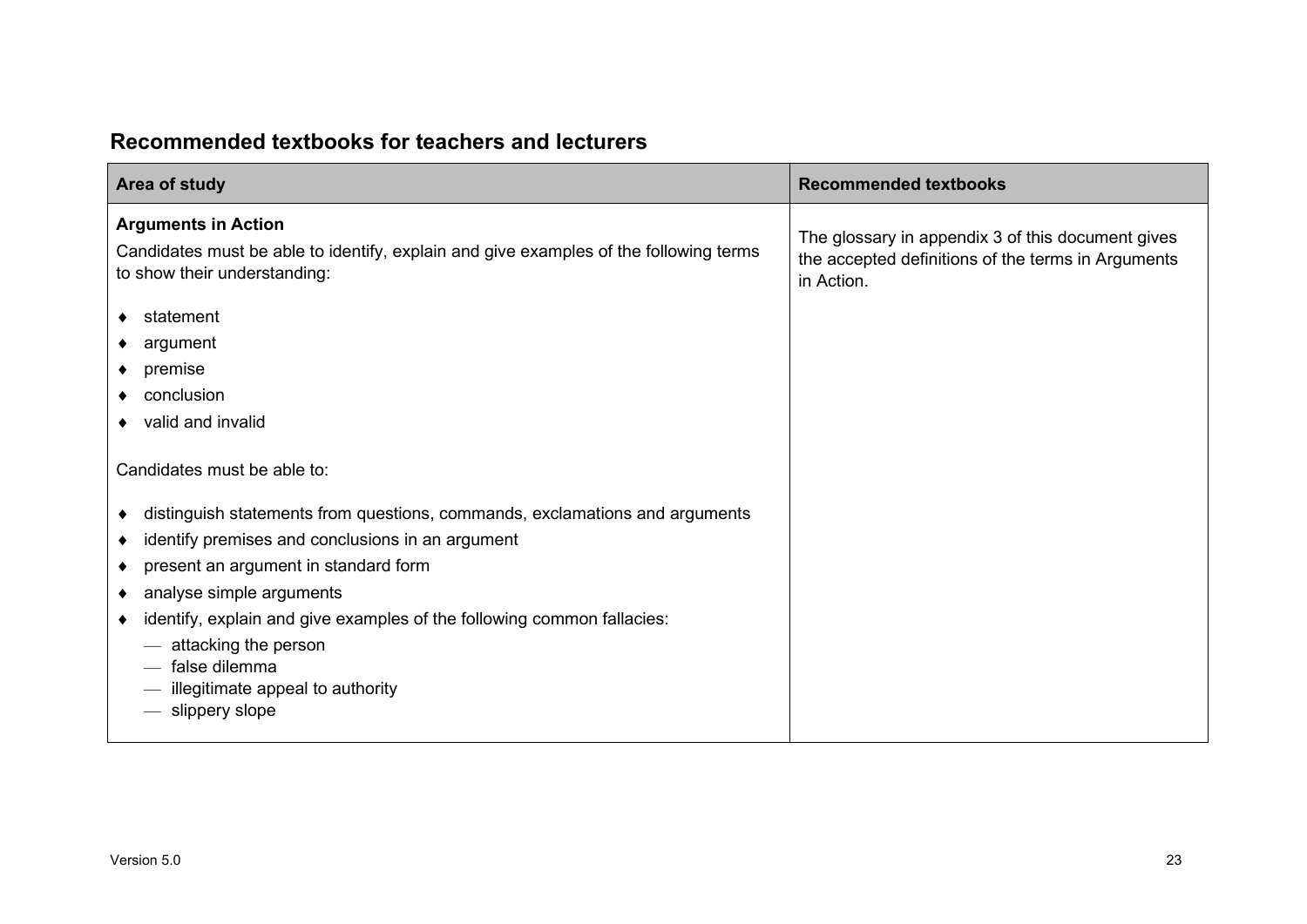## Recommended textbooks for teachers and lecturers

| Area of study | Recommended textbooks |
|---|---|
| **Arguments in Action**<br>Candidates must be able to identify, explain and give examples of the following terms to show their understanding:<br>♦ statement<br>♦ argument<br>♦ premise<br>♦ conclusion<br>♦ valid and invalid<br><br>Candidates must be able to:<br>♦ distinguish statements from questions, commands, exclamations and arguments<br>♦ identify premises and conclusions in an argument<br>♦ present an argument in standard form<br>♦ analyse simple arguments<br>♦ identify, explain and give examples of the following common fallacies:<br>— attacking the person<br>— false dilemma<br>— illegitimate appeal to authority<br>— slippery slope | The glossary in appendix 3 of this document gives the accepted definitions of the terms in Arguments in Action. |

Version 5.0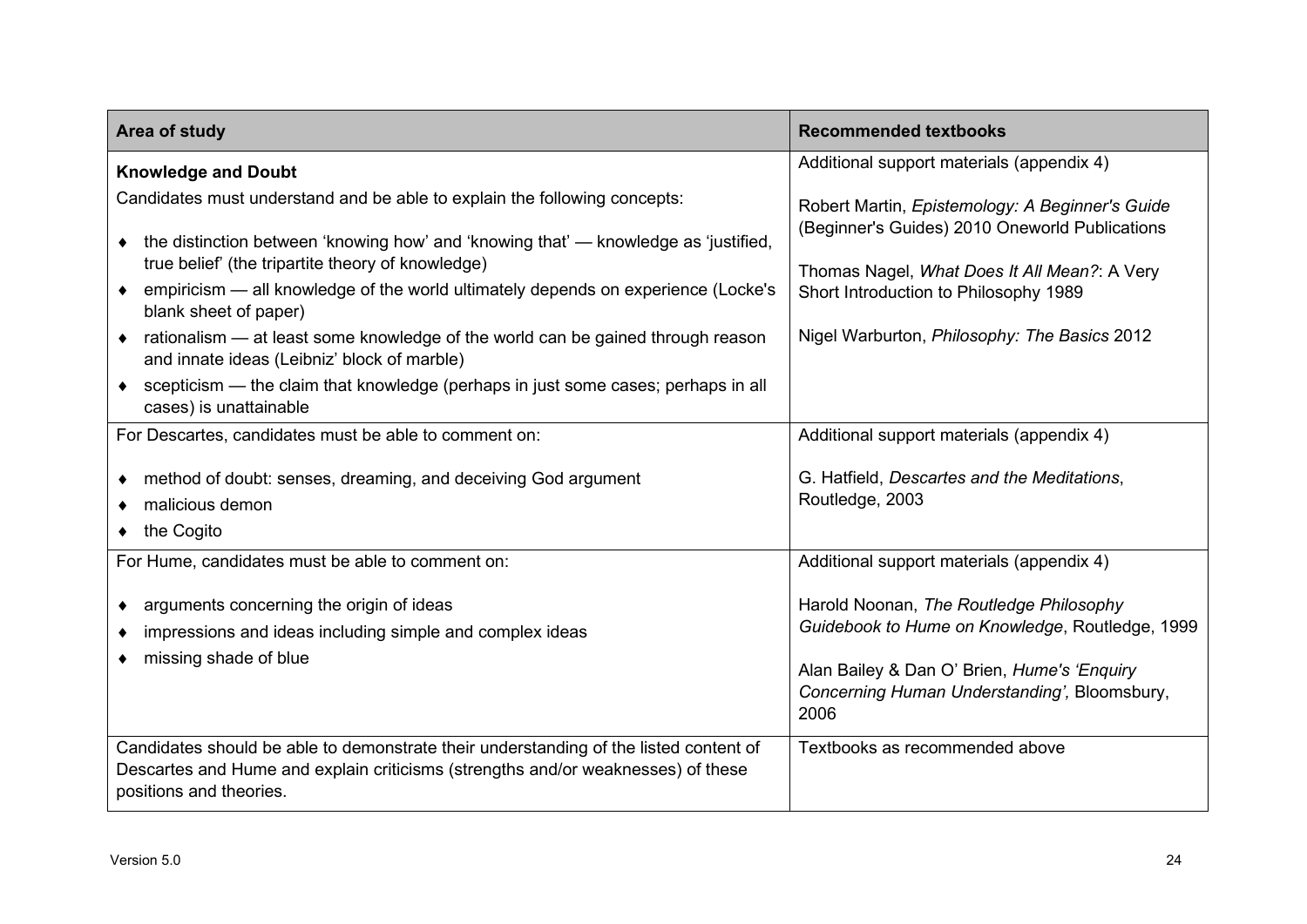| Area of study | Recommended textbooks |
|---|---|
| **Knowledge and Doubt**<br>Candidates must understand and be able to explain the following concepts:<br>♦ the distinction between 'knowing how' and 'knowing that' — knowledge as 'justified, true belief' (the tripartite theory of knowledge)<br>♦ empiricism — all knowledge of the world ultimately depends on experience (Locke's blank sheet of paper)<br>♦ rationalism — at least some knowledge of the world can be gained through reason and innate ideas (Leibniz' block of marble)<br>♦ scepticism — the claim that knowledge (perhaps in just some cases; perhaps in all cases) is unattainable | Additional support materials (appendix 4)<br><br>Robert Martin, *Epistemology: A Beginner's Guide* (Beginner's Guides) 2010 Oneworld Publications<br><br>Thomas Nagel, *What Does It All Mean?*: A Very Short Introduction to Philosophy 1989<br><br>Nigel Warburton, *Philosophy: The Basics* 2012 |
| For Descartes, candidates must be able to comment on:<br>♦ method of doubt: senses, dreaming, and deceiving God argument<br>♦ malicious demon<br>♦ the Cogito | Additional support materials (appendix 4)<br><br>G. Hatfield, *Descartes and the Meditations*, Routledge, 2003 |
| For Hume, candidates must be able to comment on:<br>♦ arguments concerning the origin of ideas<br>♦ impressions and ideas including simple and complex ideas<br>♦ missing shade of blue | Additional support materials (appendix 4)<br><br>Harold Noonan, *The Routledge Philosophy Guidebook to Hume on Knowledge*, Routledge, 1999<br><br>Alan Bailey & Dan O' Brien, *Hume's 'Enquiry Concerning Human Understanding',* Bloomsbury, 2006 |
| Candidates should be able to demonstrate their understanding of the listed content of Descartes and Hume and explain criticisms (strengths and/or weaknesses) of these positions and theories. | Textbooks as recommended above |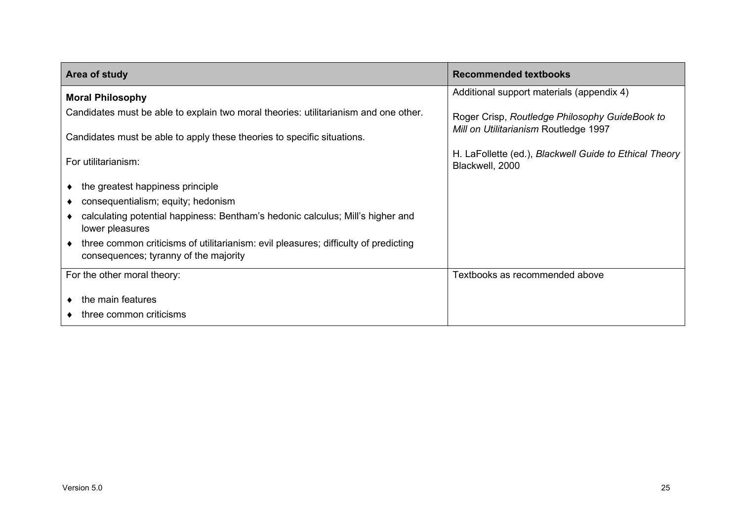| Area of study | Recommended textbooks |
| --- | --- |
| **Moral Philosophy**<br>Candidates must be able to explain two moral theories: utilitarianism and one other.<br>Candidates must be able to apply these theories to specific situations.<br>For utilitarianism:<br>♦ the greatest happiness principle<br>♦ consequentialism; equity; hedonism<br>♦ calculating potential happiness: Bentham's hedonic calculus; Mill's higher and lower pleasures<br>♦ three common criticisms of utilitarianism: evil pleasures; difficulty of predicting consequences; tyranny of the majority | Additional support materials (appendix 4)<br>Roger Crisp, *Routledge Philosophy GuideBook to Mill on Utilitarianism* Routledge 1997<br>H. LaFollette (ed.), *Blackwell Guide to Ethical Theory* Blackwell, 2000 |
| For the other moral theory:<br>♦ the main features<br>♦ three common criticisms | Textbooks as recommended above |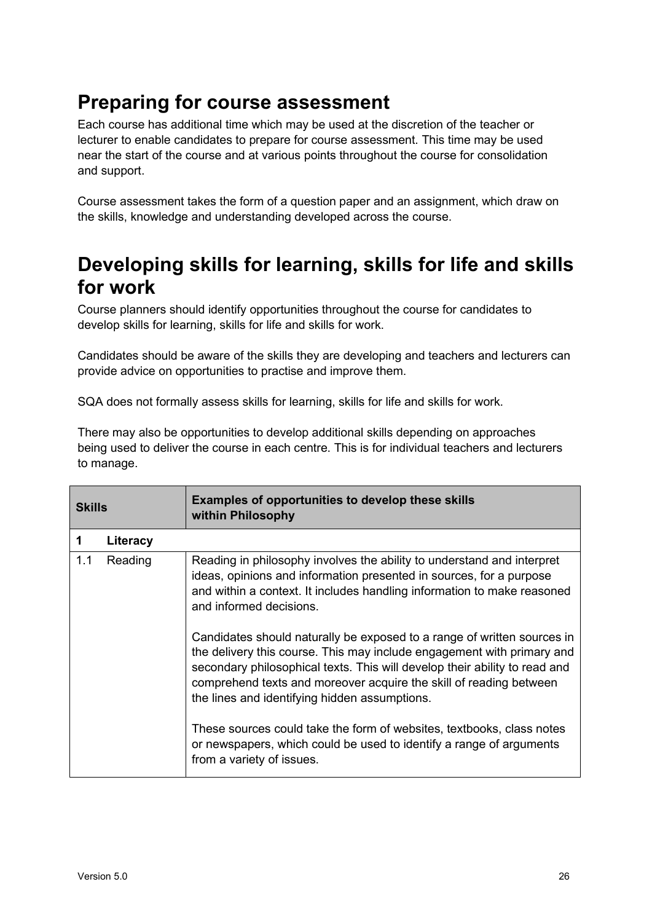## Preparing for course assessment

Each course has additional time which may be used at the discretion of the teacher or lecturer to enable candidates to prepare for course assessment. This time may be used near the start of the course and at various points throughout the course for consolidation and support.

Course assessment takes the form of a question paper and an assignment, which draw on the skills, knowledge and understanding developed across the course.

## Developing skills for learning, skills for life and skills for work

Course planners should identify opportunities throughout the course for candidates to develop skills for learning, skills for life and skills for work.

Candidates should be aware of the skills they are developing and teachers and lecturers can provide advice on opportunities to practise and improve them.

SQA does not formally assess skills for learning, skills for life and skills for work.

There may also be opportunities to develop additional skills depending on approaches being used to deliver the course in each centre. This is for individual teachers and lecturers to manage.

| Skills | | Examples of opportunities to develop these skills within Philosophy |
|---|---|---|
| **1** | **Literacy** | |
| 1.1 | Reading | Reading in philosophy involves the ability to understand and interpret ideas, opinions and information presented in sources, for a purpose and within a context. It includes handling information to make reasoned and informed decisions.<br><br>Candidates should naturally be exposed to a range of written sources in the delivery this course. This may include engagement with primary and secondary philosophical texts. This will develop their ability to read and comprehend texts and moreover acquire the skill of reading between the lines and identifying hidden assumptions.<br><br>These sources could take the form of websites, textbooks, class notes or newspapers, which could be used to identify a range of arguments from a variety of issues. |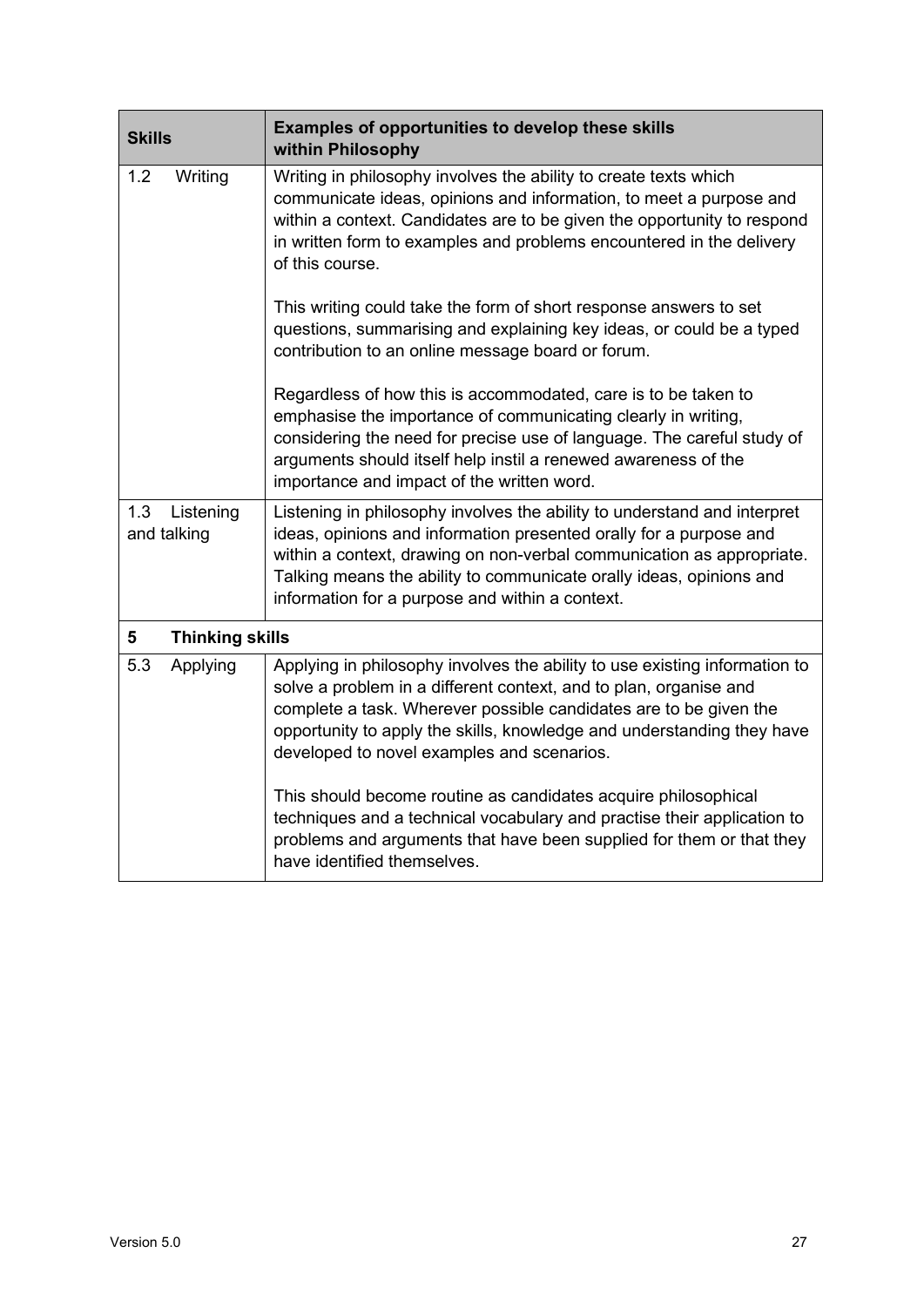| Skills | Examples of opportunities to develop these skills within Philosophy |
|---|---|
| 1.2 Writing | Writing in philosophy involves the ability to create texts which communicate ideas, opinions and information, to meet a purpose and within a context. Candidates are to be given the opportunity to respond in written form to examples and problems encountered in the delivery of this course.<br><br>This writing could take the form of short response answers to set questions, summarising and explaining key ideas, or could be a typed contribution to an online message board or forum.<br><br>Regardless of how this is accommodated, care is to be taken to emphasise the importance of communicating clearly in writing, considering the need for precise use of language. The careful study of arguments should itself help instil a renewed awareness of the importance and impact of the written word. |
| 1.3 Listening and talking | Listening in philosophy involves the ability to understand and interpret ideas, opinions and information presented orally for a purpose and within a context, drawing on non-verbal communication as appropriate. Talking means the ability to communicate orally ideas, opinions and information for a purpose and within a context. |
| **5 Thinking skills** | |
| 5.3 Applying | Applying in philosophy involves the ability to use existing information to solve a problem in a different context, and to plan, organise and complete a task. Wherever possible candidates are to be given the opportunity to apply the skills, knowledge and understanding they have developed to novel examples and scenarios.<br><br>This should become routine as candidates acquire philosophical techniques and a technical vocabulary and practise their application to problems and arguments that have been supplied for them or that they have identified themselves. |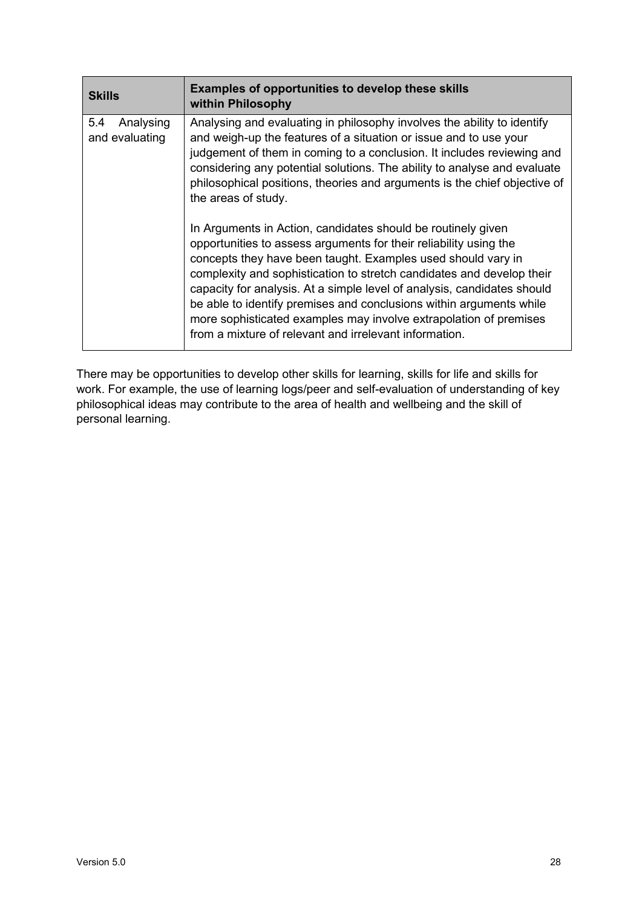| Skills | Examples of opportunities to develop these skills within Philosophy |
|---|---|
| 5.4 Analysing and evaluating | Analysing and evaluating in philosophy involves the ability to identify and weigh-up the features of a situation or issue and to use your judgement of them in coming to a conclusion. It includes reviewing and considering any potential solutions. The ability to analyse and evaluate philosophical positions, theories and arguments is the chief objective of the areas of study.<br><br>In Arguments in Action, candidates should be routinely given opportunities to assess arguments for their reliability using the concepts they have been taught. Examples used should vary in complexity and sophistication to stretch candidates and develop their capacity for analysis. At a simple level of analysis, candidates should be able to identify premises and conclusions within arguments while more sophisticated examples may involve extrapolation of premises from a mixture of relevant and irrelevant information. |

There may be opportunities to develop other skills for learning, skills for life and skills for work. For example, the use of learning logs/peer and self-evaluation of understanding of key philosophical ideas may contribute to the area of health and wellbeing and the skill of personal learning.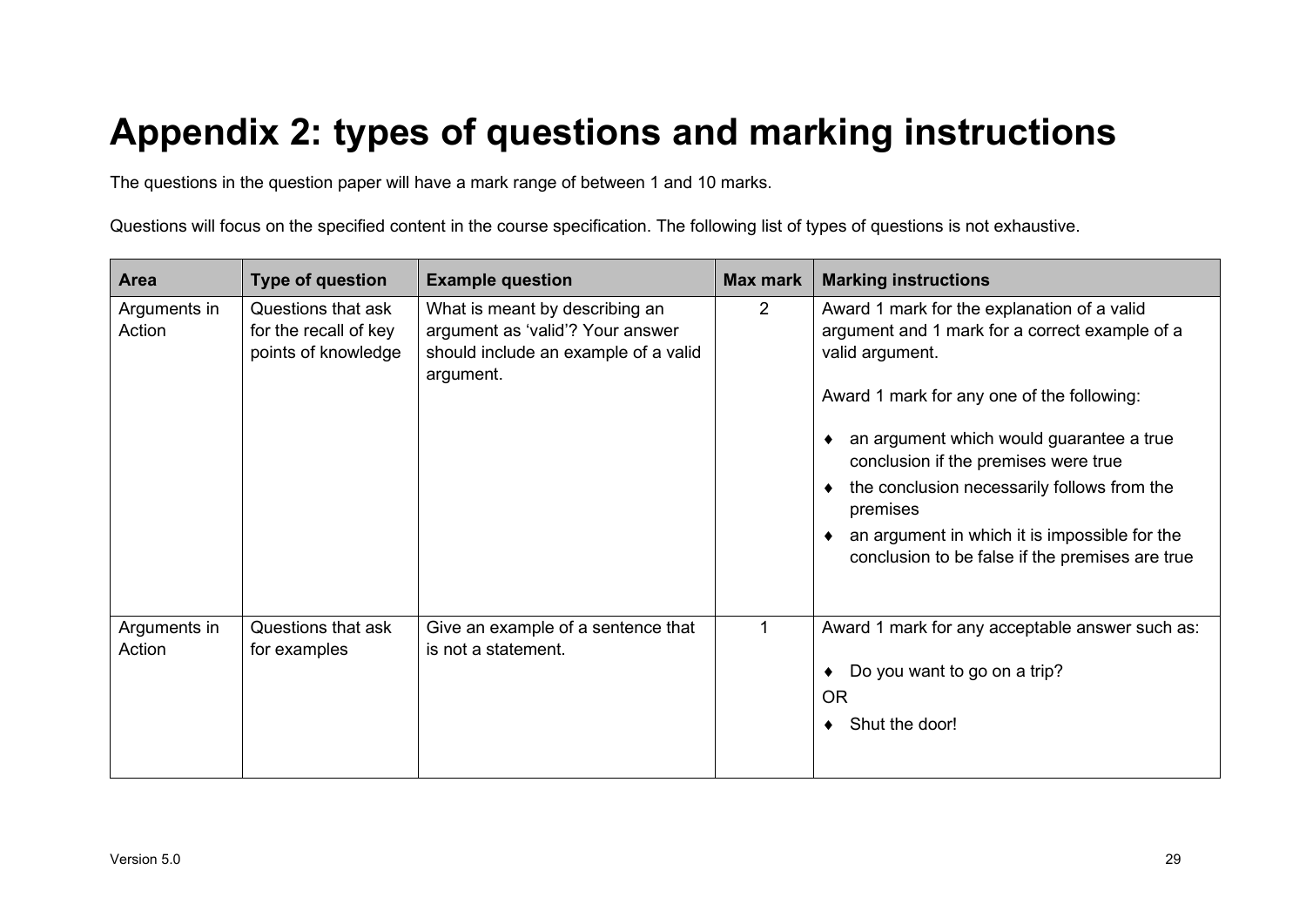# Appendix 2: types of questions and marking instructions

The questions in the question paper will have a mark range of between 1 and 10 marks.

Questions will focus on the specified content in the course specification. The following list of types of questions is not exhaustive.

| Area | Type of question | Example question | Max mark | Marking instructions |
|---|---|---|---|---|
| Arguments in Action | Questions that ask for the recall of key points of knowledge | What is meant by describing an argument as 'valid'? Your answer should include an example of a valid argument. | 2 | Award 1 mark for the explanation of a valid argument and 1 mark for a correct example of a valid argument.<br><br>Award 1 mark for any one of the following:<br><br>♦ an argument which would guarantee a true conclusion if the premises were true<br>♦ the conclusion necessarily follows from the premises<br>♦ an argument in which it is impossible for the conclusion to be false if the premises are true |
| Arguments in Action | Questions that ask for examples | Give an example of a sentence that is not a statement. | 1 | Award 1 mark for any acceptable answer such as:<br><br>♦ Do you want to go on a trip?<br>OR<br>♦ Shut the door! |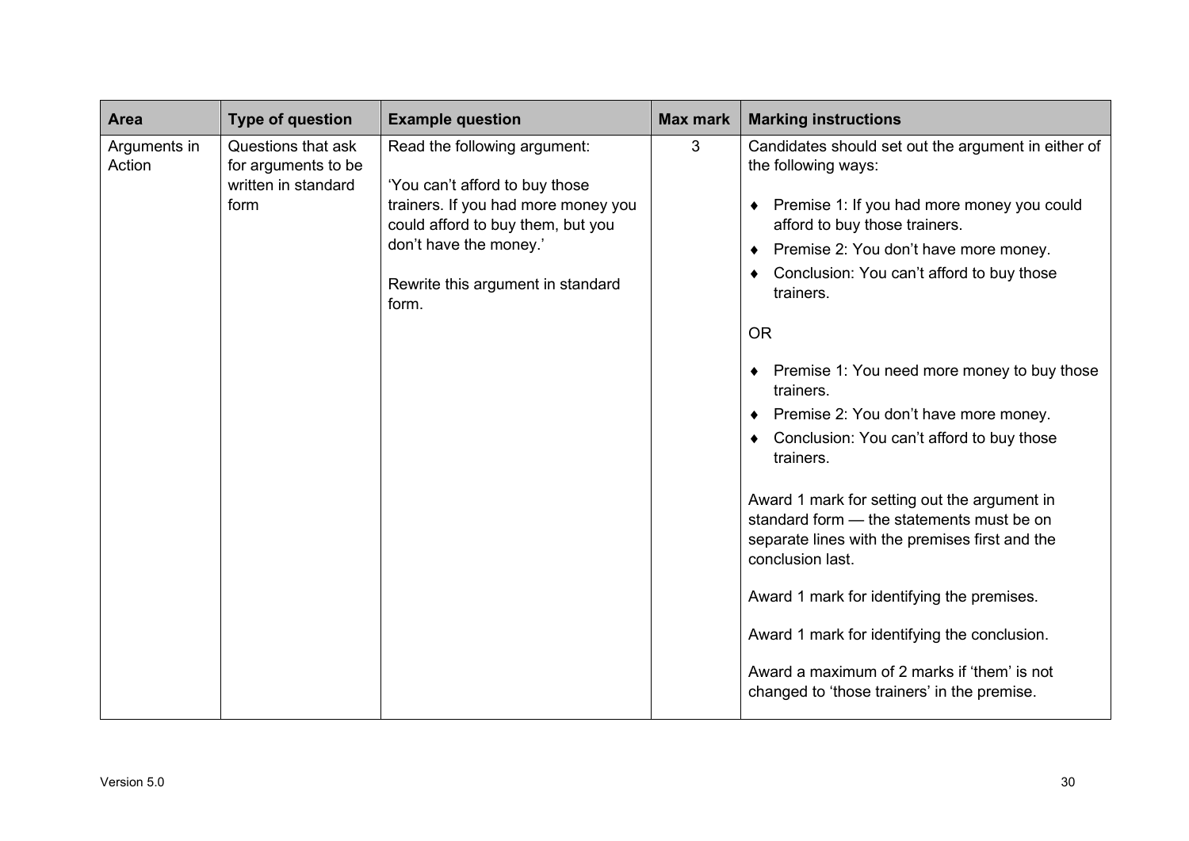| Area | Type of question | Example question | Max mark | Marking instructions |
|---|---|---|---|---|
| Arguments in Action | Questions that ask for arguments to be written in standard form | Read the following argument:<br><br>'You can't afford to buy those trainers. If you had more money you could afford to buy them, but you don't have the money.'<br><br>Rewrite this argument in standard form. | 3 | Candidates should set out the argument in either of the following ways:<br><br>♦ Premise 1: If you had more money you could afford to buy those trainers.<br>♦ Premise 2: You don't have more money.<br>♦ Conclusion: You can't afford to buy those trainers.<br><br>OR<br><br>♦ Premise 1: You need more money to buy those trainers.<br>♦ Premise 2: You don't have more money.<br>♦ Conclusion: You can't afford to buy those trainers.<br><br>Award 1 mark for setting out the argument in standard form — the statements must be on separate lines with the premises first and the conclusion last.<br><br>Award 1 mark for identifying the premises.<br><br>Award 1 mark for identifying the conclusion.<br><br>Award a maximum of 2 marks if 'them' is not changed to 'those trainers' in the premise. |

Version 5.0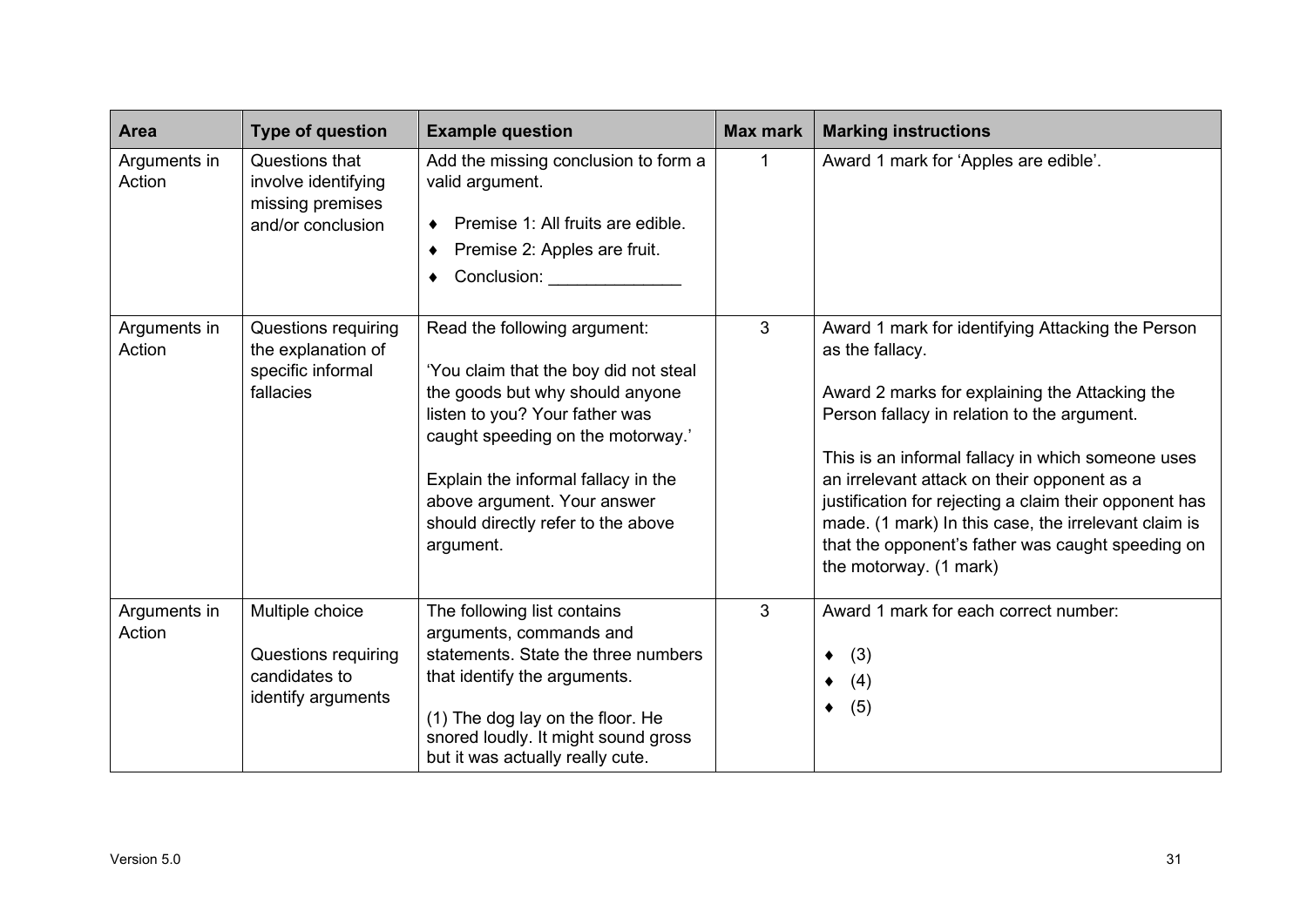| Area | Type of question | Example question | Max mark | Marking instructions |
|---|---|---|---|---|
| Arguments in Action | Questions that involve identifying missing premises and/or conclusion | Add the missing conclusion to form a valid argument.<br><br>♦ Premise 1: All fruits are edible.<br>♦ Premise 2: Apples are fruit.<br>♦ Conclusion: ______________ | 1 | Award 1 mark for 'Apples are edible'. |
| Arguments in Action | Questions requiring the explanation of specific informal fallacies | Read the following argument:<br><br>'You claim that the boy did not steal the goods but why should anyone listen to you? Your father was caught speeding on the motorway.'<br><br>Explain the informal fallacy in the above argument. Your answer should directly refer to the above argument. | 3 | Award 1 mark for identifying Attacking the Person as the fallacy.<br><br>Award 2 marks for explaining the Attacking the Person fallacy in relation to the argument.<br><br>This is an informal fallacy in which someone uses an irrelevant attack on their opponent as a justification for rejecting a claim their opponent has made. (1 mark) In this case, the irrelevant claim is that the opponent's father was caught speeding on the motorway. (1 mark) |
| Arguments in Action | Multiple choice<br><br>Questions requiring candidates to identify arguments | The following list contains arguments, commands and statements. State the three numbers that identify the arguments.<br><br>(1) The dog lay on the floor. He snored loudly. It might sound gross but it was actually really cute. | 3 | Award 1 mark for each correct number:<br><br>♦ (3)<br>♦ (4)<br>♦ (5) |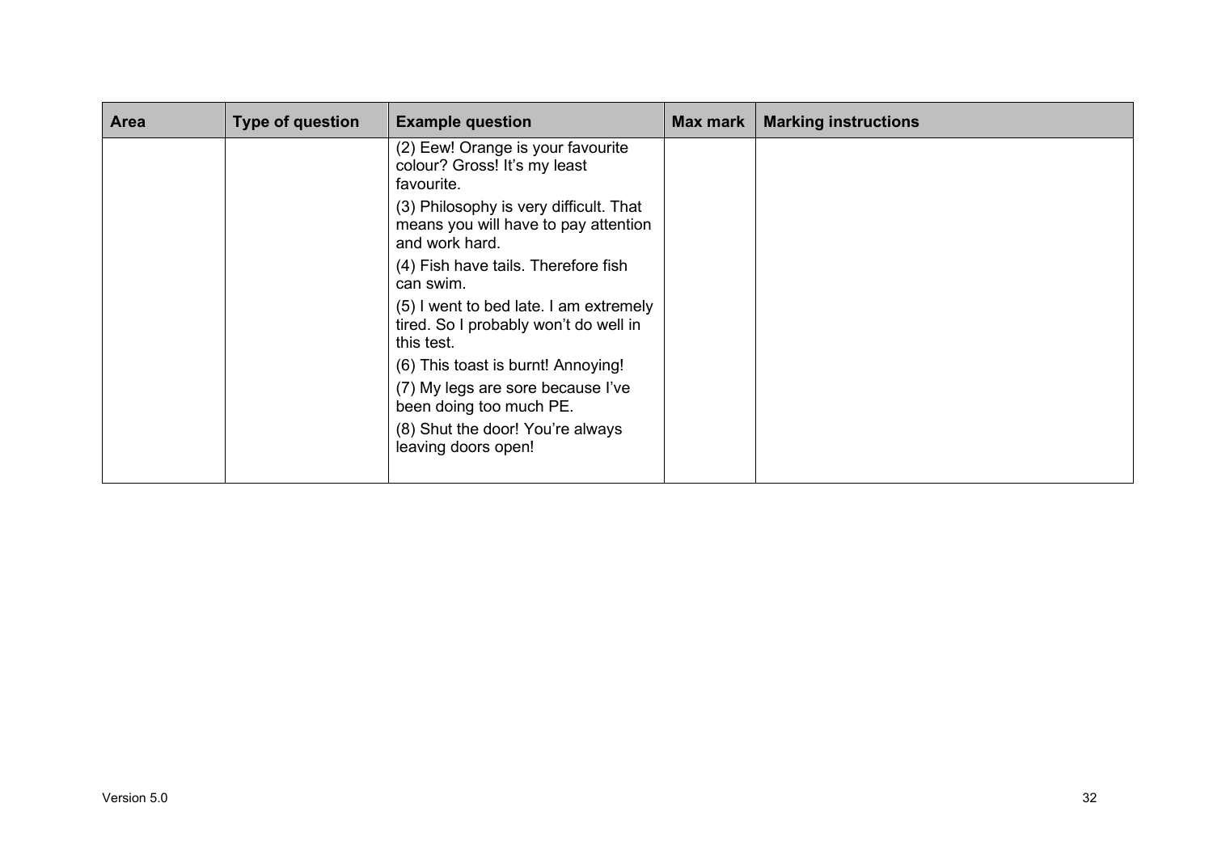| Area | Type of question | Example question | Max mark | Marking instructions |
|---|---|---|---|---|
| | | (2) Eew! Orange is your favourite colour? Gross! It's my least favourite.<br><br>(3) Philosophy is very difficult. That means you will have to pay attention and work hard.<br><br>(4) Fish have tails. Therefore fish can swim.<br><br>(5) I went to bed late. I am extremely tired. So I probably won't do well in this test.<br><br>(6) This toast is burnt! Annoying!<br><br>(7) My legs are sore because I've been doing too much PE.<br><br>(8) Shut the door! You're always leaving doors open! | | |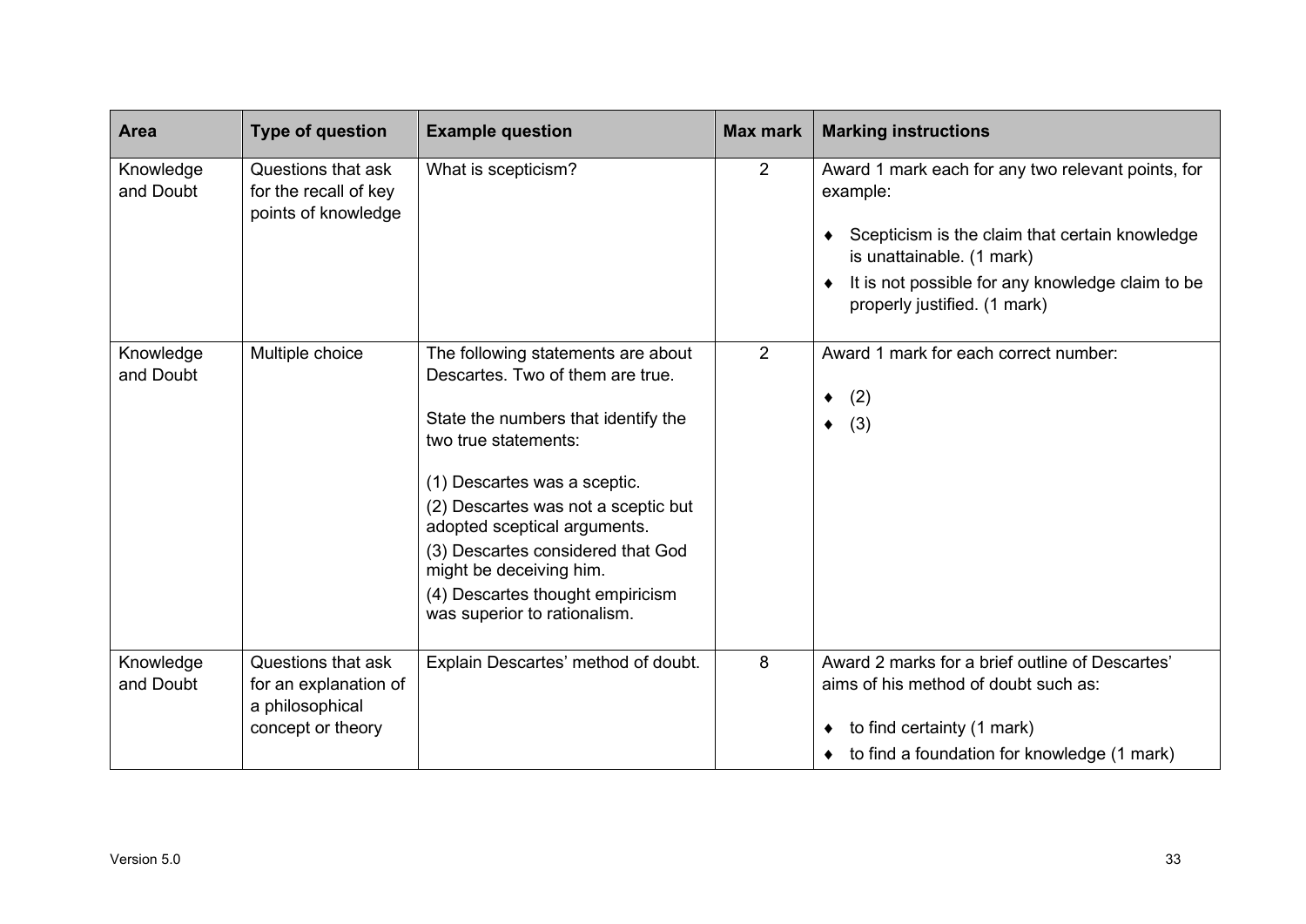| Area | Type of question | Example question | Max mark | Marking instructions |
|---|---|---|---|---|
| Knowledge and Doubt | Questions that ask for the recall of key points of knowledge | What is scepticism? | 2 | Award 1 mark each for any two relevant points, for example:<br><br>♦ Scepticism is the claim that certain knowledge is unattainable. (1 mark)<br>♦ It is not possible for any knowledge claim to be properly justified. (1 mark) |
| Knowledge and Doubt | Multiple choice | The following statements are about Descartes. Two of them are true.<br><br>State the numbers that identify the two true statements:<br><br>(1) Descartes was a sceptic.<br>(2) Descartes was not a sceptic but adopted sceptical arguments.<br>(3) Descartes considered that God might be deceiving him.<br>(4) Descartes thought empiricism was superior to rationalism. | 2 | Award 1 mark for each correct number:<br><br>♦ (2)<br>♦ (3) |
| Knowledge and Doubt | Questions that ask for an explanation of a philosophical concept or theory | Explain Descartes' method of doubt. | 8 | Award 2 marks for a brief outline of Descartes' aims of his method of doubt such as:<br><br>♦ to find certainty (1 mark)<br>♦ to find a foundation for knowledge (1 mark) |

Version 5.0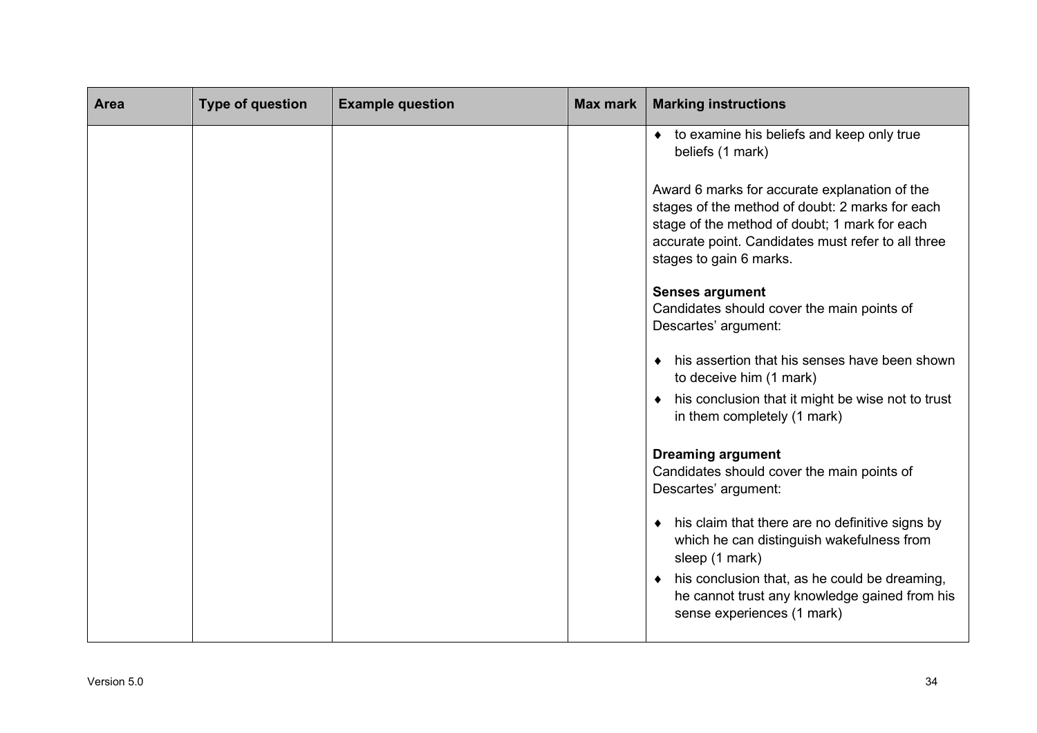| Area | Type of question | Example question | Max mark | Marking instructions |
|---|---|---|---|---|
| | | | | ♦ to examine his beliefs and keep only true beliefs (1 mark)<br><br>Award 6 marks for accurate explanation of the stages of the method of doubt: 2 marks for each stage of the method of doubt; 1 mark for each accurate point. Candidates must refer to all three stages to gain 6 marks.<br><br>**Senses argument**<br>Candidates should cover the main points of Descartes' argument:<br><br>♦ his assertion that his senses have been shown to deceive him (1 mark)<br>♦ his conclusion that it might be wise not to trust in them completely (1 mark)<br><br>**Dreaming argument**<br>Candidates should cover the main points of Descartes' argument:<br><br>♦ his claim that there are no definitive signs by which he can distinguish wakefulness from sleep (1 mark)<br>♦ his conclusion that, as he could be dreaming, he cannot trust any knowledge gained from his sense experiences (1 mark) |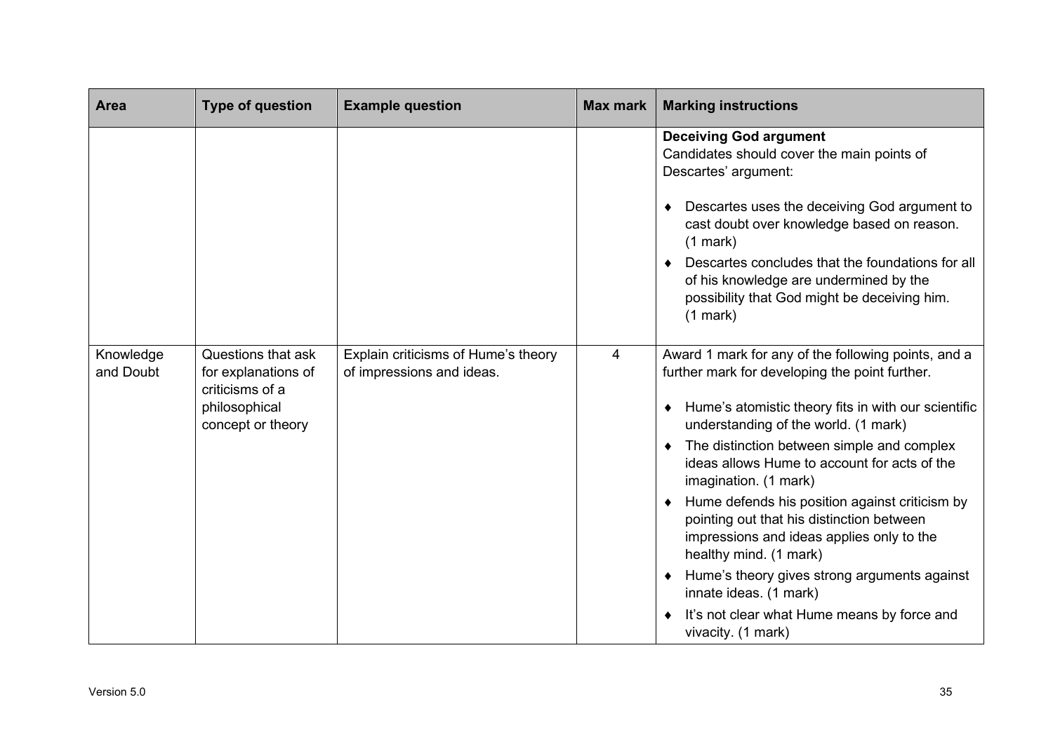| Area | Type of question | Example question | Max mark | Marking instructions |
|---|---|---|---|---|
| | | | | **Deceiving God argument**<br>Candidates should cover the main points of Descartes' argument:<br>♦ Descartes uses the deceiving God argument to cast doubt over knowledge based on reason. (1 mark)<br>♦ Descartes concludes that the foundations for all of his knowledge are undermined by the possibility that God might be deceiving him. (1 mark) |
| Knowledge and Doubt | Questions that ask for explanations of criticisms of a philosophical concept or theory | Explain criticisms of Hume's theory of impressions and ideas. | 4 | Award 1 mark for any of the following points, and a further mark for developing the point further.<br>♦ Hume's atomistic theory fits in with our scientific understanding of the world. (1 mark)<br>♦ The distinction between simple and complex ideas allows Hume to account for acts of the imagination. (1 mark)<br>♦ Hume defends his position against criticism by pointing out that his distinction between impressions and ideas applies only to the healthy mind. (1 mark)<br>♦ Hume's theory gives strong arguments against innate ideas. (1 mark)<br>♦ It's not clear what Hume means by force and vivacity. (1 mark) |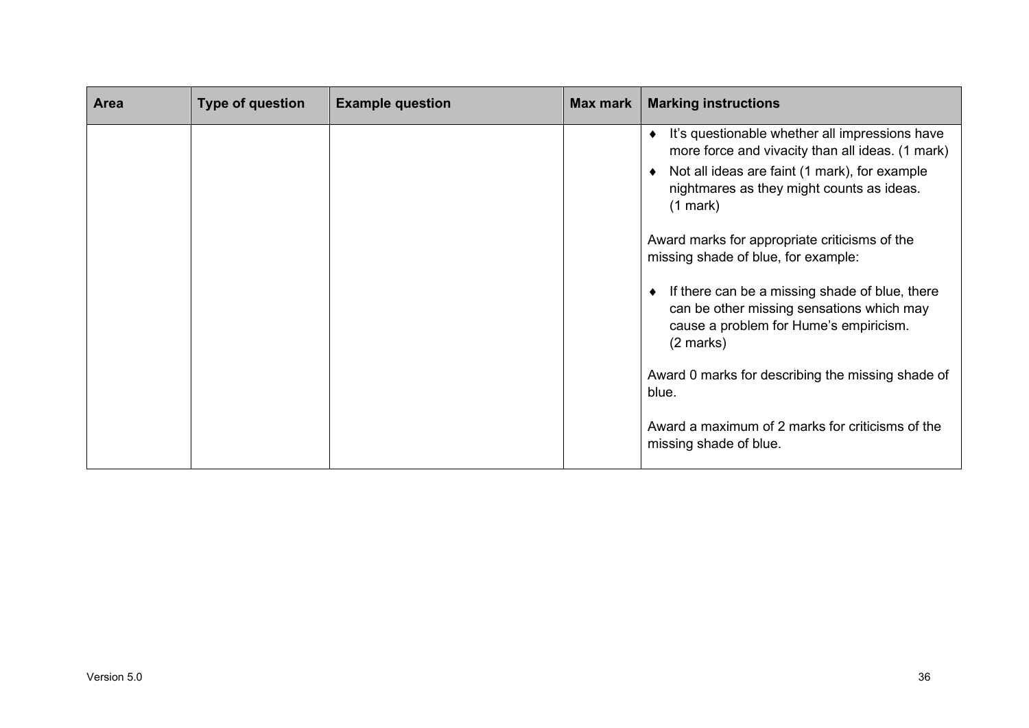| Area | Type of question | Example question | Max mark | Marking instructions |
|---|---|---|---|---|
| | | | | ♦ It's questionable whether all impressions have more force and vivacity than all ideas. (1 mark)<br>♦ Not all ideas are faint (1 mark), for example nightmares as they might counts as ideas. (1 mark)<br><br>Award marks for appropriate criticisms of the missing shade of blue, for example:<br><br>♦ If there can be a missing shade of blue, there can be other missing sensations which may cause a problem for Hume's empiricism. (2 marks)<br><br>Award 0 marks for describing the missing shade of blue.<br><br>Award a maximum of 2 marks for criticisms of the missing shade of blue. |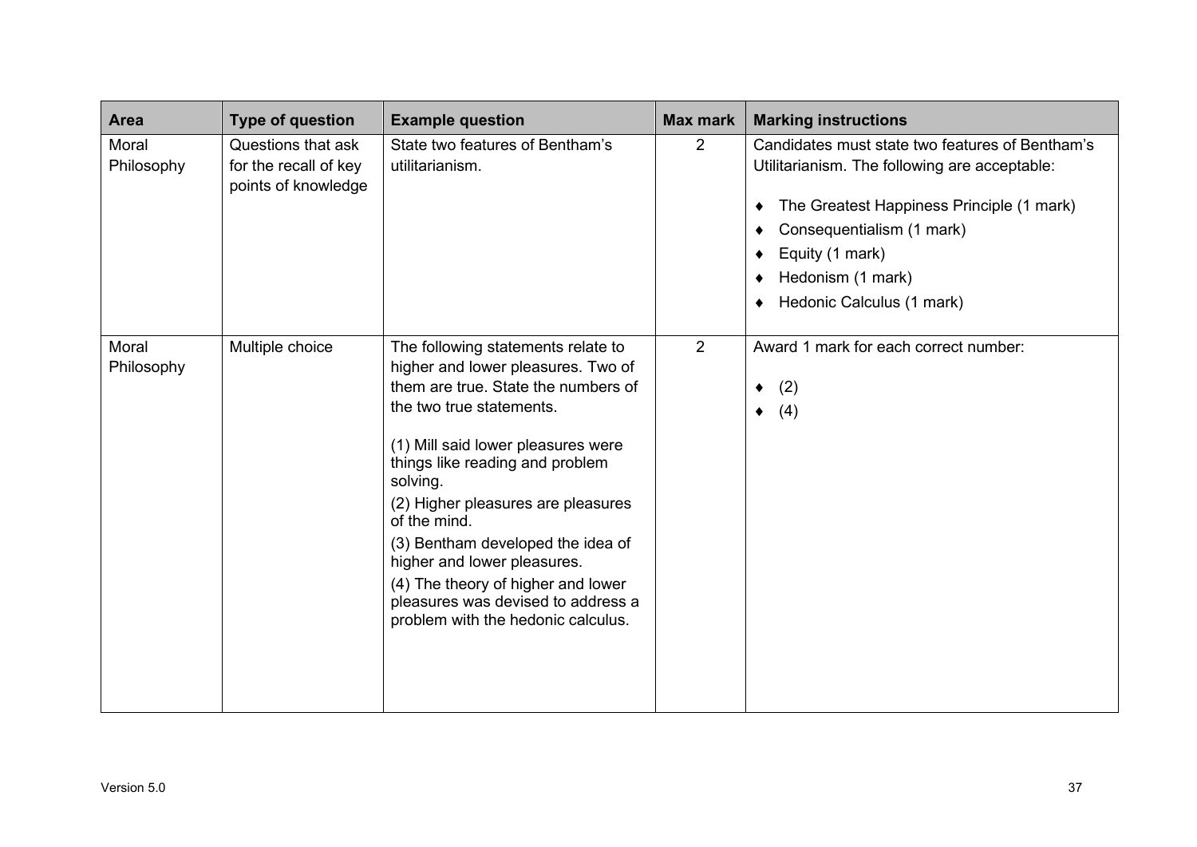| Area | Type of question | Example question | Max mark | Marking instructions |
|---|---|---|---|---|
| Moral Philosophy | Questions that ask for the recall of key points of knowledge | State two features of Bentham's utilitarianism. | 2 | Candidates must state two features of Bentham's Utilitarianism. The following are acceptable:<br><br>♦ The Greatest Happiness Principle (1 mark)<br>♦ Consequentialism (1 mark)<br>♦ Equity (1 mark)<br>♦ Hedonism (1 mark)<br>♦ Hedonic Calculus (1 mark) |
| Moral Philosophy | Multiple choice | The following statements relate to higher and lower pleasures. Two of them are true. State the numbers of the two true statements.<br><br>(1) Mill said lower pleasures were things like reading and problem solving.<br>(2) Higher pleasures are pleasures of the mind.<br>(3) Bentham developed the idea of higher and lower pleasures.<br>(4) The theory of higher and lower pleasures was devised to address a problem with the hedonic calculus. | 2 | Award 1 mark for each correct number:<br><br>♦ (2)<br>♦ (4) |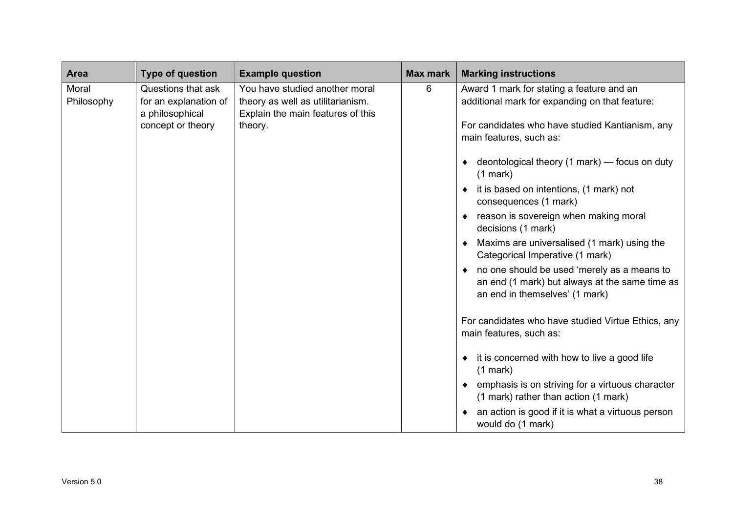| Area | Type of question | Example question | Max mark | Marking instructions |
|---|---|---|---|---|
| Moral Philosophy | Questions that ask for an explanation of a philosophical concept or theory | You have studied another moral theory as well as utilitarianism. Explain the main features of this theory. | 6 | Award 1 mark for stating a feature and an additional mark for expanding on that feature:<br><br>For candidates who have studied Kantianism, any main features, such as:<br><br>♦ deontological theory (1 mark) — focus on duty (1 mark)<br>♦ it is based on intentions, (1 mark) not consequences (1 mark)<br>♦ reason is sovereign when making moral decisions (1 mark)<br>♦ Maxims are universalised (1 mark) using the Categorical Imperative (1 mark)<br>♦ no one should be used 'merely as a means to an end (1 mark) but always at the same time as an end in themselves' (1 mark)<br><br>For candidates who have studied Virtue Ethics, any main features, such as:<br><br>♦ it is concerned with how to live a good life (1 mark)<br>♦ emphasis is on striving for a virtuous character (1 mark) rather than action (1 mark)<br>♦ an action is good if it is what a virtuous person would do (1 mark) |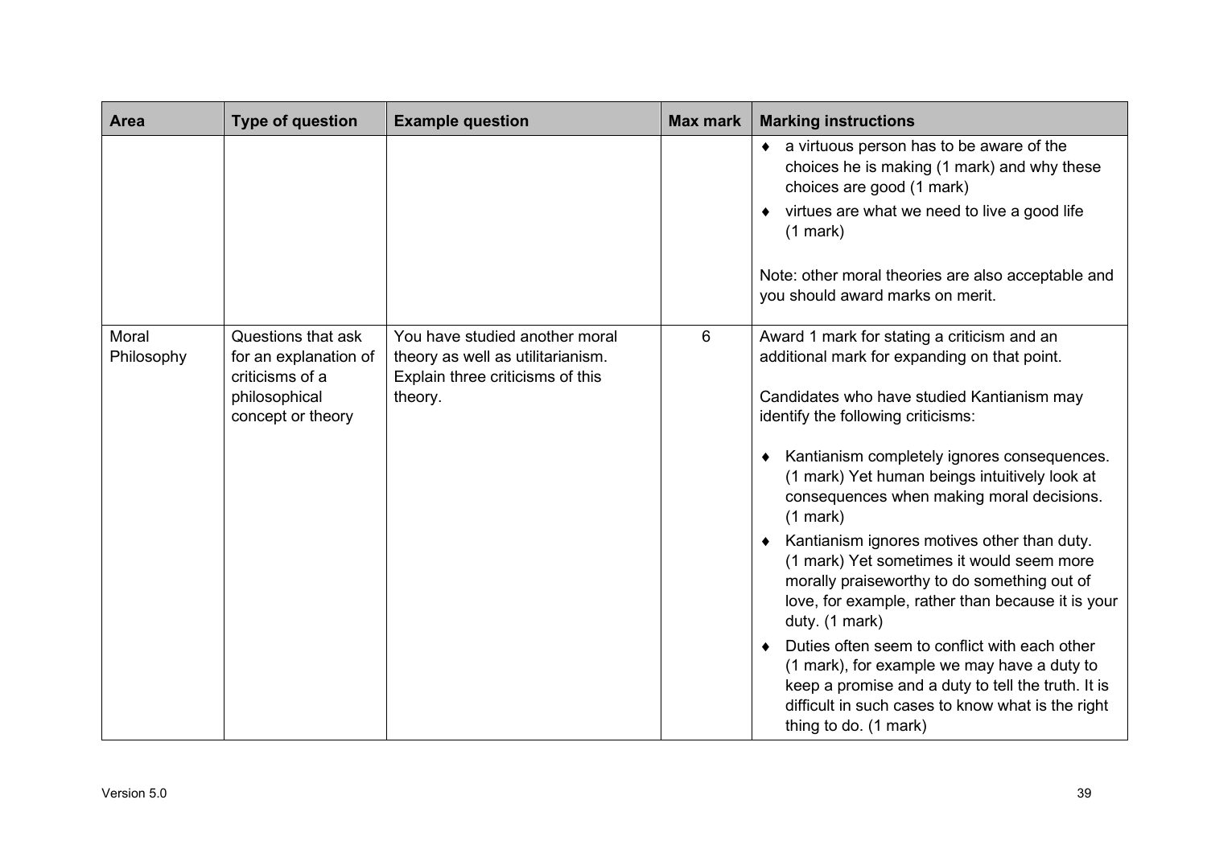| Area | Type of question | Example question | Max mark | Marking instructions |
|---|---|---|---|---|
| | | | | ♦ a virtuous person has to be aware of the choices he is making (1 mark) and why these choices are good (1 mark)<br>♦ virtues are what we need to live a good life (1 mark)<br><br>Note: other moral theories are also acceptable and you should award marks on merit. |
| Moral Philosophy | Questions that ask for an explanation of criticisms of a philosophical concept or theory | You have studied another moral theory as well as utilitarianism. Explain three criticisms of this theory. | 6 | Award 1 mark for stating a criticism and an additional mark for expanding on that point.<br><br>Candidates who have studied Kantianism may identify the following criticisms:<br><br>♦ Kantianism completely ignores consequences. (1 mark) Yet human beings intuitively look at consequences when making moral decisions. (1 mark)<br>♦ Kantianism ignores motives other than duty. (1 mark) Yet sometimes it would seem more morally praiseworthy to do something out of love, for example, rather than because it is your duty. (1 mark)<br>♦ Duties often seem to conflict with each other (1 mark), for example we may have a duty to keep a promise and a duty to tell the truth. It is difficult in such cases to know what is the right thing to do. (1 mark) |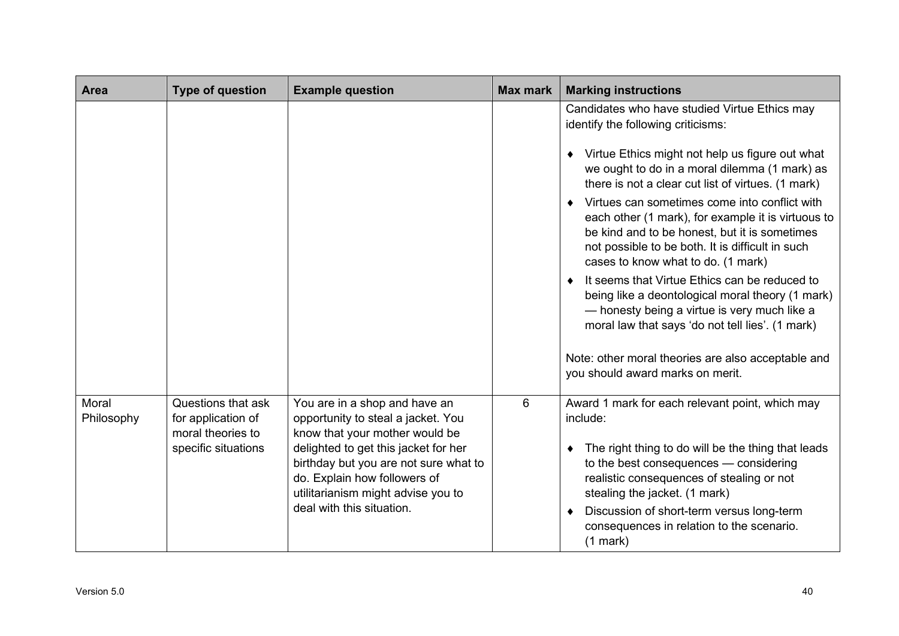| Area | Type of question | Example question | Max mark | Marking instructions |
|---|---|---|---|---|
| | | | | Candidates who have studied Virtue Ethics may identify the following criticisms:<br><br>♦ Virtue Ethics might not help us figure out what we ought to do in a moral dilemma (1 mark) as there is not a clear cut list of virtues. (1 mark)<br>♦ Virtues can sometimes come into conflict with each other (1 mark), for example it is virtuous to be kind and to be honest, but it is sometimes not possible to be both. It is difficult in such cases to know what to do. (1 mark)<br>♦ It seems that Virtue Ethics can be reduced to being like a deontological moral theory (1 mark) — honesty being a virtue is very much like a moral law that says 'do not tell lies'. (1 mark)<br><br>Note: other moral theories are also acceptable and you should award marks on merit. |
| Moral Philosophy | Questions that ask for application of moral theories to specific situations | You are in a shop and have an opportunity to steal a jacket. You know that your mother would be delighted to get this jacket for her birthday but you are not sure what to do. Explain how followers of utilitarianism might advise you to deal with this situation. | 6 | Award 1 mark for each relevant point, which may include:<br><br>♦ The right thing to do will be the thing that leads to the best consequences — considering realistic consequences of stealing or not stealing the jacket. (1 mark)<br>♦ Discussion of short-term versus long-term consequences in relation to the scenario. (1 mark) |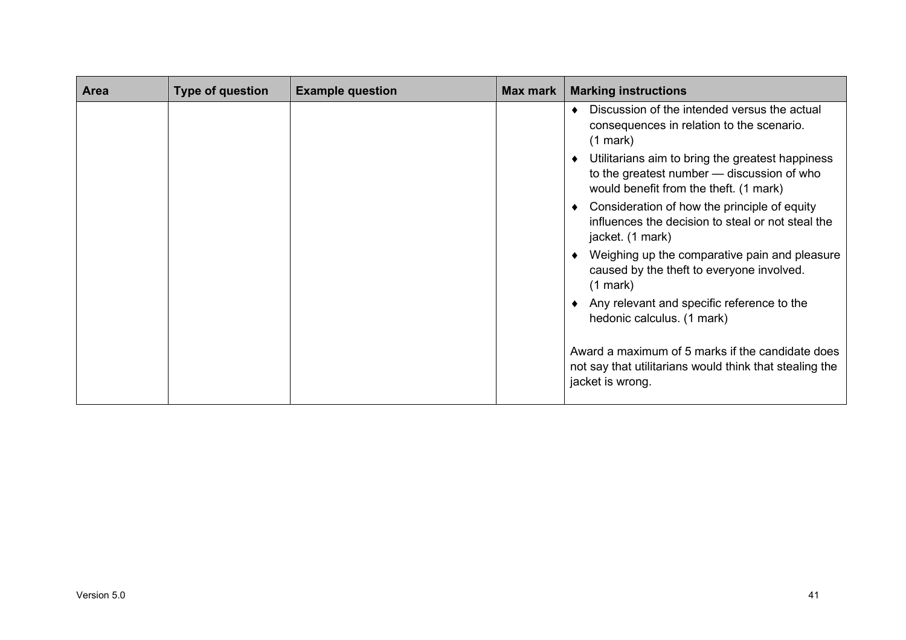| Area | Type of question | Example question | Max mark | Marking instructions |
|---|---|---|---|---|
| | | | | ♦ Discussion of the intended versus the actual consequences in relation to the scenario. (1 mark)<br>♦ Utilitarians aim to bring the greatest happiness to the greatest number — discussion of who would benefit from the theft. (1 mark)<br>♦ Consideration of how the principle of equity influences the decision to steal or not steal the jacket. (1 mark)<br>♦ Weighing up the comparative pain and pleasure caused by the theft to everyone involved. (1 mark)<br>♦ Any relevant and specific reference to the hedonic calculus. (1 mark)<br><br>Award a maximum of 5 marks if the candidate does not say that utilitarians would think that stealing the jacket is wrong. |

Version 5.0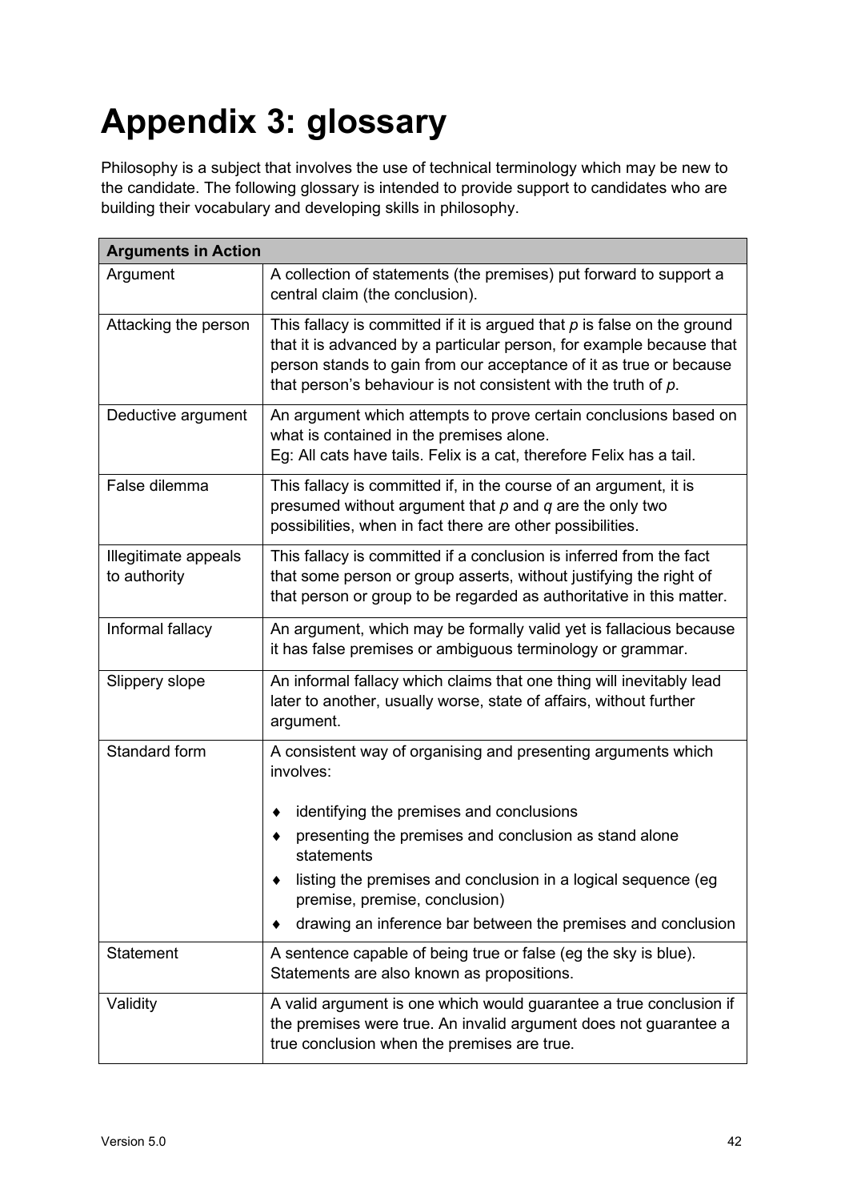# Appendix 3: glossary

Philosophy is a subject that involves the use of technical terminology which may be new to the candidate. The following glossary is intended to provide support to candidates who are building their vocabulary and developing skills in philosophy.

| **Arguments in Action** | |
|---|---|
| Argument | A collection of statements (the premises) put forward to support a central claim (the conclusion). |
| Attacking the person | This fallacy is committed if it is argued that *p* is false on the ground that it is advanced by a particular person, for example because that person stands to gain from our acceptance of it as true or because that person's behaviour is not consistent with the truth of *p*. |
| Deductive argument | An argument which attempts to prove certain conclusions based on what is contained in the premises alone.<br>Eg: All cats have tails. Felix is a cat, therefore Felix has a tail. |
| False dilemma | This fallacy is committed if, in the course of an argument, it is presumed without argument that *p* and *q* are the only two possibilities, when in fact there are other possibilities. |
| Illegitimate appeals to authority | This fallacy is committed if a conclusion is inferred from the fact that some person or group asserts, without justifying the right of that person or group to be regarded as authoritative in this matter. |
| Informal fallacy | An argument, which may be formally valid yet is fallacious because it has false premises or ambiguous terminology or grammar. |
| Slippery slope | An informal fallacy which claims that one thing will inevitably lead later to another, usually worse, state of affairs, without further argument. |
| Standard form | A consistent way of organising and presenting arguments which involves:<br>♦ identifying the premises and conclusions<br>♦ presenting the premises and conclusion as stand alone statements<br>♦ listing the premises and conclusion in a logical sequence (eg premise, premise, conclusion)<br>♦ drawing an inference bar between the premises and conclusion |
| Statement | A sentence capable of being true or false (eg the sky is blue). Statements are also known as propositions. |
| Validity | A valid argument is one which would guarantee a true conclusion if the premises were true. An invalid argument does not guarantee a true conclusion when the premises are true. |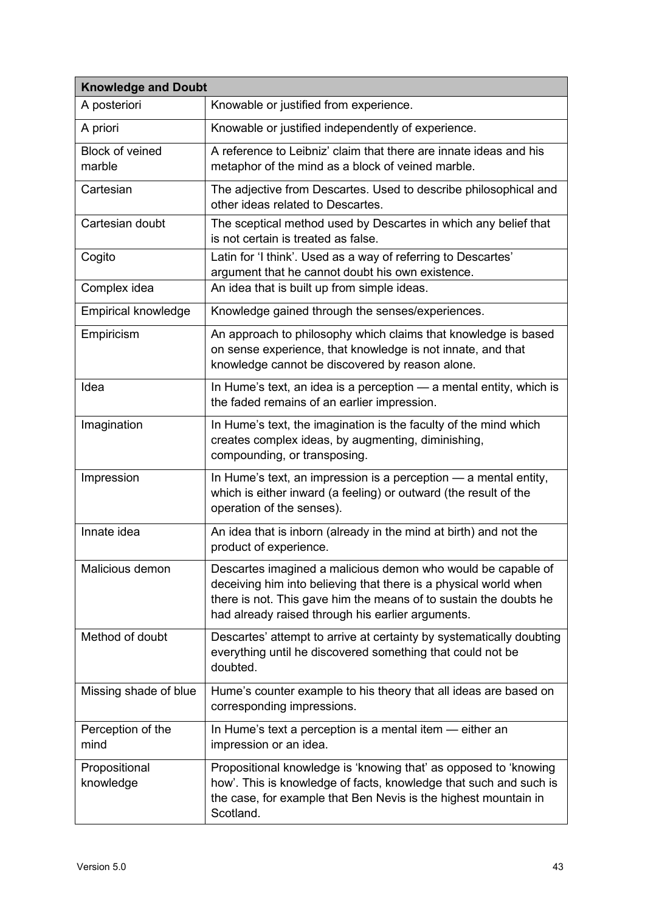| Knowledge and Doubt | |
|---|---|
| A posteriori | Knowable or justified from experience. |
| A priori | Knowable or justified independently of experience. |
| Block of veined marble | A reference to Leibniz' claim that there are innate ideas and his metaphor of the mind as a block of veined marble. |
| Cartesian | The adjective from Descartes. Used to describe philosophical and other ideas related to Descartes. |
| Cartesian doubt | The sceptical method used by Descartes in which any belief that is not certain is treated as false. |
| Cogito | Latin for 'I think'. Used as a way of referring to Descartes' argument that he cannot doubt his own existence. |
| Complex idea | An idea that is built up from simple ideas. |
| Empirical knowledge | Knowledge gained through the senses/experiences. |
| Empiricism | An approach to philosophy which claims that knowledge is based on sense experience, that knowledge is not innate, and that knowledge cannot be discovered by reason alone. |
| Idea | In Hume's text, an idea is a perception — a mental entity, which is the faded remains of an earlier impression. |
| Imagination | In Hume's text, the imagination is the faculty of the mind which creates complex ideas, by augmenting, diminishing, compounding, or transposing. |
| Impression | In Hume's text, an impression is a perception — a mental entity, which is either inward (a feeling) or outward (the result of the operation of the senses). |
| Innate idea | An idea that is inborn (already in the mind at birth) and not the product of experience. |
| Malicious demon | Descartes imagined a malicious demon who would be capable of deceiving him into believing that there is a physical world when there is not. This gave him the means of to sustain the doubts he had already raised through his earlier arguments. |
| Method of doubt | Descartes' attempt to arrive at certainty by systematically doubting everything until he discovered something that could not be doubted. |
| Missing shade of blue | Hume's counter example to his theory that all ideas are based on corresponding impressions. |
| Perception of the mind | In Hume's text a perception is a mental item — either an impression or an idea. |
| Propositional knowledge | Propositional knowledge is 'knowing that' as opposed to 'knowing how'. This is knowledge of facts, knowledge that such and such is the case, for example that Ben Nevis is the highest mountain in Scotland. |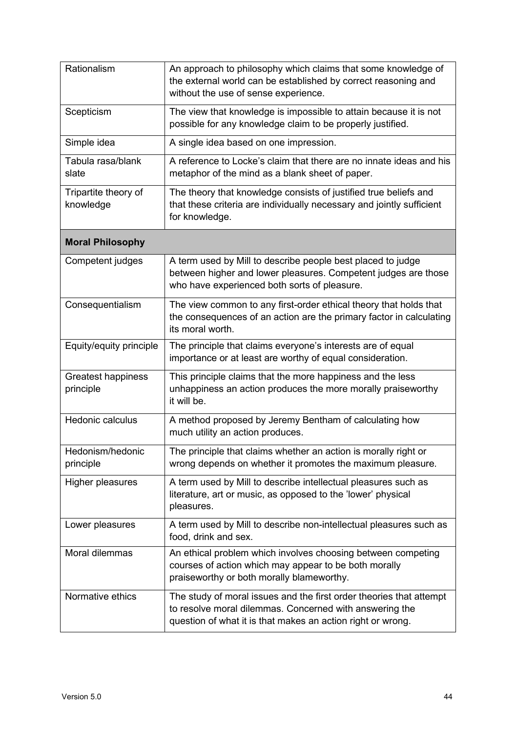| | |
|---|---|
| Rationalism | An approach to philosophy which claims that some knowledge of the external world can be established by correct reasoning and without the use of sense experience. |
| Scepticism | The view that knowledge is impossible to attain because it is not possible for any knowledge claim to be properly justified. |
| Simple idea | A single idea based on one impression. |
| Tabula rasa/blank slate | A reference to Locke's claim that there are no innate ideas and his metaphor of the mind as a blank sheet of paper. |
| Tripartite theory of knowledge | The theory that knowledge consists of justified true beliefs and that these criteria are individually necessary and jointly sufficient for knowledge. |
| **Moral Philosophy** | |
| Competent judges | A term used by Mill to describe people best placed to judge between higher and lower pleasures. Competent judges are those who have experienced both sorts of pleasure. |
| Consequentialism | The view common to any first-order ethical theory that holds that the consequences of an action are the primary factor in calculating its moral worth. |
| Equity/equity principle | The principle that claims everyone's interests are of equal importance or at least are worthy of equal consideration. |
| Greatest happiness principle | This principle claims that the more happiness and the less unhappiness an action produces the more morally praiseworthy it will be. |
| Hedonic calculus | A method proposed by Jeremy Bentham of calculating how much utility an action produces. |
| Hedonism/hedonic principle | The principle that claims whether an action is morally right or wrong depends on whether it promotes the maximum pleasure. |
| Higher pleasures | A term used by Mill to describe intellectual pleasures such as literature, art or music, as opposed to the 'lower' physical pleasures. |
| Lower pleasures | A term used by Mill to describe non-intellectual pleasures such as food, drink and sex. |
| Moral dilemmas | An ethical problem which involves choosing between competing courses of action which may appear to be both morally praiseworthy or both morally blameworthy. |
| Normative ethics | The study of moral issues and the first order theories that attempt to resolve moral dilemmas. Concerned with answering the question of what it is that makes an action right or wrong. |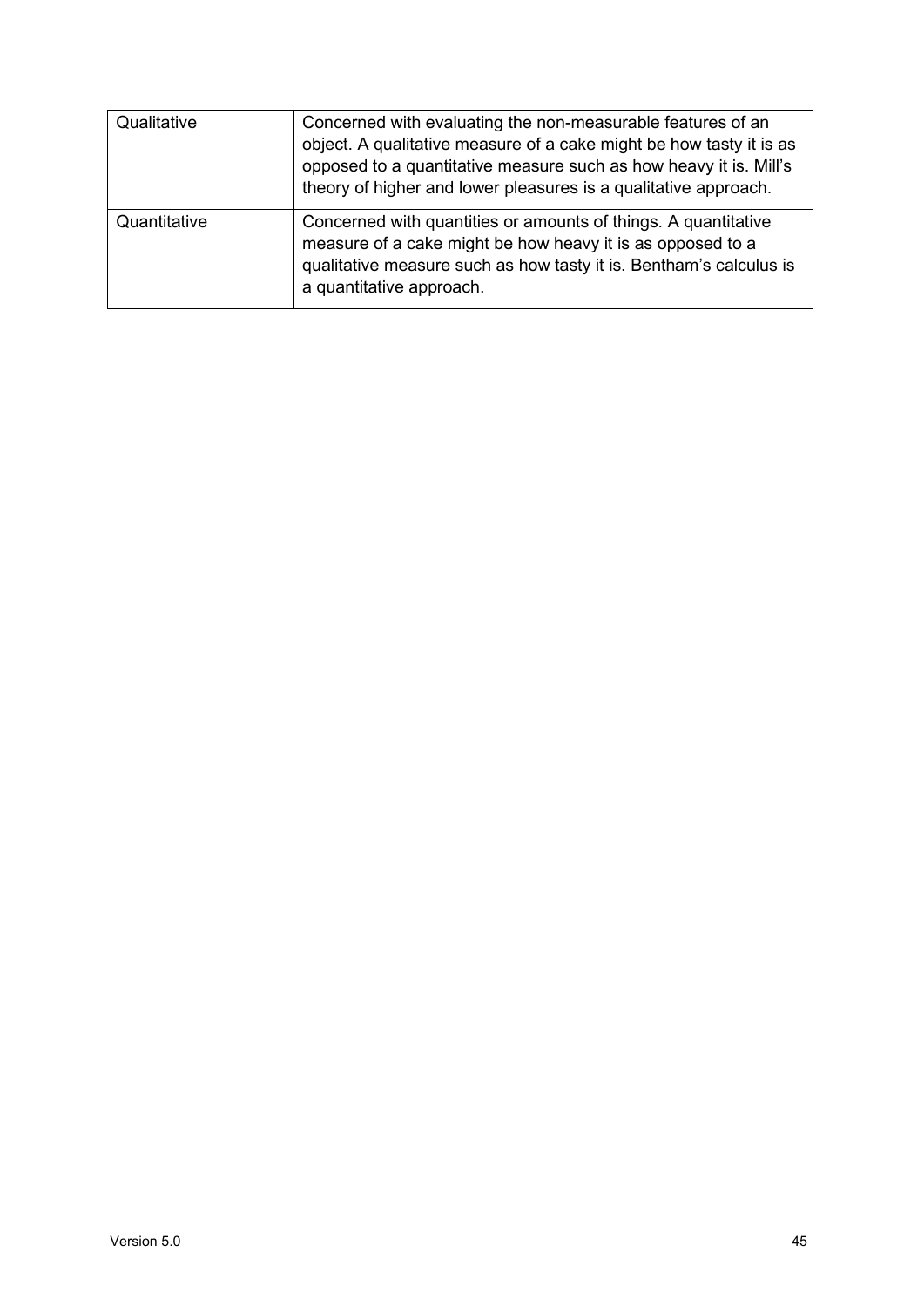| | |
|---|---|
| Qualitative | Concerned with evaluating the non-measurable features of an object. A qualitative measure of a cake might be how tasty it is as opposed to a quantitative measure such as how heavy it is. Mill's theory of higher and lower pleasures is a qualitative approach. |
| Quantitative | Concerned with quantities or amounts of things. A quantitative measure of a cake might be how heavy it is as opposed to a qualitative measure such as how tasty it is. Bentham's calculus is a quantitative approach. |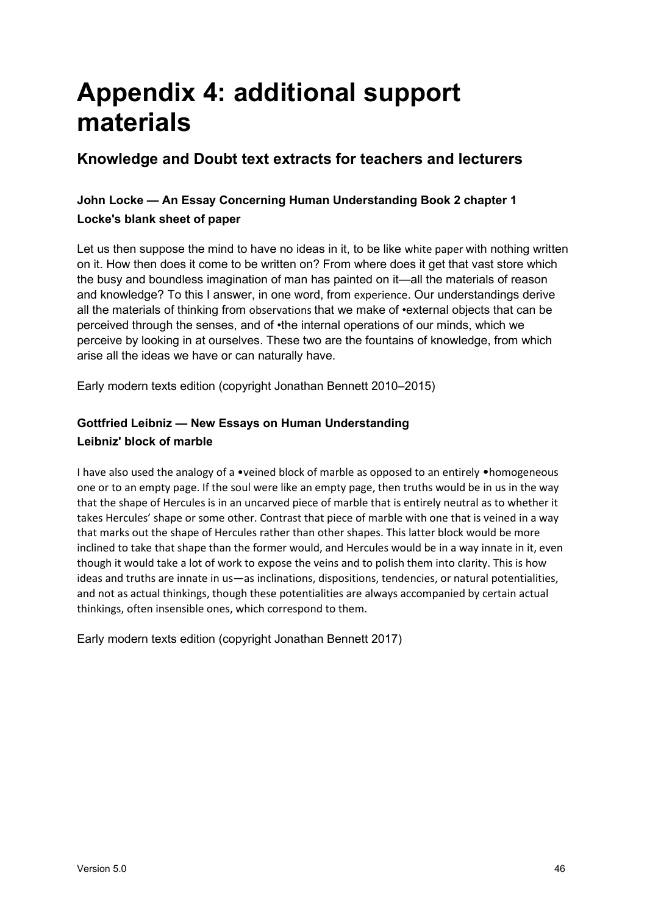# Appendix 4: additional support materials

## Knowledge and Doubt text extracts for teachers and lecturers

### John Locke — An Essay Concerning Human Understanding Book 2 chapter 1
### Locke's blank sheet of paper

Let us then suppose the mind to have no ideas in it, to be like white paper with nothing written on it. How then does it come to be written on? From where does it get that vast store which the busy and boundless imagination of man has painted on it—all the materials of reason and knowledge? To this I answer, in one word, from experience. Our understandings derive all the materials of thinking from observations that we make of •external objects that can be perceived through the senses, and of •the internal operations of our minds, which we perceive by looking in at ourselves. These two are the fountains of knowledge, from which arise all the ideas we have or can naturally have.

Early modern texts edition (copyright Jonathan Bennett 2010–2015)

### Gottfried Leibniz — New Essays on Human Understanding
### Leibniz' block of marble

I have also used the analogy of a •veined block of marble as opposed to an entirely •homogeneous one or to an empty page. If the soul were like an empty page, then truths would be in us in the way that the shape of Hercules is in an uncarved piece of marble that is entirely neutral as to whether it takes Hercules' shape or some other. Contrast that piece of marble with one that is veined in a way that marks out the shape of Hercules rather than other shapes. This latter block would be more inclined to take that shape than the former would, and Hercules would be in a way innate in it, even though it would take a lot of work to expose the veins and to polish them into clarity. This is how ideas and truths are innate in us—as inclinations, dispositions, tendencies, or natural potentialities, and not as actual thinkings, though these potentialities are always accompanied by certain actual thinkings, often insensible ones, which correspond to them.

Early modern texts edition (copyright Jonathan Bennett 2017)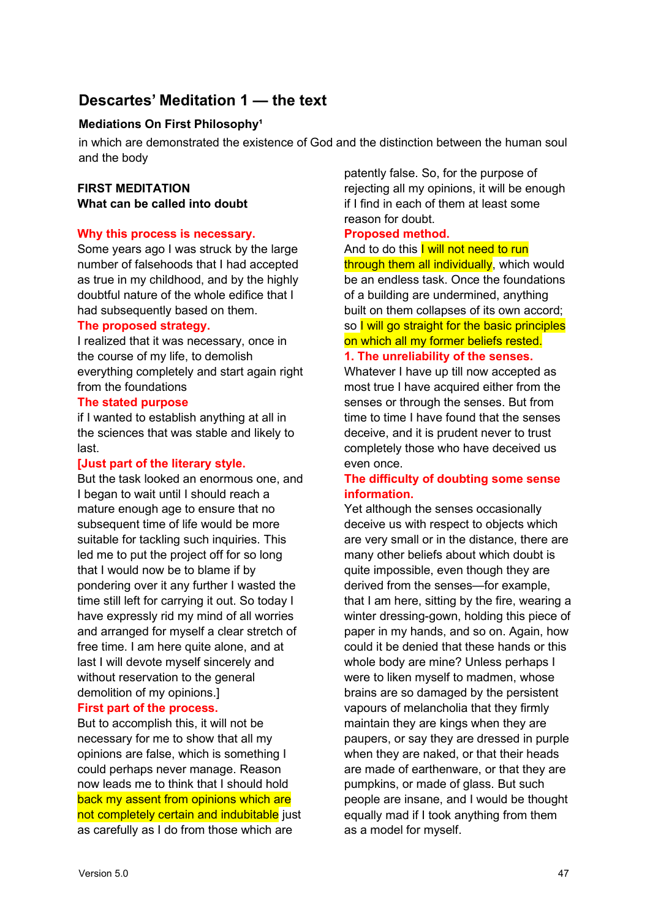# Descartes' Meditation 1 — the text

**Mediations On First Philosophy[1]**

in which are demonstrated the existence of God and the distinction between the human soul and the body

**FIRST MEDITATION**
**What can be called into doubt**

**Why this process is necessary.**

Some years ago I was struck by the large number of falsehoods that I had accepted as true in my childhood, and by the highly doubtful nature of the whole edifice that I had subsequently based on them.

**The proposed strategy.**

I realized that it was necessary, once in the course of my life, to demolish everything completely and start again right from the foundations

**The stated purpose**

if I wanted to establish anything at all in the sciences that was stable and likely to last.

**[Just part of the literary style.**

But the task looked an enormous one, and I began to wait until I should reach a mature enough age to ensure that no subsequent time of life would be more suitable for tackling such inquiries. This led me to put the project off for so long that I would now be to blame if by pondering over it any further I wasted the time still left for carrying it out. So today I have expressly rid my mind of all worries and arranged for myself a clear stretch of free time. I am here quite alone, and at last I will devote myself sincerely and without reservation to the general demolition of my opinions.]

**First part of the process.**

But to accomplish this, it will not be necessary for me to show that all my opinions are false, which is something I could perhaps never manage. Reason now leads me to think that I should hold back my assent from opinions which are not completely certain and indubitable just as carefully as I do from those which are patently false. So, for the purpose of rejecting all my opinions, it will be enough if I find in each of them at least some reason for doubt.

**Proposed method.**

And to do this I will not need to run through them all individually, which would be an endless task. Once the foundations of a building are undermined, anything built on them collapses of its own accord; so I will go straight for the basic principles on which all my former beliefs rested.

**1. The unreliability of the senses.**

Whatever I have up till now accepted as most true I have acquired either from the senses or through the senses. But from time to time I have found that the senses deceive, and it is prudent never to trust completely those who have deceived us even once.

**The difficulty of doubting some sense information.**

Yet although the senses occasionally deceive us with respect to objects which are very small or in the distance, there are many other beliefs about which doubt is quite impossible, even though they are derived from the senses—for example, that I am here, sitting by the fire, wearing a winter dressing-gown, holding this piece of paper in my hands, and so on. Again, how could it be denied that these hands or this whole body are mine? Unless perhaps I were to liken myself to madmen, whose brains are so damaged by the persistent vapours of melancholia that they firmly maintain they are kings when they are paupers, or say they are dressed in purple when they are naked, or that their heads are made of earthenware, or that they are pumpkins, or made of glass. But such people are insane, and I would be thought equally mad if I took anything from them as a model for myself.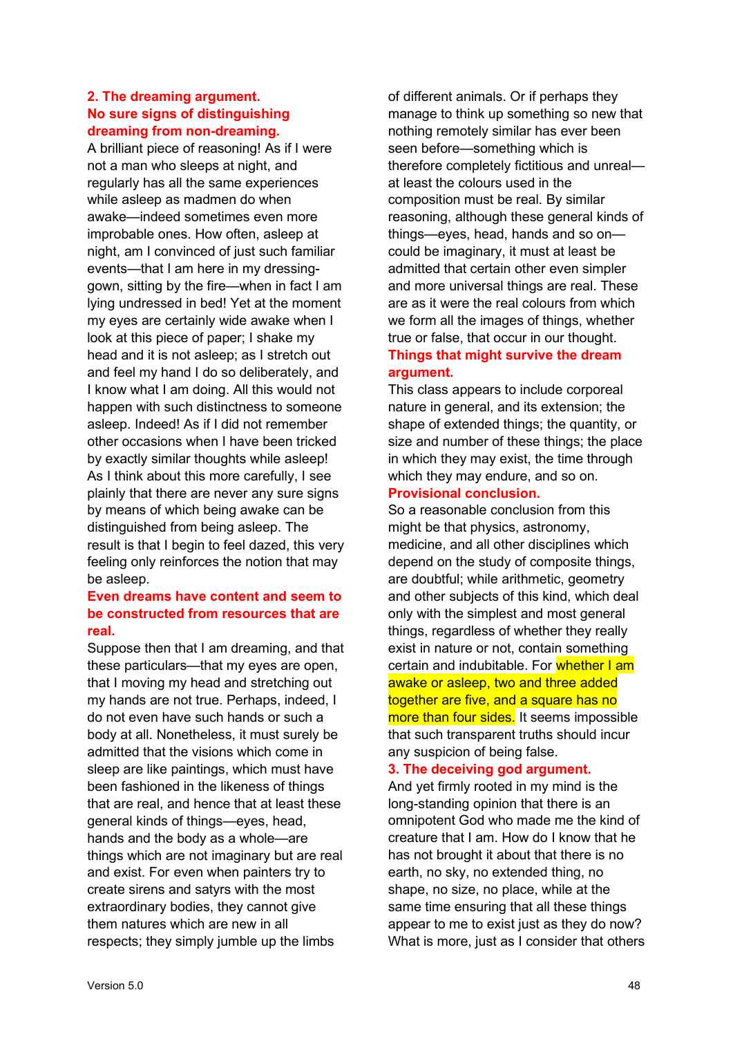### 2. The dreaming argument. No sure signs of distinguishing dreaming from non-dreaming.

A brilliant piece of reasoning! As if I were not a man who sleeps at night, and regularly has all the same experiences while asleep as madmen do when awake—indeed sometimes even more improbable ones. How often, asleep at night, am I convinced of just such familiar events—that I am here in my dressing-gown, sitting by the fire—when in fact I am lying undressed in bed! Yet at the moment my eyes are certainly wide awake when I look at this piece of paper; I shake my head and it is not asleep; as I stretch out and feel my hand I do so deliberately, and I know what I am doing. All this would not happen with such distinctness to someone asleep. Indeed! As if I did not remember other occasions when I have been tricked by exactly similar thoughts while asleep! As I think about this more carefully, I see plainly that there are never any sure signs by means of which being awake can be distinguished from being asleep. The result is that I begin to feel dazed, this very feeling only reinforces the notion that may be asleep.

### Even dreams have content and seem to be constructed from resources that are real.

Suppose then that I am dreaming, and that these particulars—that my eyes are open, that I moving my head and stretching out my hands are not true. Perhaps, indeed, I do not even have such hands or such a body at all. Nonetheless, it must surely be admitted that the visions which come in sleep are like paintings, which must have been fashioned in the likeness of things that are real, and hence that at least these general kinds of things—eyes, head, hands and the body as a whole—are things which are not imaginary but are real and exist. For even when painters try to create sirens and satyrs with the most extraordinary bodies, they cannot give them natures which are new in all respects; they simply jumble up the limbs of different animals. Or if perhaps they manage to think up something so new that nothing remotely similar has ever been seen before—something which is therefore completely fictitious and unreal—at least the colours used in the composition must be real. By similar reasoning, although these general kinds of things—eyes, head, hands and so on—could be imaginary, it must at least be admitted that certain other even simpler and more universal things are real. These are as it were the real colours from which we form all the images of things, whether true or false, that occur in our thought.

### Things that might survive the dream argument.

This class appears to include corporeal nature in general, and its extension; the shape of extended things; the quantity, or size and number of these things; the place in which they may exist, the time through which they may endure, and so on.

### Provisional conclusion.

So a reasonable conclusion from this might be that physics, astronomy, medicine, and all other disciplines which depend on the study of composite things, are doubtful; while arithmetic, geometry and other subjects of this kind, which deal only with the simplest and most general things, regardless of whether they really exist in nature or not, contain something certain and indubitable. For whether I am awake or asleep, two and three added together are five, and a square has no more than four sides. It seems impossible that such transparent truths should incur any suspicion of being false.

### 3. The deceiving god argument.

And yet firmly rooted in my mind is the long-standing opinion that there is an omnipotent God who made me the kind of creature that I am. How do I know that he has not brought it about that there is no earth, no sky, no extended thing, no shape, no size, no place, while at the same time ensuring that all these things appear to me to exist just as they do now? What is more, just as I consider that others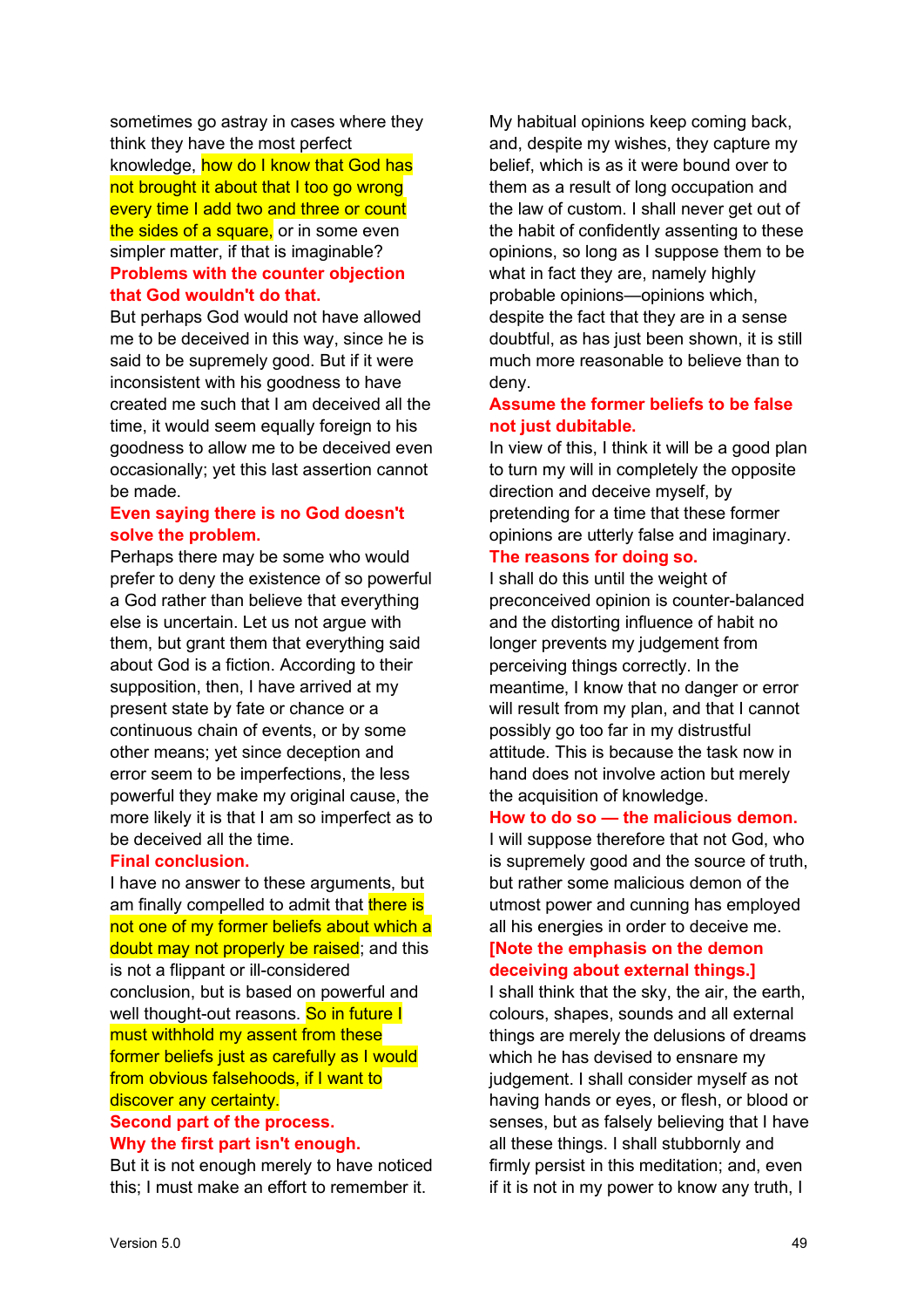sometimes go astray in cases where they think they have the most perfect knowledge, how do I know that God has not brought it about that I too go wrong every time I add two and three or count the sides of a square, or in some even simpler matter, if that is imaginable?

**Problems with the counter objection that God wouldn't do that.**

But perhaps God would not have allowed me to be deceived in this way, since he is said to be supremely good. But if it were inconsistent with his goodness to have created me such that I am deceived all the time, it would seem equally foreign to his goodness to allow me to be deceived even occasionally; yet this last assertion cannot be made.

**Even saying there is no God doesn't solve the problem.**

Perhaps there may be some who would prefer to deny the existence of so powerful a God rather than believe that everything else is uncertain. Let us not argue with them, but grant them that everything said about God is a fiction. According to their supposition, then, I have arrived at my present state by fate or chance or a continuous chain of events, or by some other means; yet since deception and error seem to be imperfections, the less powerful they make my original cause, the more likely it is that I am so imperfect as to be deceived all the time.

**Final conclusion.**

I have no answer to these arguments, but am finally compelled to admit that there is not one of my former beliefs about which a doubt may not properly be raised; and this is not a flippant or ill-considered conclusion, but is based on powerful and well thought-out reasons. So in future I must withhold my assent from these former beliefs just as carefully as I would from obvious falsehoods, if I want to discover any certainty.

**Second part of the process.**

**Why the first part isn't enough.**

But it is not enough merely to have noticed this; I must make an effort to remember it. My habitual opinions keep coming back, and, despite my wishes, they capture my belief, which is as it were bound over to them as a result of long occupation and the law of custom. I shall never get out of the habit of confidently assenting to these opinions, so long as I suppose them to be what in fact they are, namely highly probable opinions—opinions which, despite the fact that they are in a sense doubtful, as has just been shown, it is still much more reasonable to believe than to deny.

**Assume the former beliefs to be false not just dubitable.**

In view of this, I think it will be a good plan to turn my will in completely the opposite direction and deceive myself, by pretending for a time that these former opinions are utterly false and imaginary.

**The reasons for doing so.**

I shall do this until the weight of preconceived opinion is counter-balanced and the distorting influence of habit no longer prevents my judgement from perceiving things correctly. In the meantime, I know that no danger or error will result from my plan, and that I cannot possibly go too far in my distrustful attitude. This is because the task now in hand does not involve action but merely the acquisition of knowledge.

**How to do so — the malicious demon.**

I will suppose therefore that not God, who is supremely good and the source of truth, but rather some malicious demon of the utmost power and cunning has employed all his energies in order to deceive me.

**[Note the emphasis on the demon deceiving about external things.]**

I shall think that the sky, the air, the earth, colours, shapes, sounds and all external things are merely the delusions of dreams which he has devised to ensnare my judgement. I shall consider myself as not having hands or eyes, or flesh, or blood or senses, but as falsely believing that I have all these things. I shall stubbornly and firmly persist in this meditation; and, even if it is not in my power to know any truth, I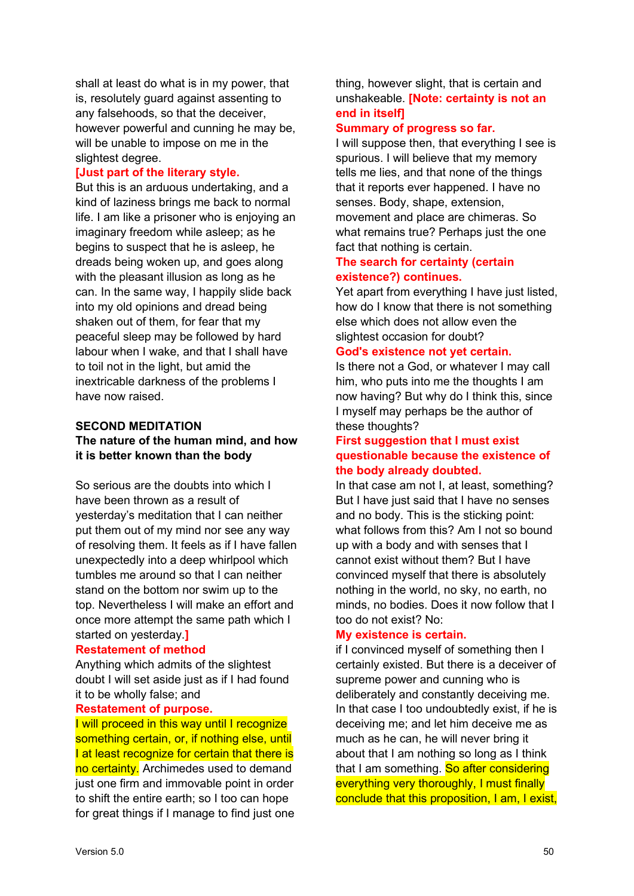shall at least do what is in my power, that is, resolutely guard against assenting to any falsehoods, so that the deceiver, however powerful and cunning he may be, will be unable to impose on me in the slightest degree.

**[Just part of the literary style.**

But this is an arduous undertaking, and a kind of laziness brings me back to normal life. I am like a prisoner who is enjoying an imaginary freedom while asleep; as he begins to suspect that he is asleep, he dreads being woken up, and goes along with the pleasant illusion as long as he can. In the same way, I happily slide back into my old opinions and dread being shaken out of them, for fear that my peaceful sleep may be followed by hard labour when I wake, and that I shall have to toil not in the light, but amid the inextricable darkness of the problems I have now raised.

## SECOND MEDITATION

### The nature of the human mind, and how it is better known than the body

So serious are the doubts into which I have been thrown as a result of yesterday's meditation that I can neither put them out of my mind nor see any way of resolving them. It feels as if I have fallen unexpectedly into a deep whirlpool which tumbles me around so that I can neither stand on the bottom nor swim up to the top. Nevertheless I will make an effort and once more attempt the same path which I started on yesterday.**]**

**Restatement of method**

Anything which admits of the slightest doubt I will set aside just as if I had found it to be wholly false; and

**Restatement of purpose.**

I will proceed in this way until I recognize something certain, or, if nothing else, until I at least recognize for certain that there is no certainty. Archimedes used to demand just one firm and immovable point in order to shift the entire earth; so I too can hope for great things if I manage to find just one thing, however slight, that is certain and unshakeable. **[Note: certainty is not an end in itself]**

**Summary of progress so far.**

I will suppose then, that everything I see is spurious. I will believe that my memory tells me lies, and that none of the things that it reports ever happened. I have no senses. Body, shape, extension, movement and place are chimeras. So what remains true? Perhaps just the one fact that nothing is certain.

**The search for certainty (certain existence?) continues.**

Yet apart from everything I have just listed, how do I know that there is not something else which does not allow even the slightest occasion for doubt?

**God's existence not yet certain.**

Is there not a God, or whatever I may call him, who puts into me the thoughts I am now having? But why do I think this, since I myself may perhaps be the author of these thoughts?

**First suggestion that I must exist questionable because the existence of the body already doubted.**

In that case am not I, at least, something? But I have just said that I have no senses and no body. This is the sticking point: what follows from this? Am I not so bound up with a body and with senses that I cannot exist without them? But I have convinced myself that there is absolutely nothing in the world, no sky, no earth, no minds, no bodies. Does it now follow that I too do not exist? No:

**My existence is certain.**

if I convinced myself of something then I certainly existed. But there is a deceiver of supreme power and cunning who is deliberately and constantly deceiving me. In that case I too undoubtedly exist, if he is deceiving me; and let him deceive me as much as he can, he will never bring it about that I am nothing so long as I think that I am something. So after considering everything very thoroughly, I must finally conclude that this proposition, I am, I exist,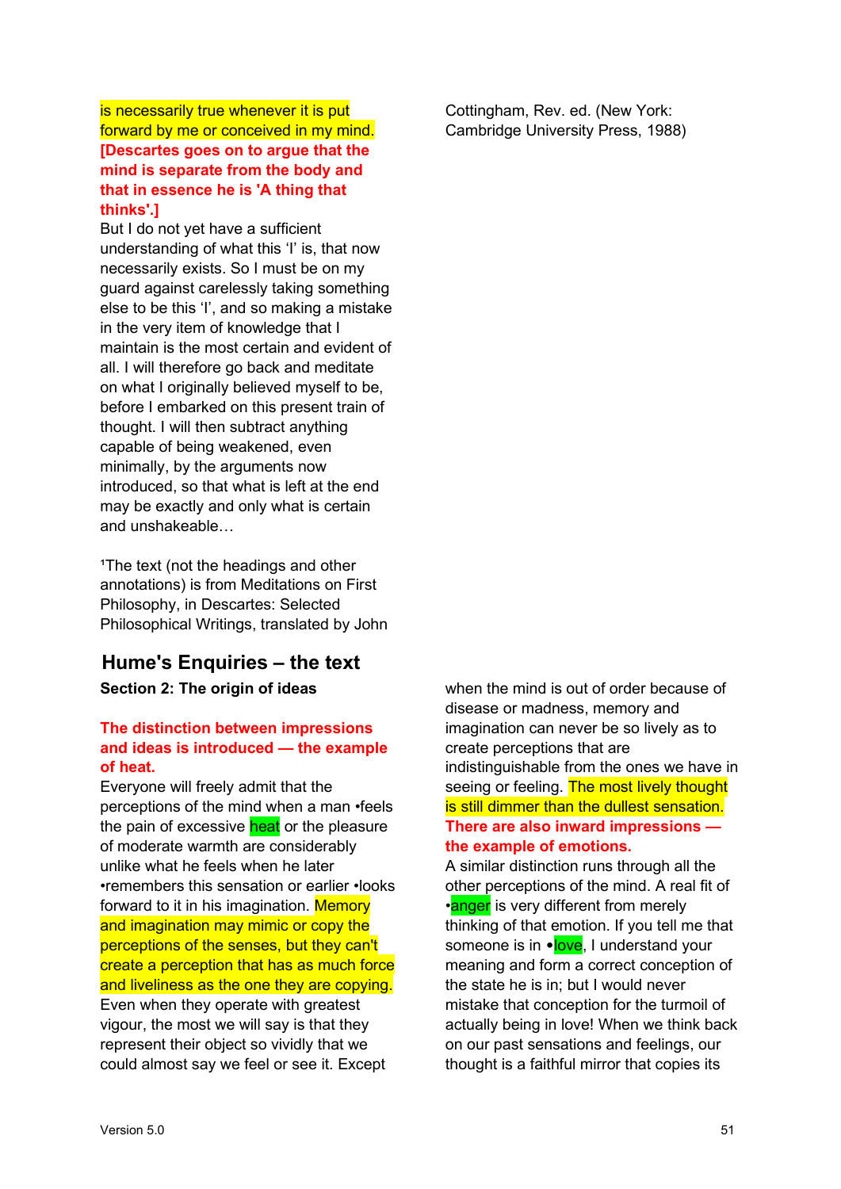is necessarily true whenever it is put forward by me or conceived in my mind. **[Descartes goes on to argue that the mind is separate from the body and that in essence he is 'A thing that thinks'.]**

But I do not yet have a sufficient understanding of what this 'I' is, that now necessarily exists. So I must be on my guard against carelessly taking something else to be this 'I', and so making a mistake in the very item of knowledge that I maintain is the most certain and evident of all. I will therefore go back and meditate on what I originally believed myself to be, before I embarked on this present train of thought. I will then subtract anything capable of being weakened, even minimally, by the arguments now introduced, so that what is left at the end may be exactly and only what is certain and unshakeable…

[1]The text (not the headings and other annotations) is from Meditations on First Philosophy, in Descartes: Selected Philosophical Writings, translated by John Cottingham, Rev. ed. (New York: Cambridge University Press, 1988)

## Hume's Enquiries – the text

### Section 2: The origin of ideas

**The distinction between impressions and ideas is introduced — the example of heat.**

Everyone will freely admit that the perceptions of the mind when a man •feels the pain of excessive heat or the pleasure of moderate warmth are considerably unlike what he feels when he later •remembers this sensation or earlier •looks forward to it in his imagination. Memory and imagination may mimic or copy the perceptions of the senses, but they can't create a perception that has as much force and liveliness as the one they are copying. Even when they operate with greatest vigour, the most we will say is that they represent their object so vividly that we could almost say we feel or see it. Except when the mind is out of order because of disease or madness, memory and imagination can never be so lively as to create perceptions that are indistinguishable from the ones we have in seeing or feeling. The most lively thought is still dimmer than the dullest sensation.

**There are also inward impressions — the example of emotions.**

A similar distinction runs through all the other perceptions of the mind. A real fit of •anger is very different from merely thinking of that emotion. If you tell me that someone is in •love, I understand your meaning and form a correct conception of the state he is in; but I would never mistake that conception for the turmoil of actually being in love! When we think back on our past sensations and feelings, our thought is a faithful mirror that copies its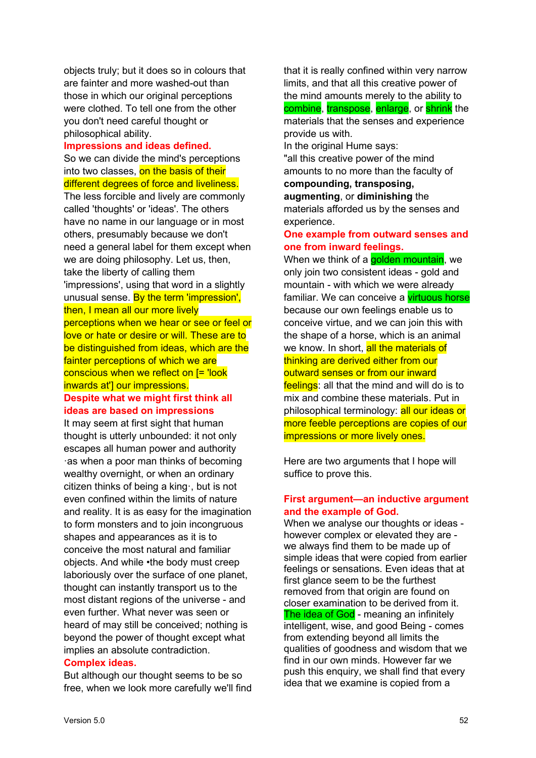objects truly; but it does so in colours that are fainter and more washed-out than those in which our original perceptions were clothed. To tell one from the other you don't need careful thought or philosophical ability.

**Impressions and ideas defined.**

So we can divide the mind's perceptions into two classes, on the basis of their different degrees of force and liveliness. The less forcible and lively are commonly called 'thoughts' or 'ideas'. The others have no name in our language or in most others, presumably because we don't need a general label for them except when we are doing philosophy. Let us, then, take the liberty of calling them 'impressions', using that word in a slightly unusual sense. By the term 'impression', then, I mean all our more lively perceptions when we hear or see or feel or love or hate or desire or will. These are to be distinguished from ideas, which are the fainter perceptions of which we are conscious when we reflect on [= 'look inwards at'] our impressions.

**Despite what we might first think all ideas are based on impressions**

It may seem at first sight that human thought is utterly unbounded: it not only escapes all human power and authority ·as when a poor man thinks of becoming wealthy overnight, or when an ordinary citizen thinks of being a king·, but is not even confined within the limits of nature and reality. It is as easy for the imagination to form monsters and to join incongruous shapes and appearances as it is to conceive the most natural and familiar objects. And while •the body must creep laboriously over the surface of one planet, thought can instantly transport us to the most distant regions of the universe - and even further. What never was seen or heard of may still be conceived; nothing is beyond the power of thought except what implies an absolute contradiction.

**Complex ideas.**

But although our thought seems to be so free, when we look more carefully we'll find that it is really confined within very narrow limits, and that all this creative power of the mind amounts merely to the ability to combine, transpose, enlarge, or shrink the materials that the senses and experience provide us with.

In the original Hume says:
"all this creative power of the mind amounts to no more than the faculty of **compounding, transposing, augmenting**, or **diminishing** the materials afforded us by the senses and experience.

**One example from outward senses and one from inward feelings.**

When we think of a golden mountain, we only join two consistent ideas - gold and mountain - with which we were already familiar. We can conceive a virtuous horse because our own feelings enable us to conceive virtue, and we can join this with the shape of a horse, which is an animal we know. In short, all the materials of thinking are derived either from our outward senses or from our inward feelings: all that the mind and will do is to mix and combine these materials. Put in philosophical terminology: all our ideas or more feeble perceptions are copies of our impressions or more lively ones.

Here are two arguments that I hope will suffice to prove this.

**First argument—an inductive argument and the example of God.**

When we analyse our thoughts or ideas - however complex or elevated they are - we always find them to be made up of simple ideas that were copied from earlier feelings or sensations. Even ideas that at first glance seem to be the furthest removed from that origin are found on closer examination to be derived from it. The idea of God - meaning an infinitely intelligent, wise, and good Being - comes from extending beyond all limits the qualities of goodness and wisdom that we find in our own minds. However far we push this enquiry, we shall find that every idea that we examine is copied from a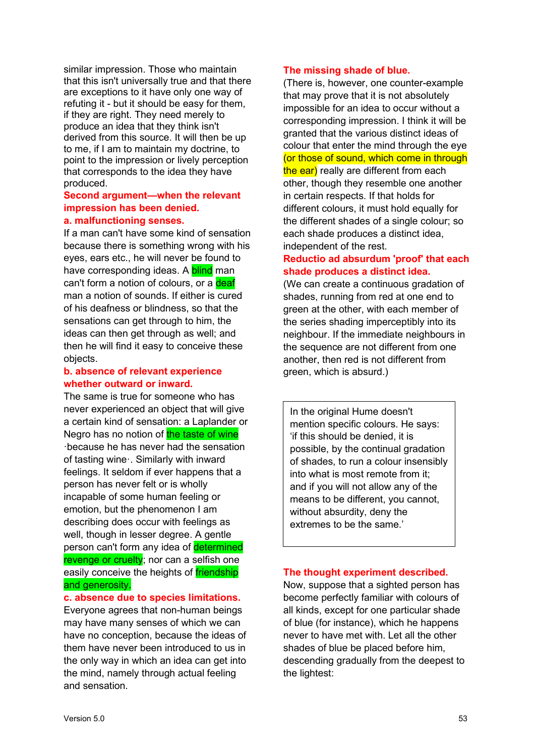similar impression. Those who maintain that this isn't universally true and that there are exceptions to it have only one way of refuting it - but it should be easy for them, if they are right. They need merely to produce an idea that they think isn't derived from this source. It will then be up to me, if I am to maintain my doctrine, to point to the impression or lively perception that corresponds to the idea they have produced.

**Second argument—when the relevant impression has been denied.**

**a. malfunctioning senses.**

If a man can't have some kind of sensation because there is something wrong with his eyes, ears etc., he will never be found to have corresponding ideas. A blind man can't form a notion of colours, or a deaf man a notion of sounds. If either is cured of his deafness or blindness, so that the sensations can get through to him, the ideas can then get through as well; and then he will find it easy to conceive these objects.

**b. absence of relevant experience whether outward or inward.**

The same is true for someone who has never experienced an object that will give a certain kind of sensation: a Laplander or Negro has no notion of the taste of wine ·because he has never had the sensation of tasting wine·. Similarly with inward feelings. It seldom if ever happens that a person has never felt or is wholly incapable of some human feeling or emotion, but the phenomenon I am describing does occur with feelings as well, though in lesser degree. A gentle person can't form any idea of determined revenge or cruelty; nor can a selfish one easily conceive the heights of friendship and generosity.

**c. absence due to species limitations.**

Everyone agrees that non-human beings may have many senses of which we can have no conception, because the ideas of them have never been introduced to us in the only way in which an idea can get into the mind, namely through actual feeling and sensation.

**The missing shade of blue.**

(There is, however, one counter-example that may prove that it is not absolutely impossible for an idea to occur without a corresponding impression. I think it will be granted that the various distinct ideas of colour that enter the mind through the eye (or those of sound, which come in through the ear) really are different from each other, though they resemble one another in certain respects. If that holds for different colours, it must hold equally for the different shades of a single colour; so each shade produces a distinct idea, independent of the rest.

**Reductio ad absurdum 'proof' that each shade produces a distinct idea.**

(We can create a continuous gradation of shades, running from red at one end to green at the other, with each member of the series shading imperceptibly into its neighbour. If the immediate neighbours in the sequence are not different from one another, then red is not different from green, which is absurd.)

> In the original Hume doesn't mention specific colours. He says: 'if this should be denied, it is possible, by the continual gradation of shades, to run a colour insensibly into what is most remote from it; and if you will not allow any of the means to be different, you cannot, without absurdity, deny the extremes to be the same.'

**The thought experiment described.**

Now, suppose that a sighted person has become perfectly familiar with colours of all kinds, except for one particular shade of blue (for instance), which he happens never to have met with. Let all the other shades of blue be placed before him, descending gradually from the deepest to the lightest: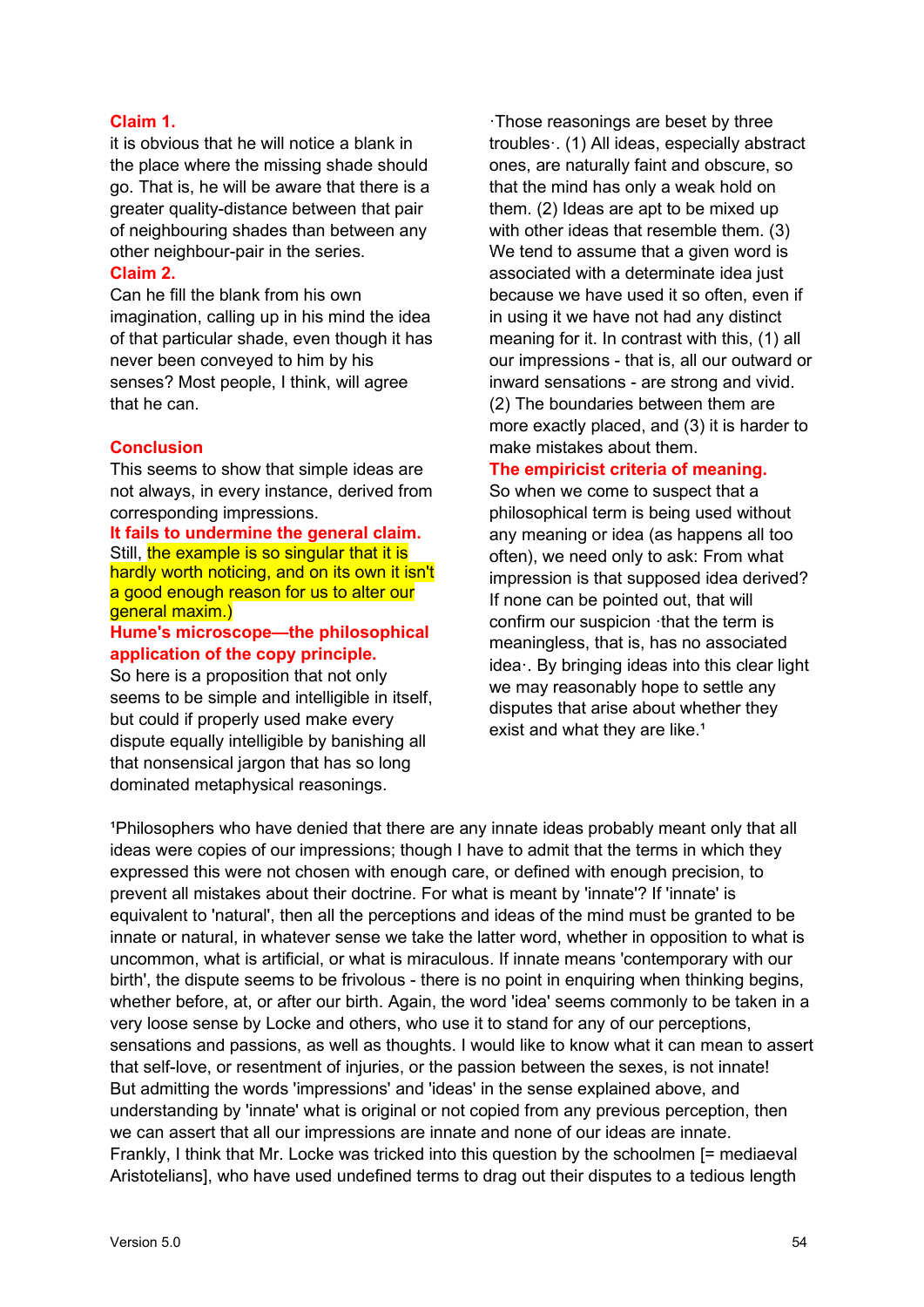**Claim 1.**

it is obvious that he will notice a blank in the place where the missing shade should go. That is, he will be aware that there is a greater quality-distance between that pair of neighbouring shades than between any other neighbour-pair in the series.

**Claim 2.**

Can he fill the blank from his own imagination, calling up in his mind the idea of that particular shade, even though it has never been conveyed to him by his senses? Most people, I think, will agree that he can.

**Conclusion**

This seems to show that simple ideas are not always, in every instance, derived from corresponding impressions.

**It fails to undermine the general claim.**

Still, the example is so singular that it is hardly worth noticing, and on its own it isn't a good enough reason for us to alter our general maxim.)

**Hume's microscope—the philosophical application of the copy principle.**

So here is a proposition that not only seems to be simple and intelligible in itself, but could if properly used make every dispute equally intelligible by banishing all that nonsensical jargon that has so long dominated metaphysical reasonings. ·Those reasonings are beset by three troubles·. (1) All ideas, especially abstract ones, are naturally faint and obscure, so that the mind has only a weak hold on them. (2) Ideas are apt to be mixed up with other ideas that resemble them. (3) We tend to assume that a given word is associated with a determinate idea just because we have used it so often, even if in using it we have not had any distinct meaning for it. In contrast with this, (1) all our impressions - that is, all our outward or inward sensations - are strong and vivid. (2) The boundaries between them are more exactly placed, and (3) it is harder to make mistakes about them.

**The empiricist criteria of meaning.**

So when we come to suspect that a philosophical term is being used without any meaning or idea (as happens all too often), we need only to ask: From what impression is that supposed idea derived? If none can be pointed out, that will confirm our suspicion ·that the term is meaningless, that is, has no associated idea·. By bringing ideas into this clear light we may reasonably hope to settle any disputes that arise about whether they exist and what they are like.[1]

[1]Philosophers who have denied that there are any innate ideas probably meant only that all ideas were copies of our impressions; though I have to admit that the terms in which they expressed this were not chosen with enough care, or defined with enough precision, to prevent all mistakes about their doctrine. For what is meant by 'innate'? If 'innate' is equivalent to 'natural', then all the perceptions and ideas of the mind must be granted to be innate or natural, in whatever sense we take the latter word, whether in opposition to what is uncommon, what is artificial, or what is miraculous. If innate means 'contemporary with our birth', the dispute seems to be frivolous - there is no point in enquiring when thinking begins, whether before, at, or after our birth. Again, the word 'idea' seems commonly to be taken in a very loose sense by Locke and others, who use it to stand for any of our perceptions, sensations and passions, as well as thoughts. I would like to know what it can mean to assert that self-love, or resentment of injuries, or the passion between the sexes, is not innate! But admitting the words 'impressions' and 'ideas' in the sense explained above, and understanding by 'innate' what is original or not copied from any previous perception, then we can assert that all our impressions are innate and none of our ideas are innate. Frankly, I think that Mr. Locke was tricked into this question by the schoolmen [= mediaeval Aristotelians], who have used undefined terms to drag out their disputes to a tedious length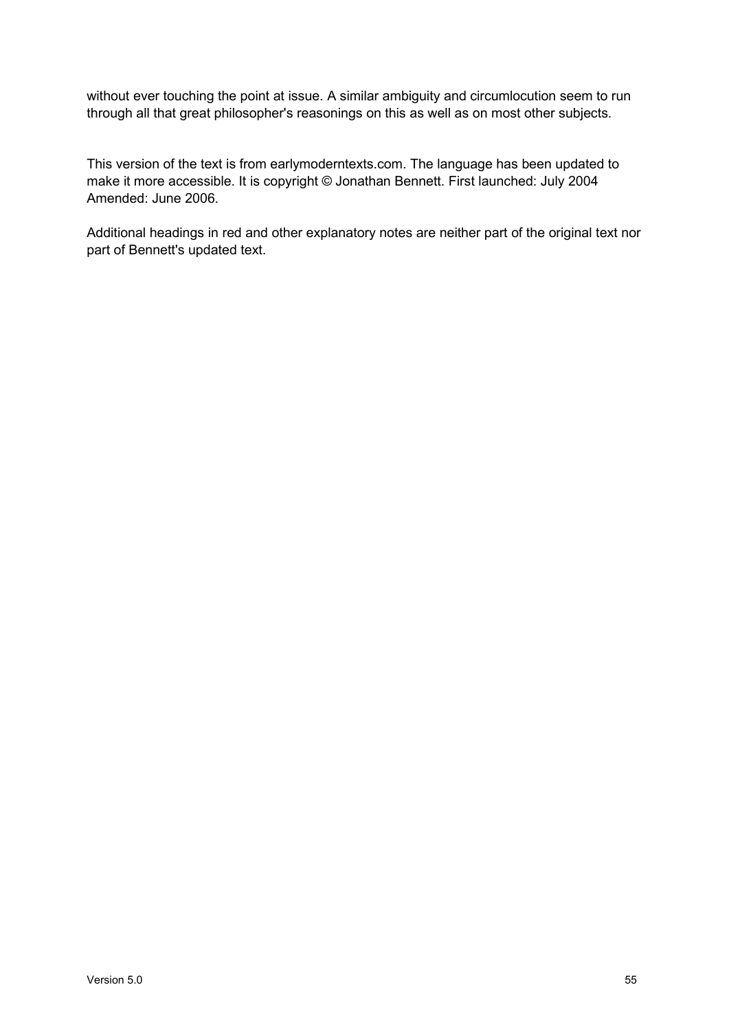without ever touching the point at issue. A similar ambiguity and circumlocution seem to run through all that great philosopher's reasonings on this as well as on most other subjects.

This version of the text is from earlymoderntexts.com. The language has been updated to make it more accessible. It is copyright © Jonathan Bennett. First launched: July 2004 Amended: June 2006.

Additional headings in red and other explanatory notes are neither part of the original text nor part of Bennett's updated text.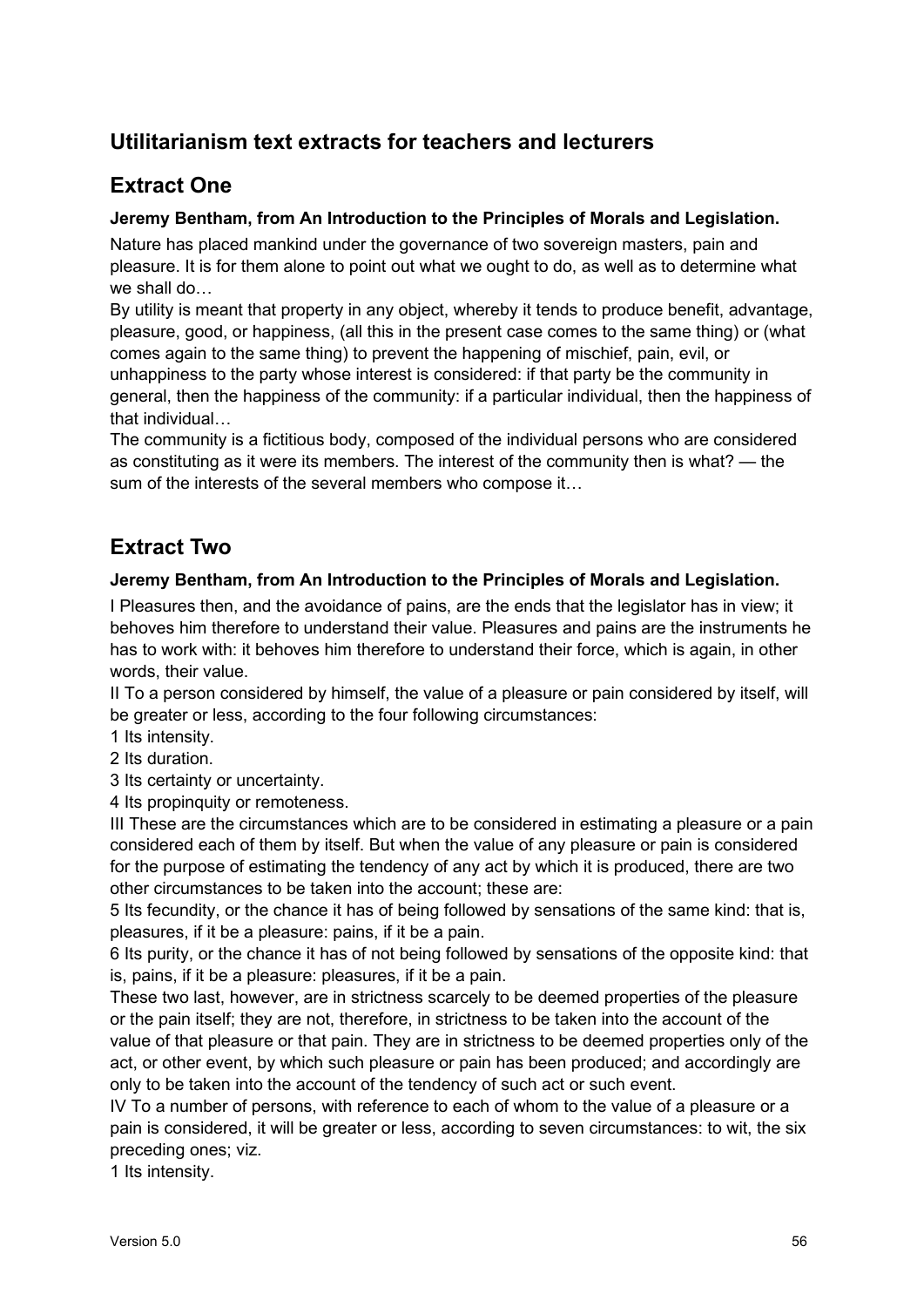## Utilitarianism text extracts for teachers and lecturers

## Extract One

**Jeremy Bentham, from An Introduction to the Principles of Morals and Legislation.**

Nature has placed mankind under the governance of two sovereign masters, pain and pleasure. It is for them alone to point out what we ought to do, as well as to determine what we shall do…

By utility is meant that property in any object, whereby it tends to produce benefit, advantage, pleasure, good, or happiness, (all this in the present case comes to the same thing) or (what comes again to the same thing) to prevent the happening of mischief, pain, evil, or unhappiness to the party whose interest is considered: if that party be the community in general, then the happiness of the community: if a particular individual, then the happiness of that individual…

The community is a fictitious body, composed of the individual persons who are considered as constituting as it were its members. The interest of the community then is what? — the sum of the interests of the several members who compose it…

## Extract Two

**Jeremy Bentham, from An Introduction to the Principles of Morals and Legislation.**

I Pleasures then, and the avoidance of pains, are the ends that the legislator has in view; it behoves him therefore to understand their value. Pleasures and pains are the instruments he has to work with: it behoves him therefore to understand their force, which is again, in other words, their value.

II To a person considered by himself, the value of a pleasure or pain considered by itself, will be greater or less, according to the four following circumstances:

1 Its intensity.

2 Its duration.

3 Its certainty or uncertainty.

4 Its propinquity or remoteness.

III These are the circumstances which are to be considered in estimating a pleasure or a pain considered each of them by itself. But when the value of any pleasure or pain is considered for the purpose of estimating the tendency of any act by which it is produced, there are two other circumstances to be taken into the account; these are:

5 Its fecundity, or the chance it has of being followed by sensations of the same kind: that is, pleasures, if it be a pleasure: pains, if it be a pain.

6 Its purity, or the chance it has of not being followed by sensations of the opposite kind: that is, pains, if it be a pleasure: pleasures, if it be a pain.

These two last, however, are in strictness scarcely to be deemed properties of the pleasure or the pain itself; they are not, therefore, in strictness to be taken into the account of the value of that pleasure or that pain. They are in strictness to be deemed properties only of the act, or other event, by which such pleasure or pain has been produced; and accordingly are only to be taken into the account of the tendency of such act or such event.

IV To a number of persons, with reference to each of whom to the value of a pleasure or a pain is considered, it will be greater or less, according to seven circumstances: to wit, the six preceding ones; viz.

1 Its intensity.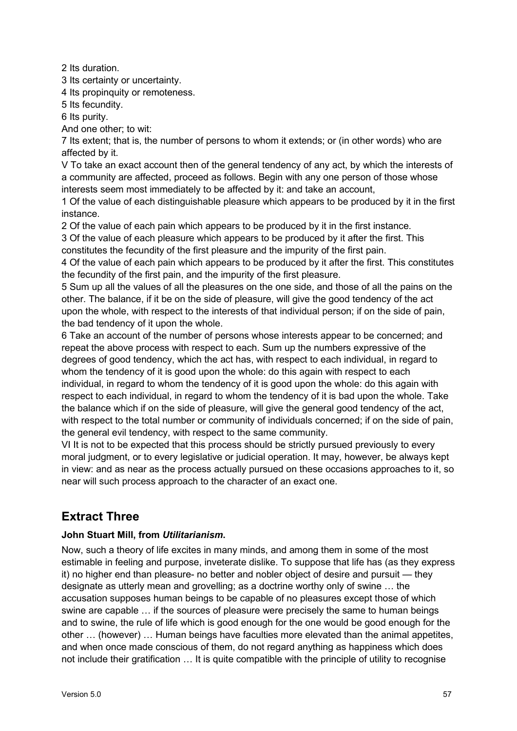2 Its duration.

3 Its certainty or uncertainty.

4 Its propinquity or remoteness.

5 Its fecundity.

6 Its purity.

And one other; to wit:

7 Its extent; that is, the number of persons to whom it extends; or (in other words) who are affected by it.

V To take an exact account then of the general tendency of any act, by which the interests of a community are affected, proceed as follows. Begin with any one person of those whose interests seem most immediately to be affected by it: and take an account,

1 Of the value of each distinguishable pleasure which appears to be produced by it in the first instance.

2 Of the value of each pain which appears to be produced by it in the first instance.

3 Of the value of each pleasure which appears to be produced by it after the first. This constitutes the fecundity of the first pleasure and the impurity of the first pain.

4 Of the value of each pain which appears to be produced by it after the first. This constitutes the fecundity of the first pain, and the impurity of the first pleasure.

5 Sum up all the values of all the pleasures on the one side, and those of all the pains on the other. The balance, if it be on the side of pleasure, will give the good tendency of the act upon the whole, with respect to the interests of that individual person; if on the side of pain, the bad tendency of it upon the whole.

6 Take an account of the number of persons whose interests appear to be concerned; and repeat the above process with respect to each. Sum up the numbers expressive of the degrees of good tendency, which the act has, with respect to each individual, in regard to whom the tendency of it is good upon the whole: do this again with respect to each individual, in regard to whom the tendency of it is good upon the whole: do this again with respect to each individual, in regard to whom the tendency of it is bad upon the whole. Take the balance which if on the side of pleasure, will give the general good tendency of the act, with respect to the total number or community of individuals concerned; if on the side of pain, the general evil tendency, with respect to the same community.

VI It is not to be expected that this process should be strictly pursued previously to every moral judgment, or to every legislative or judicial operation. It may, however, be always kept in view: and as near as the process actually pursued on these occasions approaches to it, so near will such process approach to the character of an exact one.

## Extract Three

**John Stuart Mill, from *Utilitarianism*.**

Now, such a theory of life excites in many minds, and among them in some of the most estimable in feeling and purpose, inveterate dislike. To suppose that life has (as they express it) no higher end than pleasure- no better and nobler object of desire and pursuit — they designate as utterly mean and grovelling; as a doctrine worthy only of swine … the accusation supposes human beings to be capable of no pleasures except those of which swine are capable … if the sources of pleasure were precisely the same to human beings and to swine, the rule of life which is good enough for the one would be good enough for the other … (however) … Human beings have faculties more elevated than the animal appetites, and when once made conscious of them, do not regard anything as happiness which does not include their gratification … It is quite compatible with the principle of utility to recognise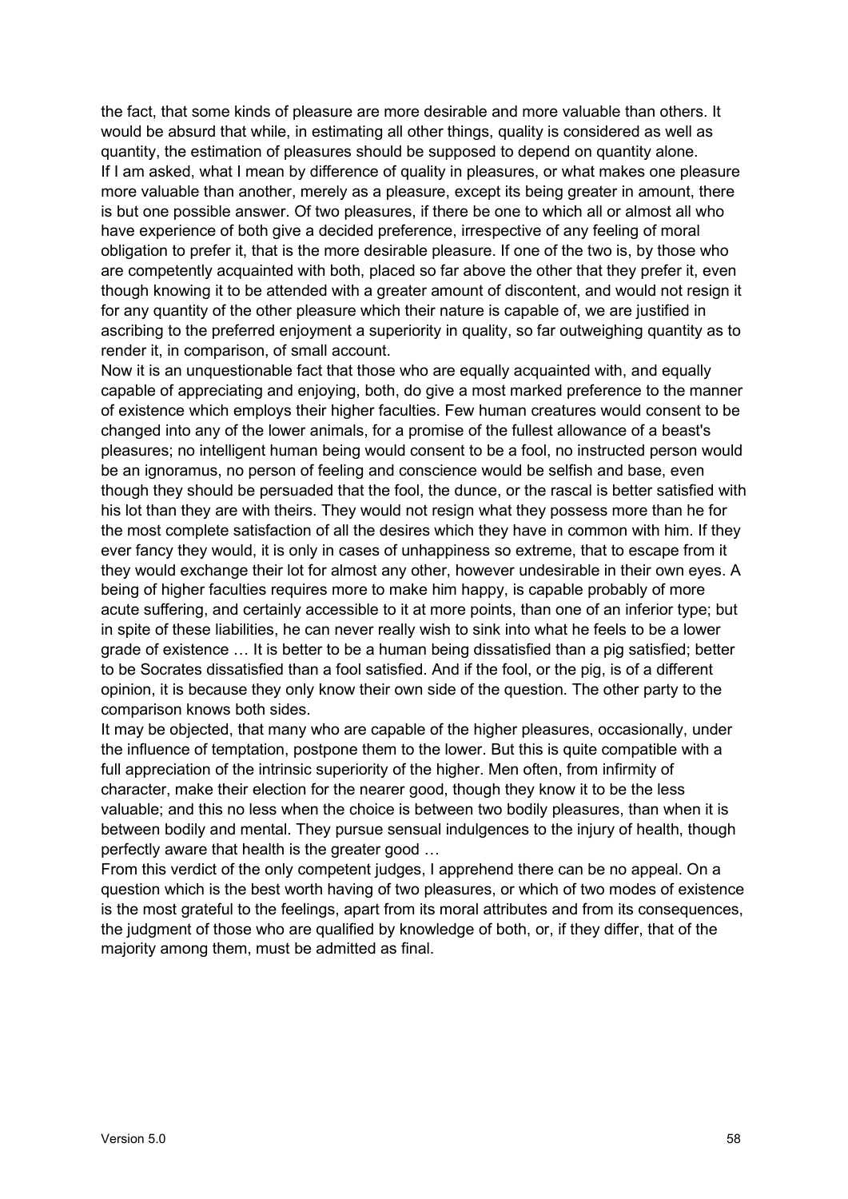the fact, that some kinds of pleasure are more desirable and more valuable than others. It would be absurd that while, in estimating all other things, quality is considered as well as quantity, the estimation of pleasures should be supposed to depend on quantity alone.

If I am asked, what I mean by difference of quality in pleasures, or what makes one pleasure more valuable than another, merely as a pleasure, except its being greater in amount, there is but one possible answer. Of two pleasures, if there be one to which all or almost all who have experience of both give a decided preference, irrespective of any feeling of moral obligation to prefer it, that is the more desirable pleasure. If one of the two is, by those who are competently acquainted with both, placed so far above the other that they prefer it, even though knowing it to be attended with a greater amount of discontent, and would not resign it for any quantity of the other pleasure which their nature is capable of, we are justified in ascribing to the preferred enjoyment a superiority in quality, so far outweighing quantity as to render it, in comparison, of small account.

Now it is an unquestionable fact that those who are equally acquainted with, and equally capable of appreciating and enjoying, both, do give a most marked preference to the manner of existence which employs their higher faculties. Few human creatures would consent to be changed into any of the lower animals, for a promise of the fullest allowance of a beast's pleasures; no intelligent human being would consent to be a fool, no instructed person would be an ignoramus, no person of feeling and conscience would be selfish and base, even though they should be persuaded that the fool, the dunce, or the rascal is better satisfied with his lot than they are with theirs. They would not resign what they possess more than he for the most complete satisfaction of all the desires which they have in common with him. If they ever fancy they would, it is only in cases of unhappiness so extreme, that to escape from it they would exchange their lot for almost any other, however undesirable in their own eyes. A being of higher faculties requires more to make him happy, is capable probably of more acute suffering, and certainly accessible to it at more points, than one of an inferior type; but in spite of these liabilities, he can never really wish to sink into what he feels to be a lower grade of existence … It is better to be a human being dissatisfied than a pig satisfied; better to be Socrates dissatisfied than a fool satisfied. And if the fool, or the pig, is of a different opinion, it is because they only know their own side of the question. The other party to the comparison knows both sides.

It may be objected, that many who are capable of the higher pleasures, occasionally, under the influence of temptation, postpone them to the lower. But this is quite compatible with a full appreciation of the intrinsic superiority of the higher. Men often, from infirmity of character, make their election for the nearer good, though they know it to be the less valuable; and this no less when the choice is between two bodily pleasures, than when it is between bodily and mental. They pursue sensual indulgences to the injury of health, though perfectly aware that health is the greater good …

From this verdict of the only competent judges, I apprehend there can be no appeal. On a question which is the best worth having of two pleasures, or which of two modes of existence is the most grateful to the feelings, apart from its moral attributes and from its consequences, the judgment of those who are qualified by knowledge of both, or, if they differ, that of the majority among them, must be admitted as final.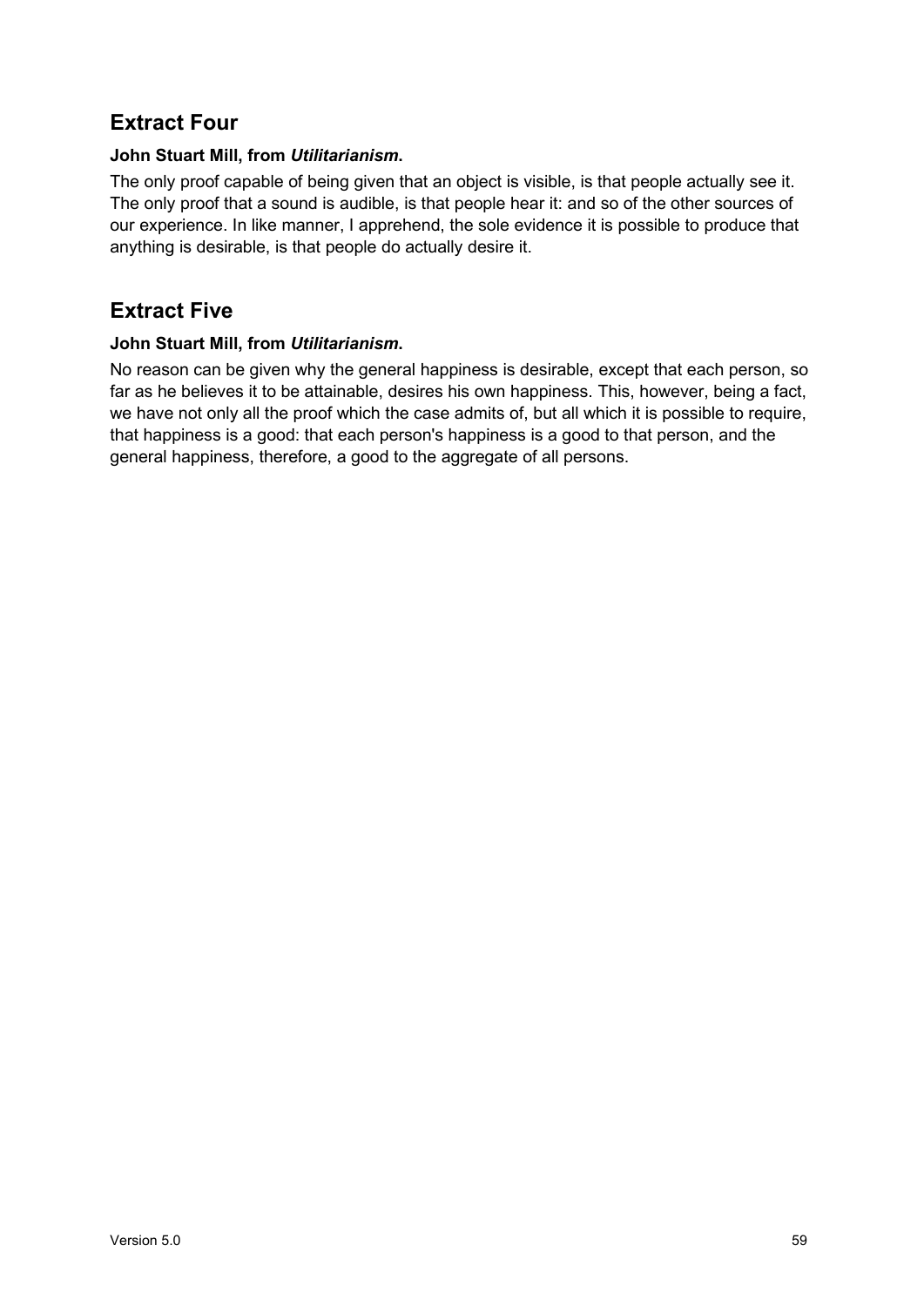## Extract Four

**John Stuart Mill, from *Utilitarianism*.**

The only proof capable of being given that an object is visible, is that people actually see it. The only proof that a sound is audible, is that people hear it: and so of the other sources of our experience. In like manner, I apprehend, the sole evidence it is possible to produce that anything is desirable, is that people do actually desire it.

## Extract Five

**John Stuart Mill, from *Utilitarianism*.**

No reason can be given why the general happiness is desirable, except that each person, so far as he believes it to be attainable, desires his own happiness. This, however, being a fact, we have not only all the proof which the case admits of, but all which it is possible to require, that happiness is a good: that each person's happiness is a good to that person, and the general happiness, therefore, a good to the aggregate of all persons.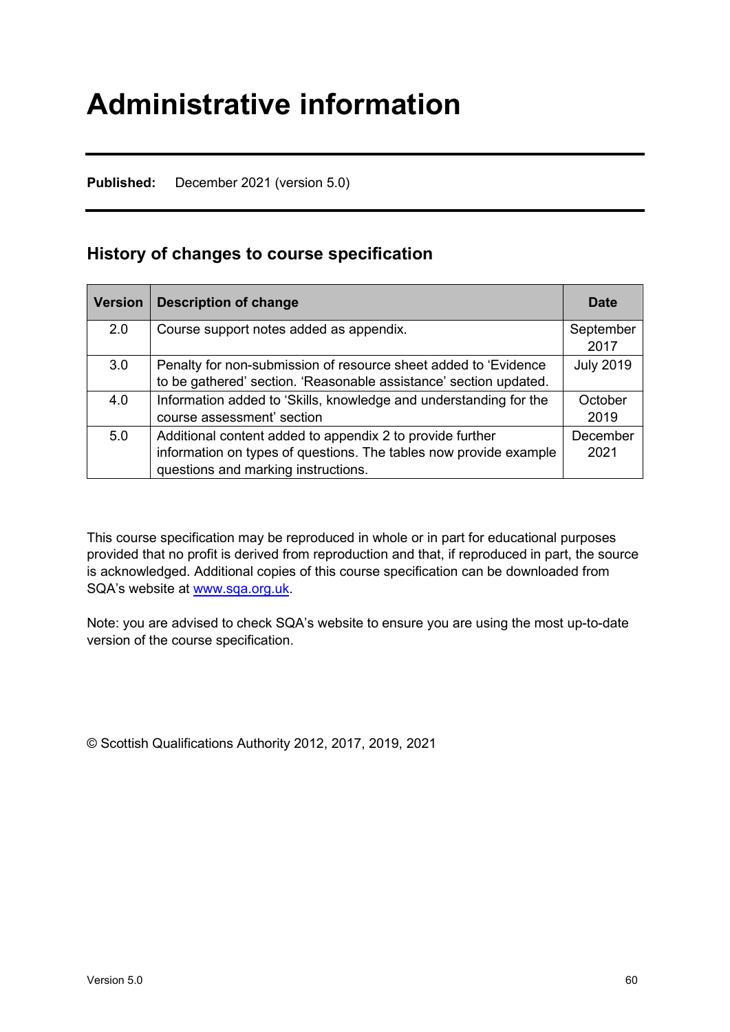# Administrative information

**Published:** December 2021 (version 5.0)

## History of changes to course specification

| Version | Description of change | Date |
|---|---|---|
| 2.0 | Course support notes added as appendix. | September 2017 |
| 3.0 | Penalty for non-submission of resource sheet added to 'Evidence to be gathered' section. 'Reasonable assistance' section updated. | July 2019 |
| 4.0 | Information added to 'Skills, knowledge and understanding for the course assessment' section | October 2019 |
| 5.0 | Additional content added to appendix 2 to provide further information on types of questions. The tables now provide example questions and marking instructions. | December 2021 |

This course specification may be reproduced in whole or in part for educational purposes provided that no profit is derived from reproduction and that, if reproduced in part, the source is acknowledged. Additional copies of this course specification can be downloaded from SQA's website at www.sqa.org.uk.

Note: you are advised to check SQA's website to ensure you are using the most up-to-date version of the course specification.

© Scottish Qualifications Authority 2012, 2017, 2019, 2021